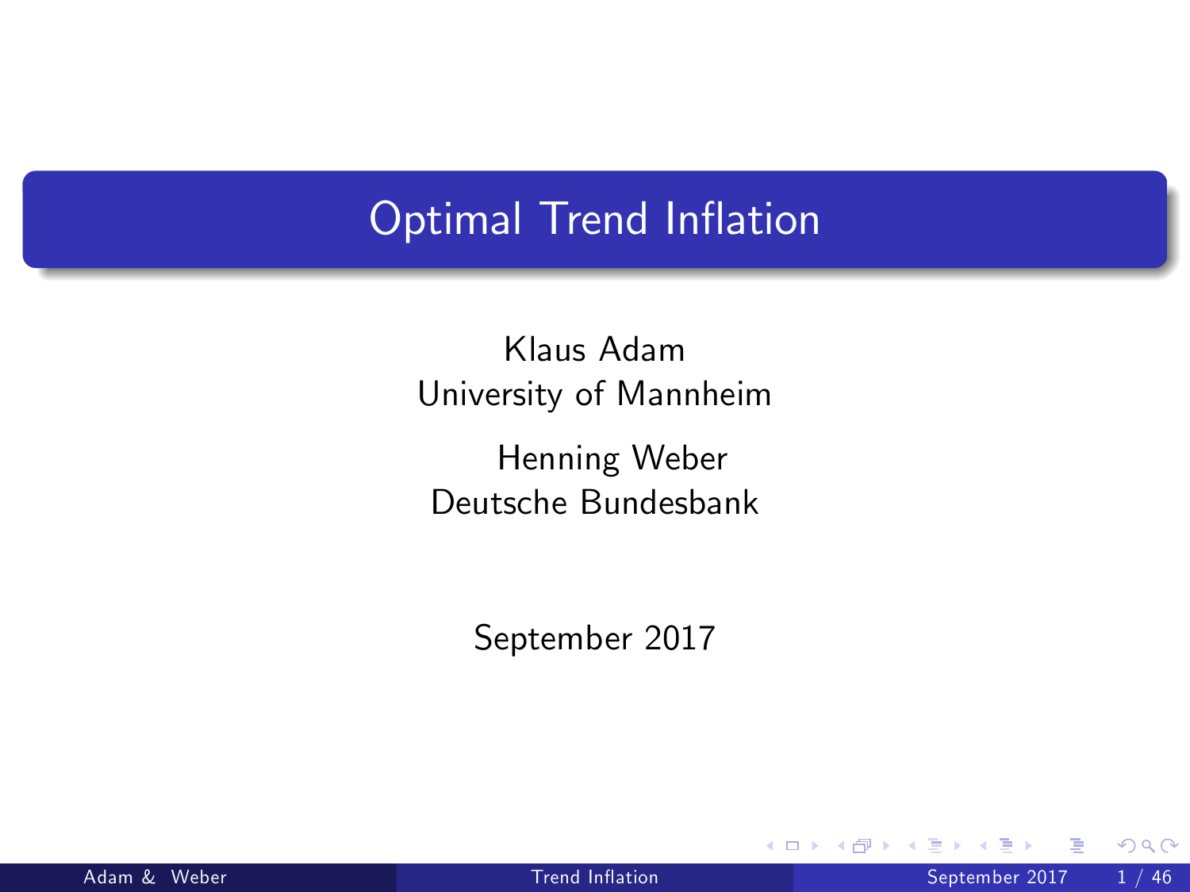# Optimal Trend Inflation

Klaus Adam
University of Mannheim

Henning Weber
Deutsche Bundesbank

September 2017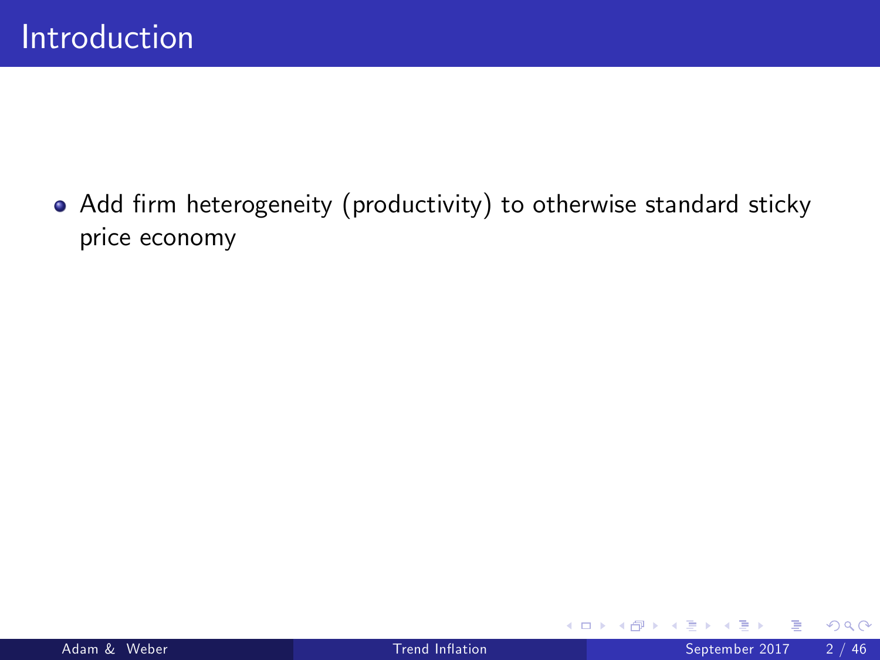# Introduction

- Add firm heterogeneity (productivity) to otherwise standard sticky price economy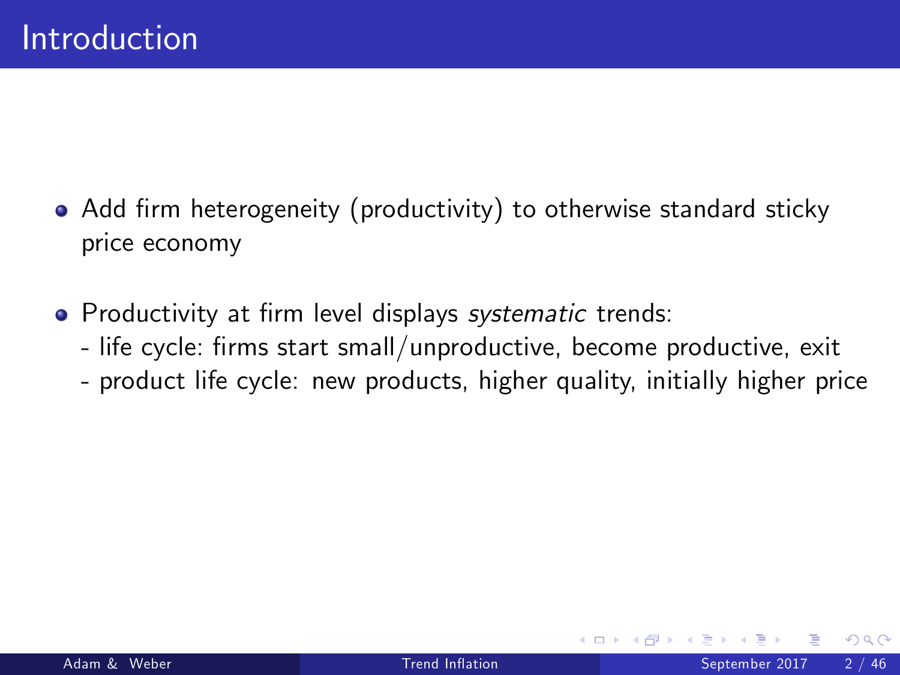# Introduction

- Add firm heterogeneity (productivity) to otherwise standard sticky price economy

- Productivity at firm level displays *systematic* trends:
  - life cycle: firms start small/unproductive, become productive, exit
  - product life cycle: new products, higher quality, initially higher price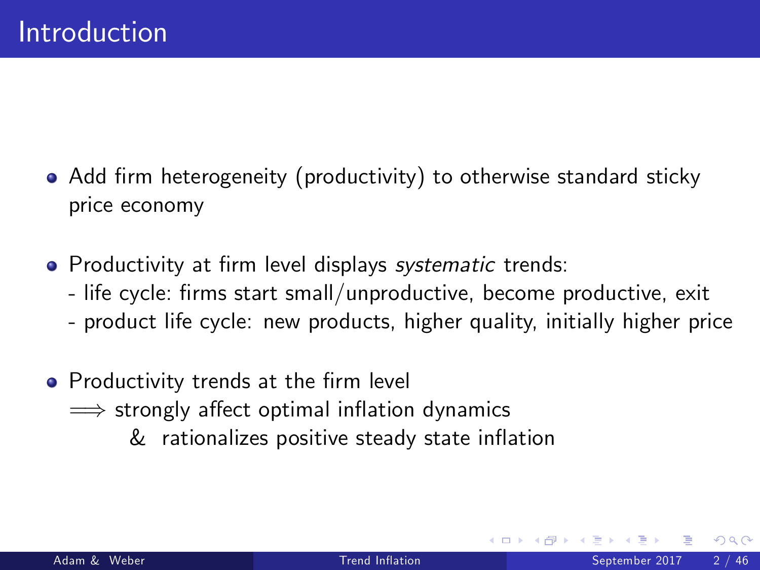# Introduction

- Add firm heterogeneity (productivity) to otherwise standard sticky price economy

- Productivity at firm level displays *systematic* trends:
  - life cycle: firms start small/unproductive, become productive, exit
  - product life cycle: new products, higher quality, initially higher price

- Productivity trends at the firm level
  $\Longrightarrow$ strongly affect optimal inflation dynamics
  & rationalizes positive steady state inflation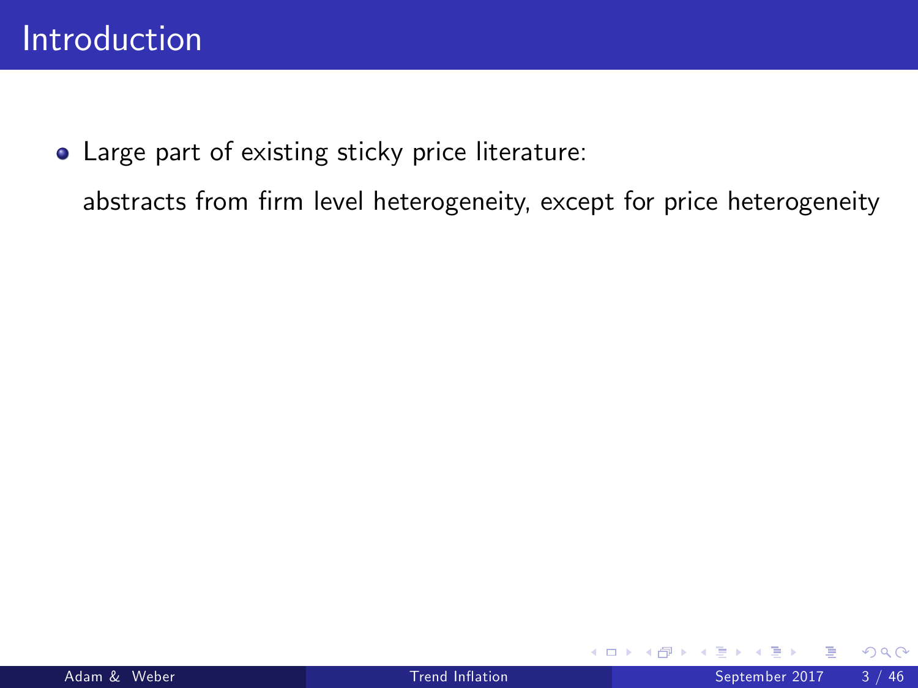# Introduction

- Large part of existing sticky price literature:

  abstracts from firm level heterogeneity, except for price heterogeneity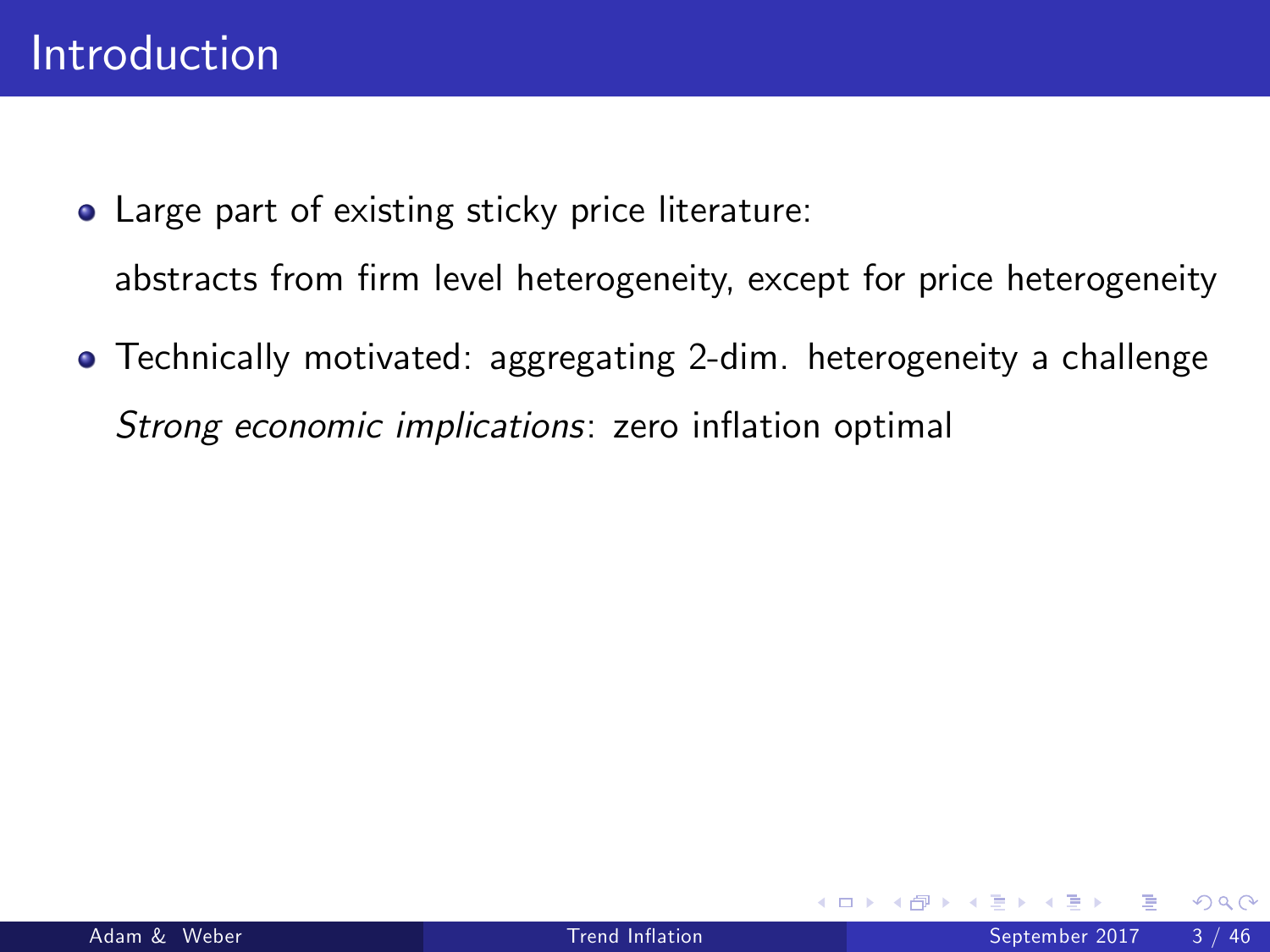# Introduction

- Large part of existing sticky price literature:

  abstracts from firm level heterogeneity, except for price heterogeneity

- Technically motivated: aggregating 2-dim. heterogeneity a challenge

  *Strong economic implications*: zero inflation optimal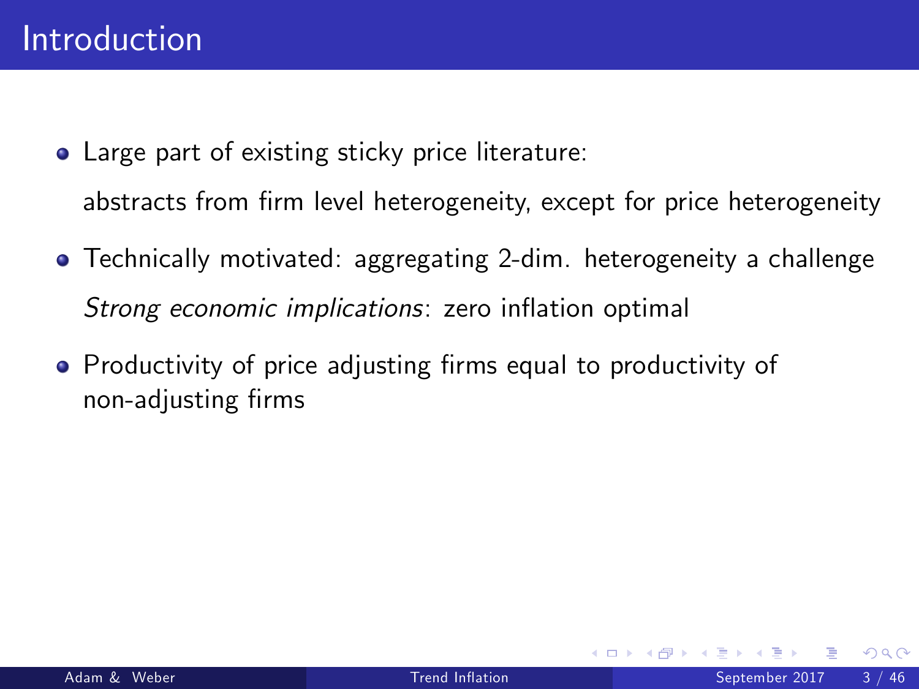# Introduction

- Large part of existing sticky price literature:

  abstracts from firm level heterogeneity, except for price heterogeneity

- Technically motivated: aggregating 2-dim. heterogeneity a challenge

  *Strong economic implications*: zero inflation optimal

- Productivity of price adjusting firms equal to productivity of non-adjusting firms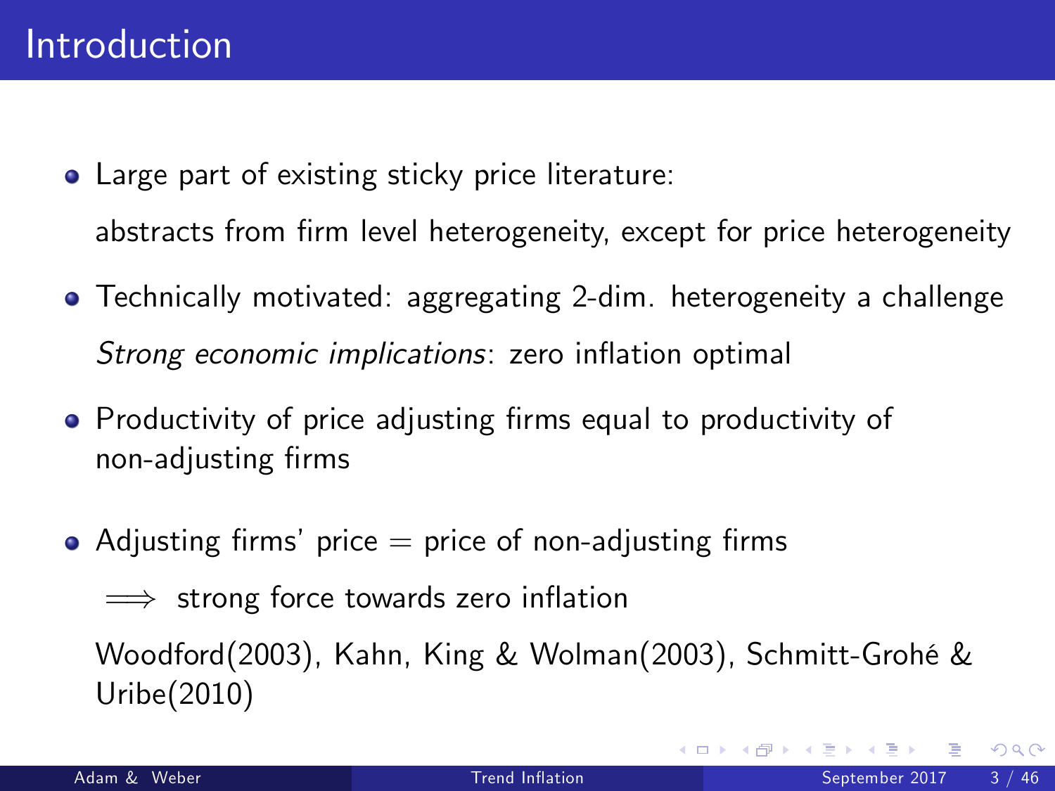# Introduction

- Large part of existing sticky price literature:

  abstracts from firm level heterogeneity, except for price heterogeneity

- Technically motivated: aggregating 2-dim. heterogeneity a challenge

  *Strong economic implications*: zero inflation optimal

- Productivity of price adjusting firms equal to productivity of non-adjusting firms

- Adjusting firms' price = price of non-adjusting firms

  $\Longrightarrow$ strong force towards zero inflation

  Woodford(2003), Kahn, King & Wolman(2003), Schmitt-Grohé & Uribe(2010)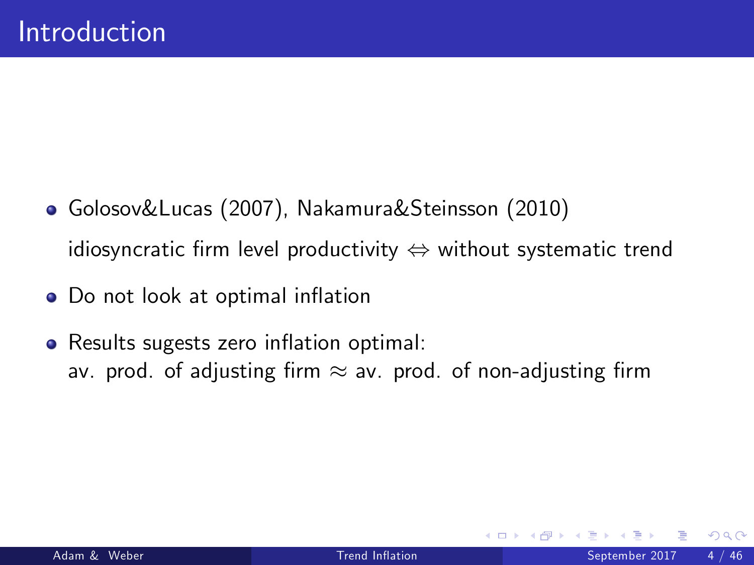# Introduction

- Golosov&Lucas (2007), Nakamura&Steinsson (2010)

  idiosyncratic firm level productivity $\Leftrightarrow$ without systematic trend

- Do not look at optimal inflation

- Results sugests zero inflation optimal:
  av. prod. of adjusting firm $\approx$ av. prod. of non-adjusting firm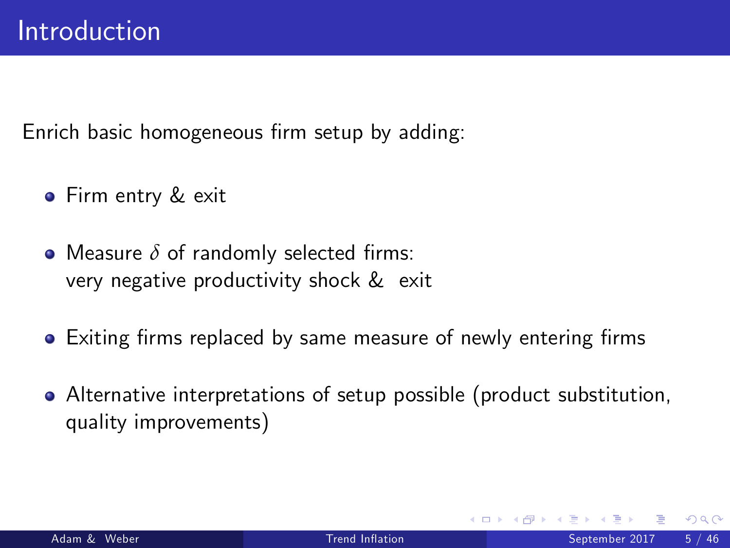# Introduction

Enrich basic homogeneous firm setup by adding:

- Firm entry & exit
- Measure $\delta$ of randomly selected firms: very negative productivity shock & exit
- Exiting firms replaced by same measure of newly entering firms
- Alternative interpretations of setup possible (product substitution, quality improvements)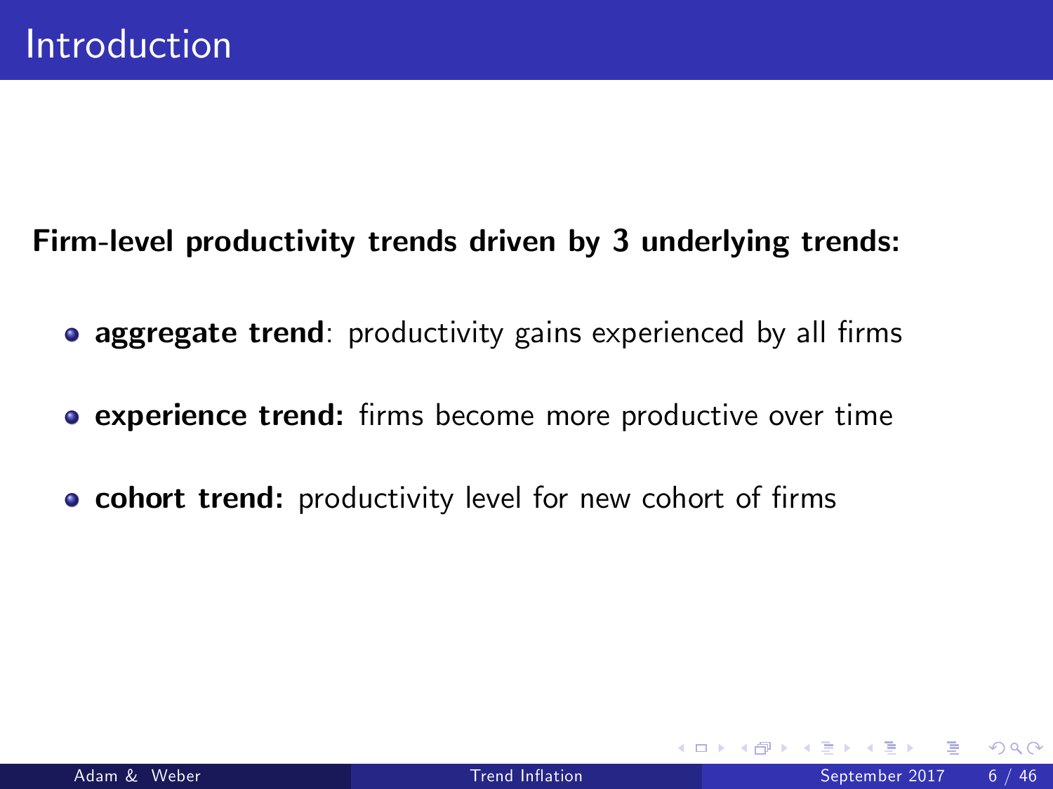# Introduction

**Firm-level productivity trends driven by 3 underlying trends:**

- **aggregate trend**: productivity gains experienced by all firms
- **experience trend:** firms become more productive over time
- **cohort trend:** productivity level for new cohort of firms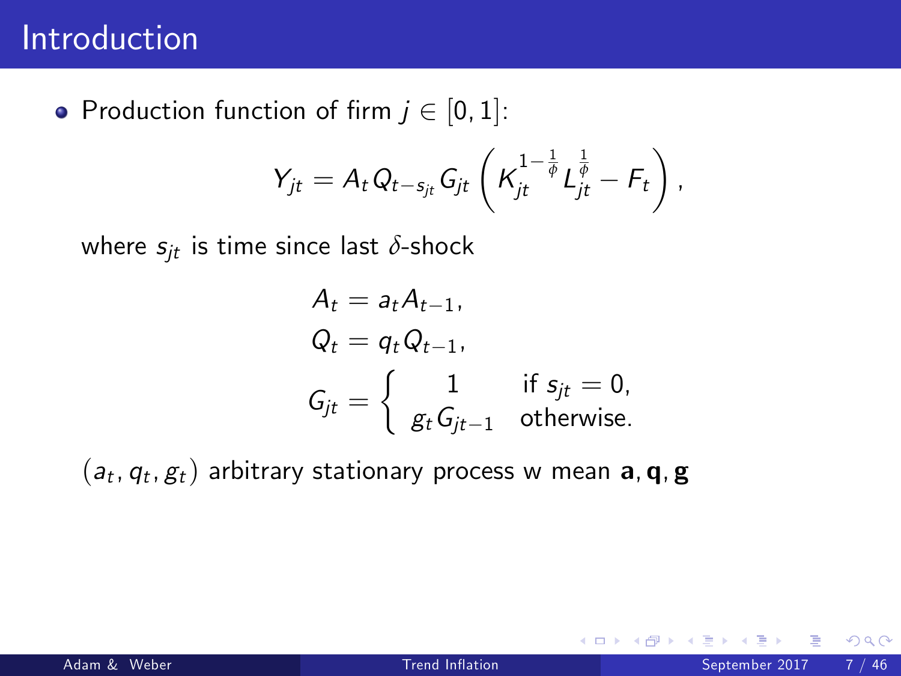# Introduction

- Production function of firm $j \in [0, 1]$:

$$Y_{jt} = A_t Q_{t-s_{jt}} G_{jt} \left( K_{jt}^{1-\frac{1}{\phi}} L_{jt}^{\frac{1}{\phi}} - F_t \right),$$

where $s_{jt}$ is time since last $\delta$-shock

$$\begin{aligned} A_t &= a_t A_{t-1}, \\ Q_t &= q_t Q_{t-1}, \\ G_{jt} &= \begin{cases} 1 & \text{if } s_{jt} = 0, \\ g_t G_{jt-1} & \text{otherwise.} \end{cases} \end{aligned}$$

$(a_t, q_t, g_t)$ arbitrary stationary process w mean $\mathbf{a}, \mathbf{q}, \mathbf{g}$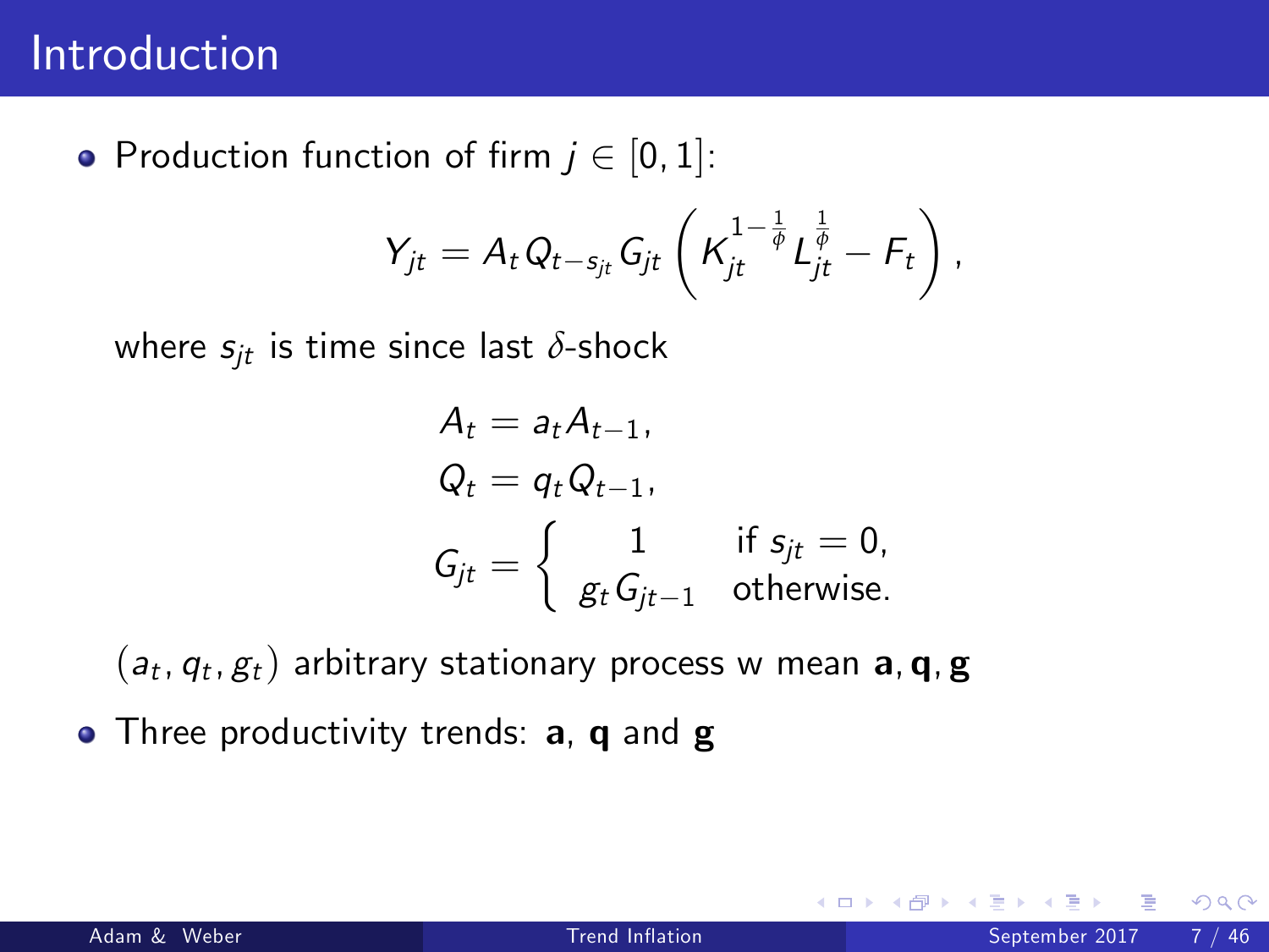# Introduction

- Production function of firm $j \in [0, 1]$:

$$Y_{jt} = A_t Q_{t-s_{jt}} G_{jt} \left( K_{jt}^{1-\frac{1}{\phi}} L_{jt}^{\frac{1}{\phi}} - F_t \right),$$

  where $s_{jt}$ is time since last $\delta$-shock

$$A_t = a_t A_{t-1},$$
$$Q_t = q_t Q_{t-1},$$
$$G_{jt} = \begin{cases} 1 & \text{if } s_{jt} = 0, \\ g_t G_{jt-1} & \text{otherwise.} \end{cases}$$

  $(a_t, q_t, g_t)$ arbitrary stationary process w mean $\mathbf{a}, \mathbf{q}, \mathbf{g}$

- Three productivity trends: $\mathbf{a}$, $\mathbf{q}$ and $\mathbf{g}$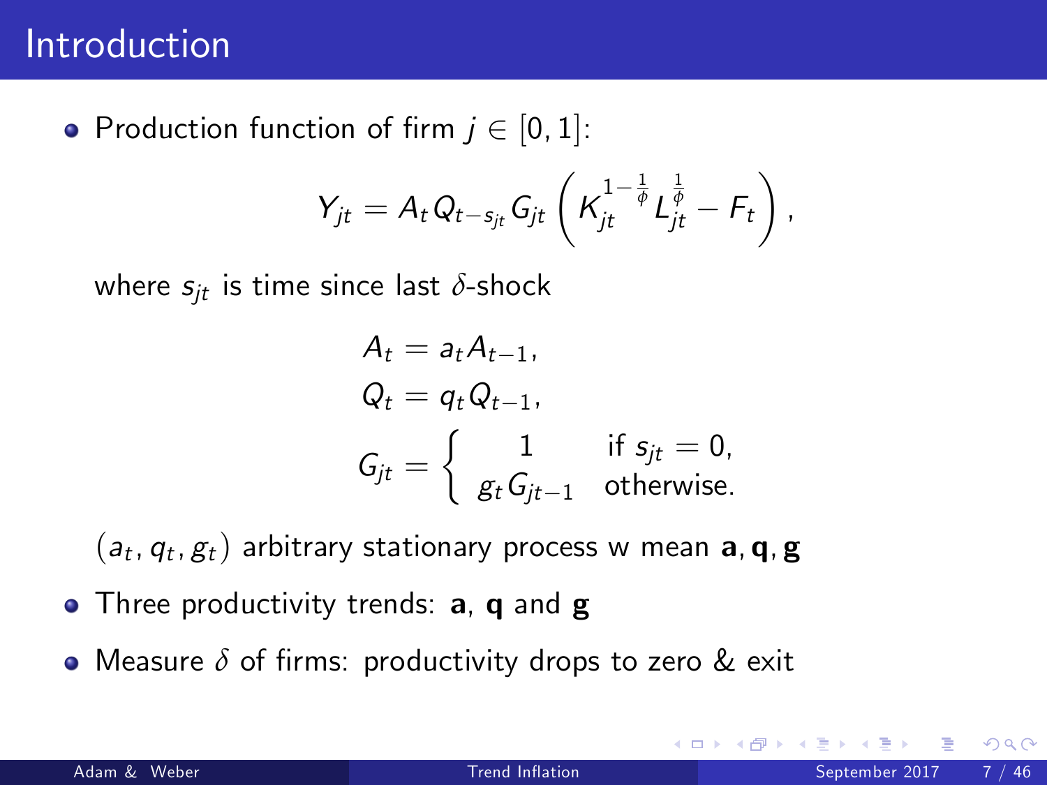# Introduction

- Production function of firm $j \in [0, 1]$:

$$Y_{jt} = A_t Q_{t-s_{jt}} G_{jt} \left( K_{jt}^{1-\frac{1}{\phi}} L_{jt}^{\frac{1}{\phi}} - F_t \right),$$

  where $s_{jt}$ is time since last $\delta$-shock

$$A_t = a_t A_{t-1},$$
$$Q_t = q_t Q_{t-1},$$
$$G_{jt} = \begin{cases} 1 & \text{if } s_{jt} = 0, \\ g_t G_{jt-1} & \text{otherwise.} \end{cases}$$

  $(a_t, q_t, g_t)$ arbitrary stationary process w mean $\mathbf{a}, \mathbf{q}, \mathbf{g}$

- Three productivity trends: $\mathbf{a}$, $\mathbf{q}$ and $\mathbf{g}$
- Measure $\delta$ of firms: productivity drops to zero & exit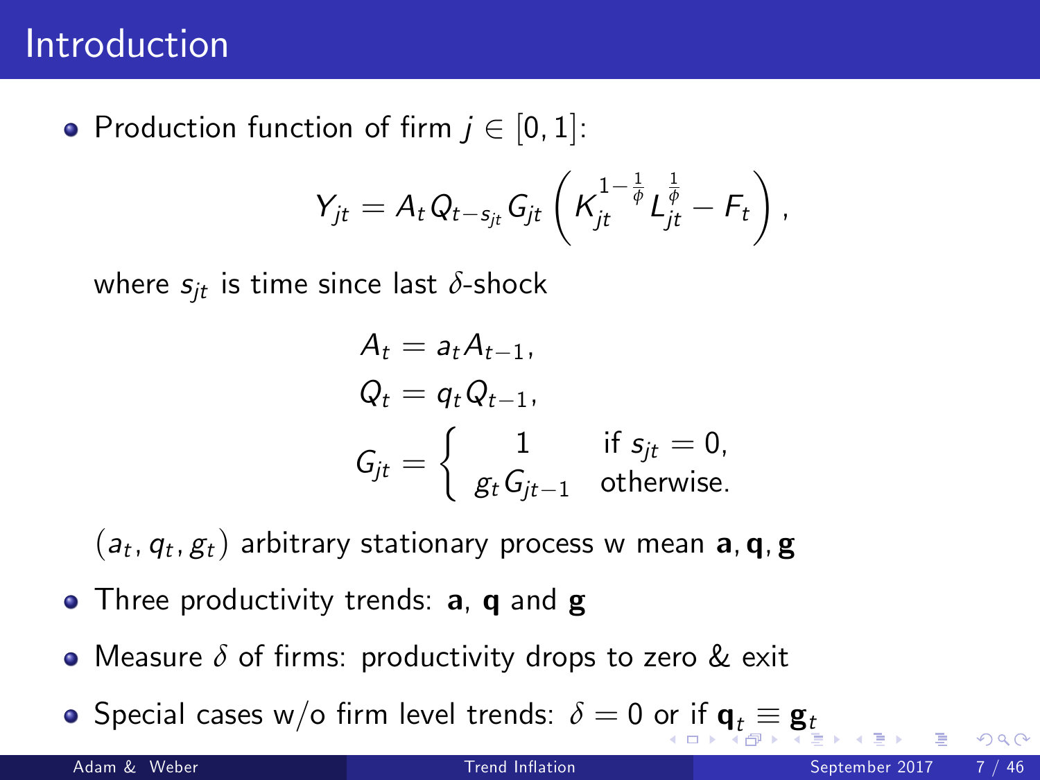# Introduction

- Production function of firm $j \in [0, 1]$:

$$Y_{jt} = A_t Q_{t-s_{jt}} G_{jt} \left( K_{jt}^{1-\frac{1}{\phi}} L_{jt}^{\frac{1}{\phi}} - F_t \right),$$

  where $s_{jt}$ is time since last $\delta$-shock

$$A_t = a_t A_{t-1},$$
$$Q_t = q_t Q_{t-1},$$
$$G_{jt} = \begin{cases} 1 & \text{if } s_{jt} = 0, \\ g_t G_{jt-1} & \text{otherwise.} \end{cases}$$

  $(a_t, q_t, g_t)$ arbitrary stationary process w mean $\mathbf{a}, \mathbf{q}, \mathbf{g}$

- Three productivity trends: $\mathbf{a}$, $\mathbf{q}$ and $\mathbf{g}$
- Measure $\delta$ of firms: productivity drops to zero & exit
- Special cases w/o firm level trends: $\delta = 0$ or if $\mathbf{q}_t \equiv \mathbf{g}_t$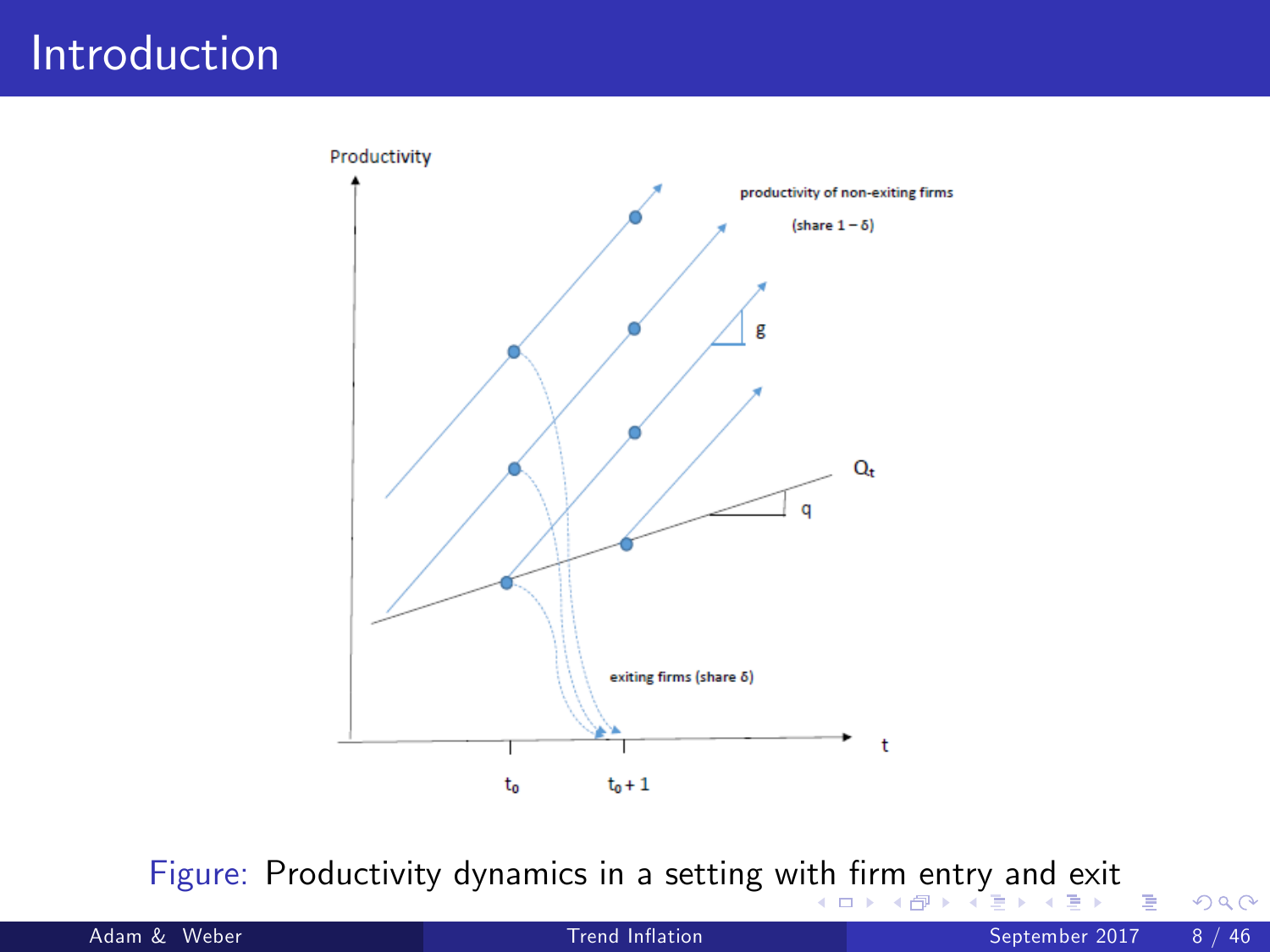# Introduction

Productivity

productivity of non-exiting firms

(share $1-\delta$)

$g$

$Q_t$

$q$

exiting firms (share $\delta$)

$t$

$t_0$

$t_0+1$

Figure: Productivity dynamics in a setting with firm entry and exit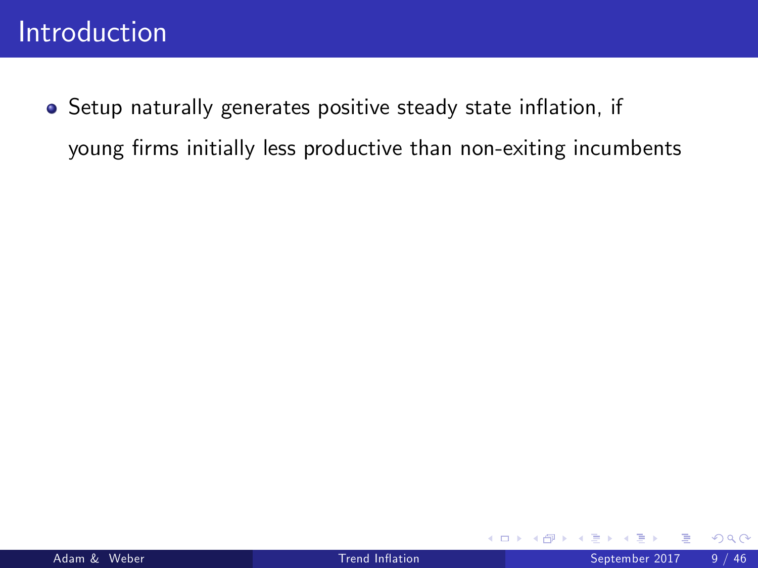# Introduction

- Setup naturally generates positive steady state inflation, if young firms initially less productive than non-exiting incumbents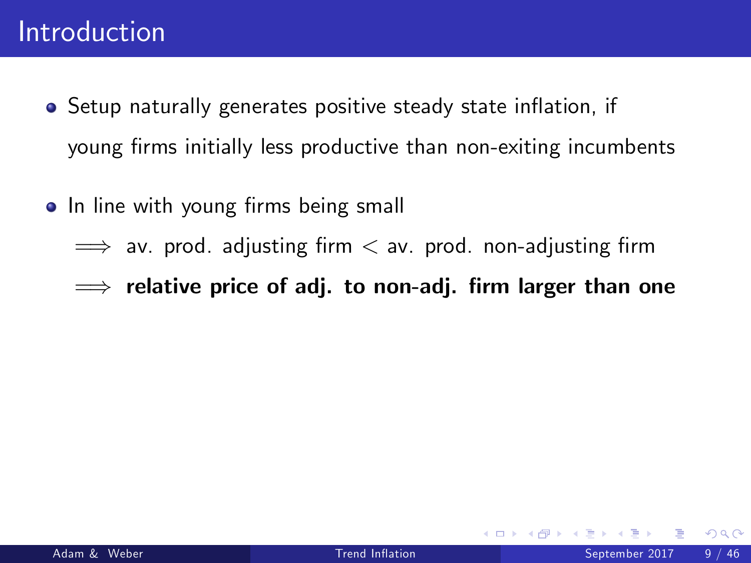# Introduction

- Setup naturally generates positive steady state inflation, if young firms initially less productive than non-exiting incumbents
- In line with young firms being small

  $\Longrightarrow$ av. prod. adjusting firm $<$ av. prod. non-adjusting firm

  $\Longrightarrow$ **relative price of adj. to non-adj. firm larger than one**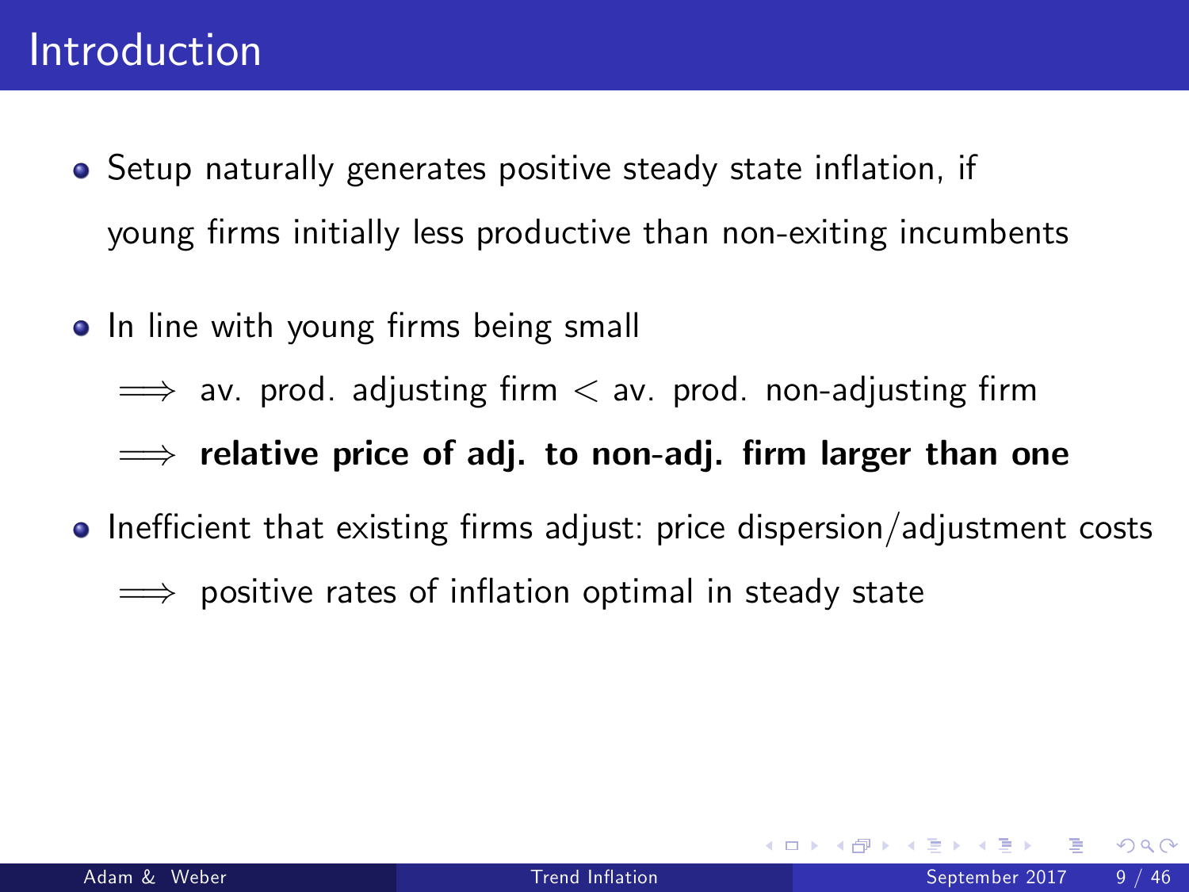# Introduction

- Setup naturally generates positive steady state inflation, if young firms initially less productive than non-exiting incumbents

- In line with young firms being small

  $\Longrightarrow$ av. prod. adjusting firm $<$ av. prod. non-adjusting firm

  $\Longrightarrow$ **relative price of adj. to non-adj. firm larger than one**

- Inefficient that existing firms adjust: price dispersion/adjustment costs

  $\Longrightarrow$ positive rates of inflation optimal in steady state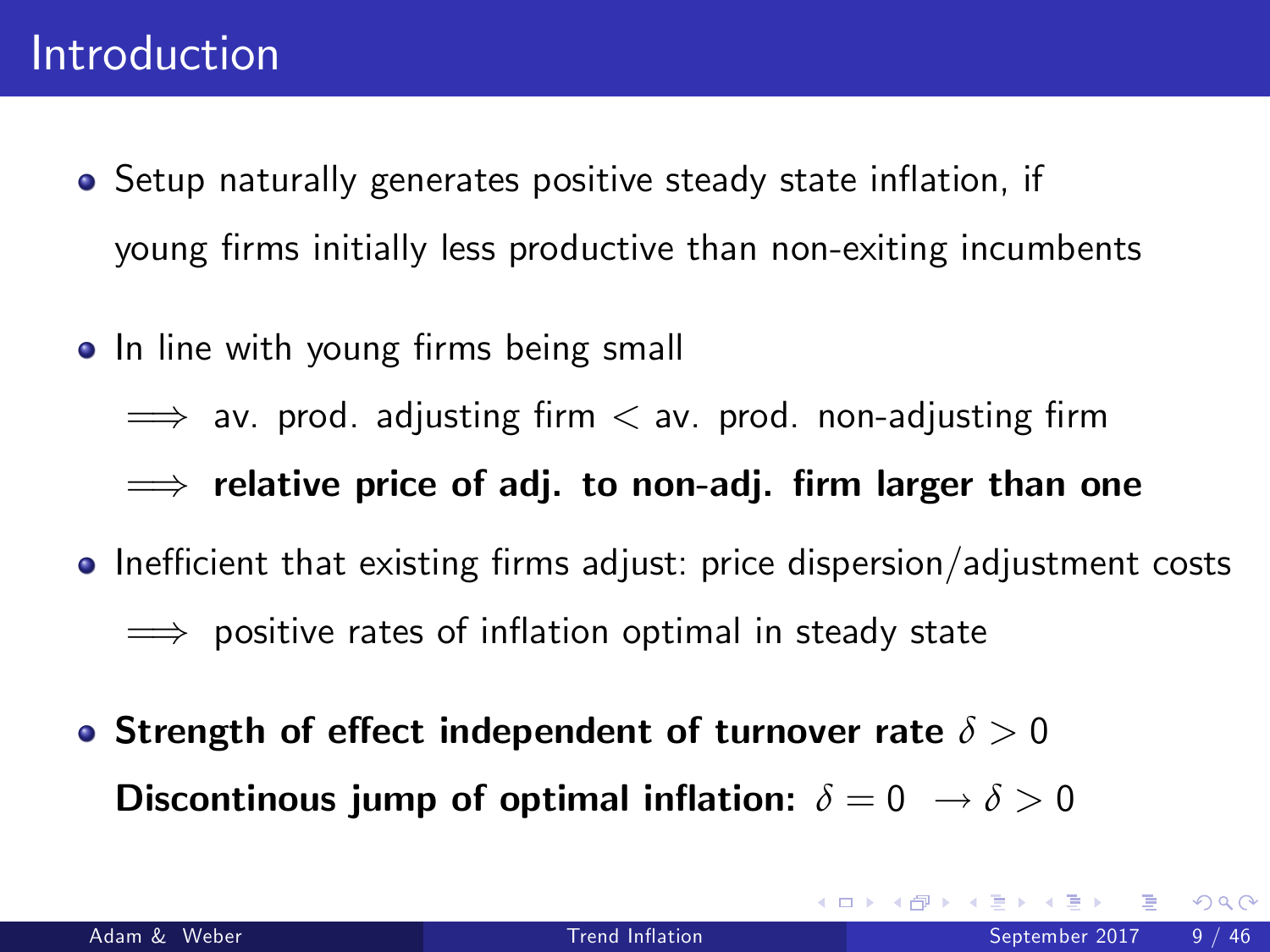# Introduction

- Setup naturally generates positive steady state inflation, if young firms initially less productive than non-exiting incumbents

- In line with young firms being small

  $\Longrightarrow$ av. prod. adjusting firm $<$ av. prod. non-adjusting firm

  $\Longrightarrow$ **relative price of adj. to non-adj. firm larger than one**

- Inefficient that existing firms adjust: price dispersion/adjustment costs

  $\Longrightarrow$ positive rates of inflation optimal in steady state

- **Strength of effect independent of turnover rate $\delta > 0$**

  **Discontinous jump of optimal inflation: $\delta = 0 \ \rightarrow \delta > 0$**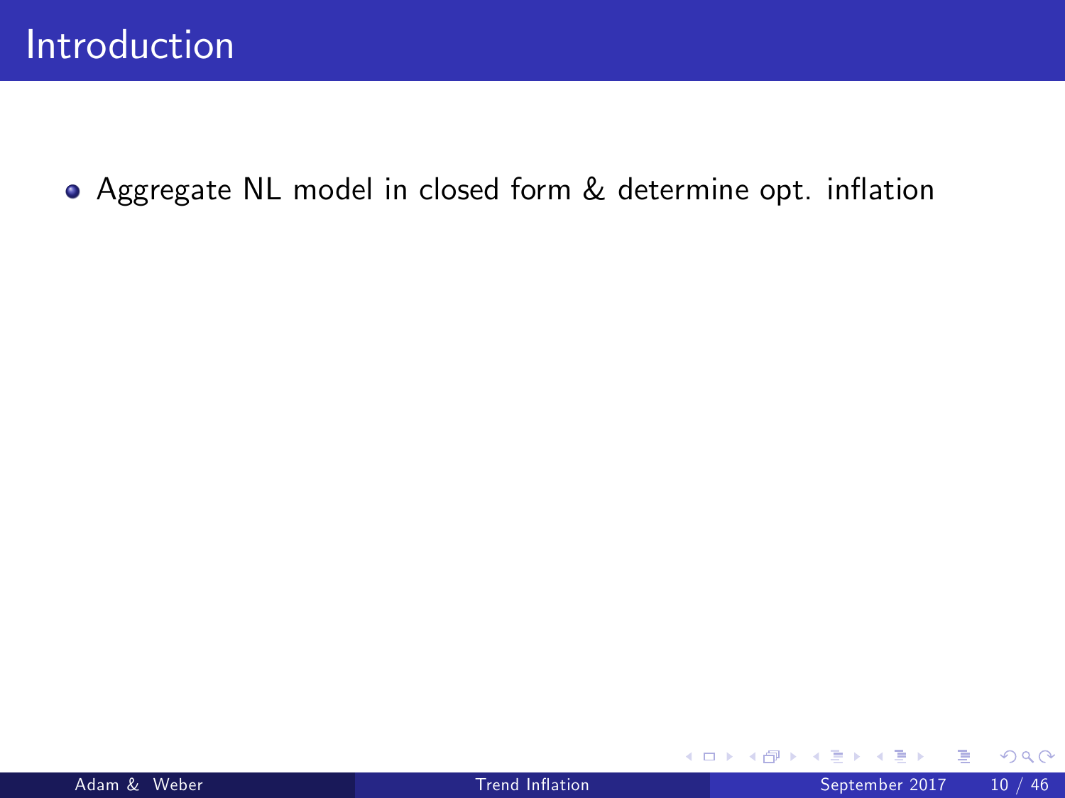# Introduction

- Aggregate NL model in closed form & determine opt. inflation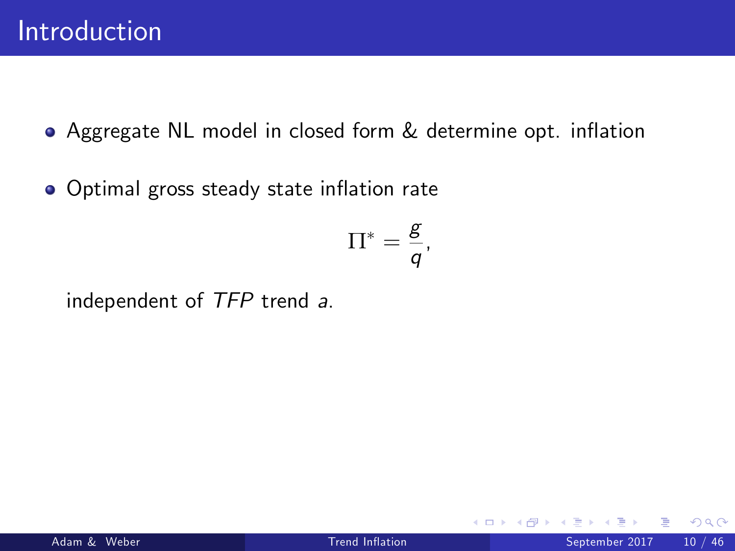# Introduction

- Aggregate NL model in closed form & determine opt. inflation

- Optimal gross steady state inflation rate

$$\Pi^* = \frac{g}{q},$$

independent of *TFP* trend $a$.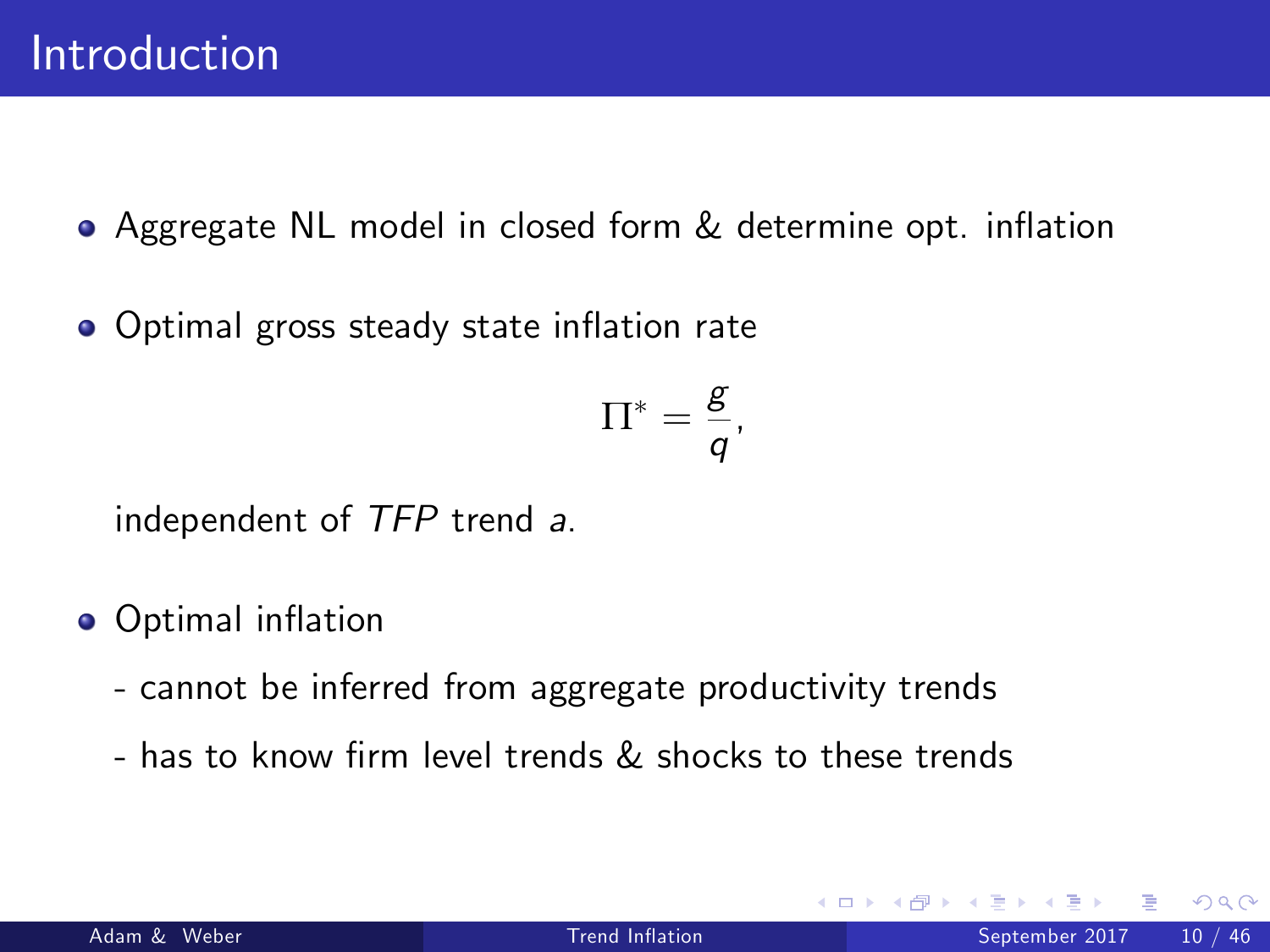# Introduction

- Aggregate NL model in closed form & determine opt. inflation
- Optimal gross steady state inflation rate

$$\Pi^* = \frac{g}{q},$$

  independent of *TFP* trend $a$.

- Optimal inflation
  - cannot be inferred from aggregate productivity trends
  - has to know firm level trends & shocks to these trends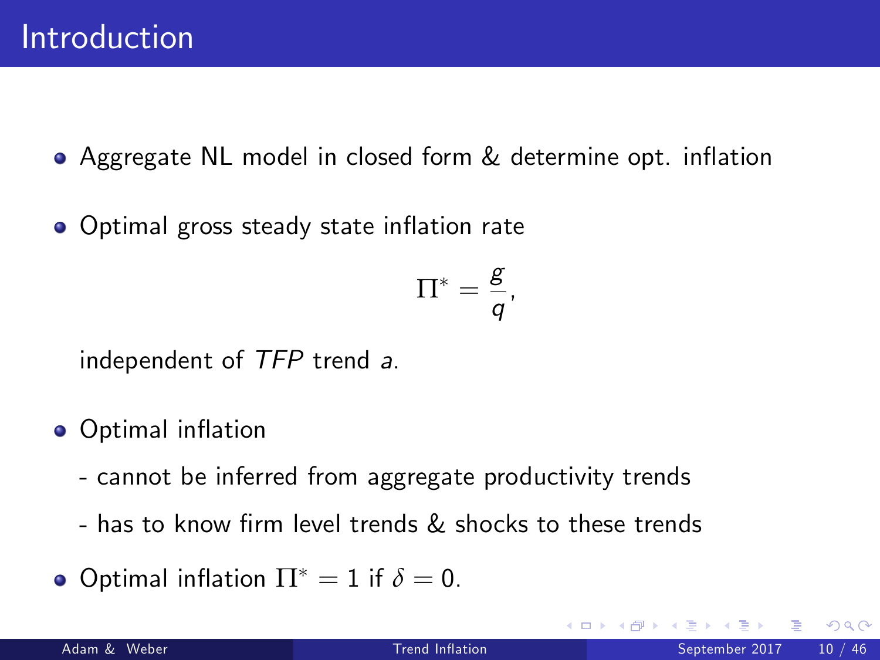# Introduction

- Aggregate NL model in closed form & determine opt. inflation
- Optimal gross steady state inflation rate

$$\Pi^* = \frac{g}{q},$$

independent of *TFP* trend $a$.

- Optimal inflation
  - cannot be inferred from aggregate productivity trends
  - has to know firm level trends & shocks to these trends
- Optimal inflation $\Pi^* = 1$ if $\delta = 0$.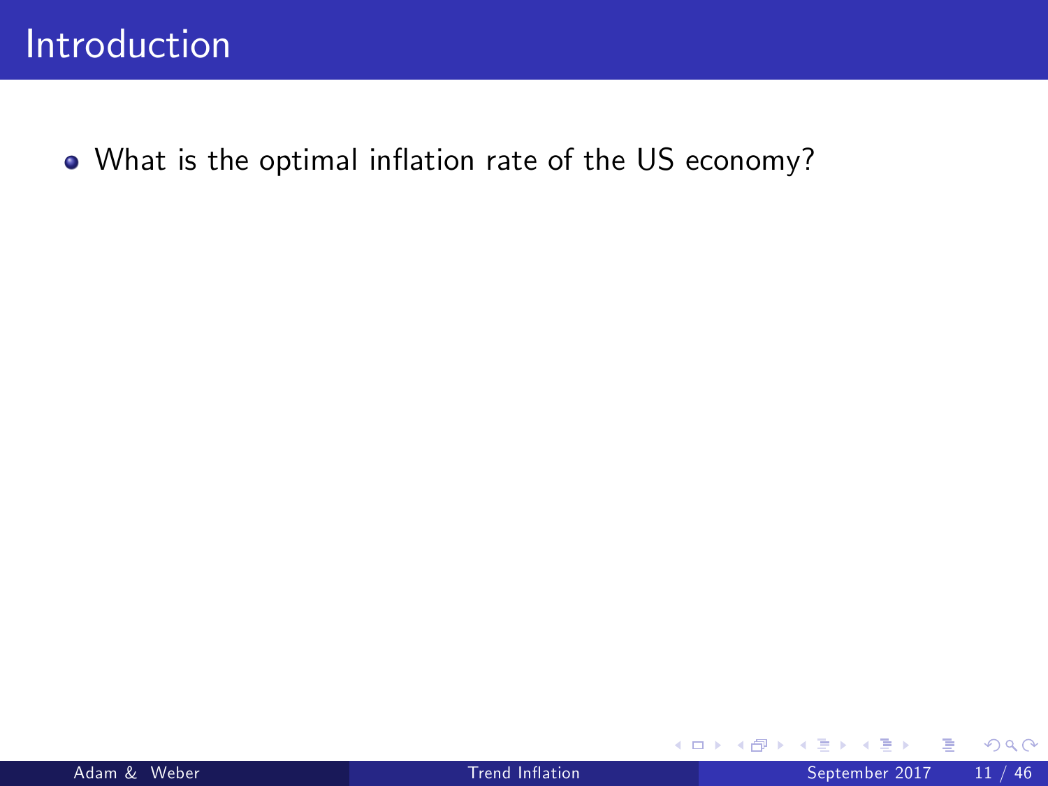# Introduction

- What is the optimal inflation rate of the US economy?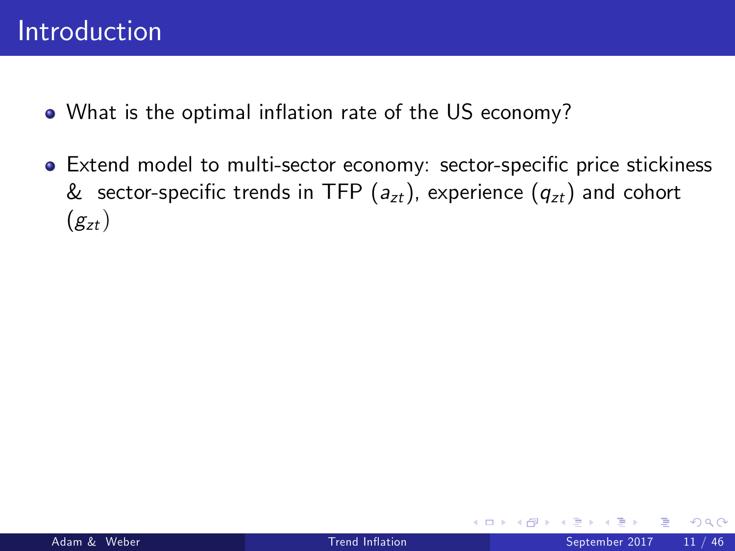# Introduction

- What is the optimal inflation rate of the US economy?
- Extend model to multi-sector economy: sector-specific price stickiness & sector-specific trends in TFP ($a_{zt}$), experience ($q_{zt}$) and cohort ($g_{zt}$)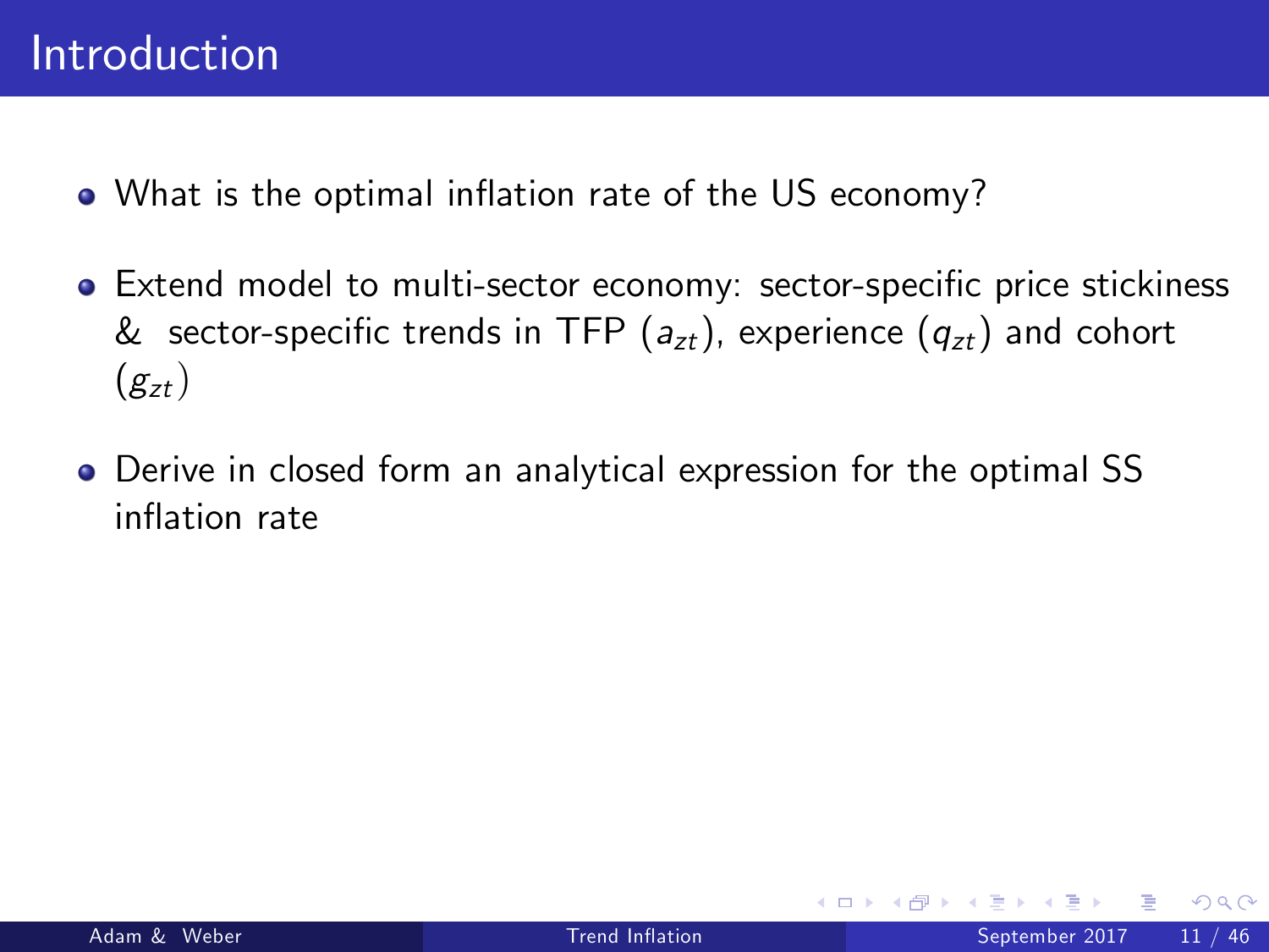# Introduction

- What is the optimal inflation rate of the US economy?
- Extend model to multi-sector economy: sector-specific price stickiness & sector-specific trends in TFP ($a_{zt}$), experience ($q_{zt}$) and cohort ($g_{zt}$)
- Derive in closed form an analytical expression for the optimal SS inflation rate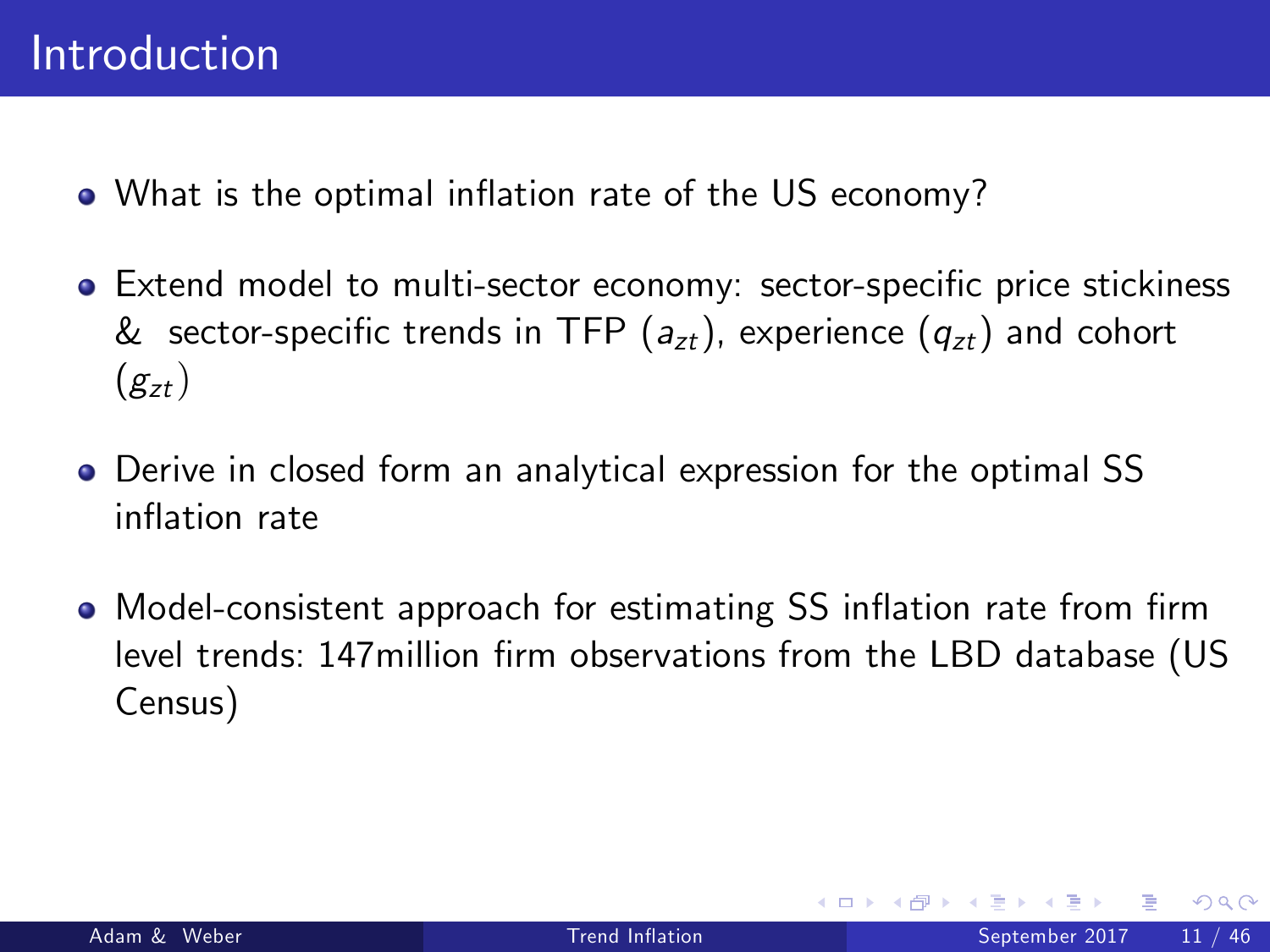# Introduction

- What is the optimal inflation rate of the US economy?
- Extend model to multi-sector economy: sector-specific price stickiness & sector-specific trends in TFP ($a_{zt}$), experience ($q_{zt}$) and cohort ($g_{zt}$)
- Derive in closed form an analytical expression for the optimal SS inflation rate
- Model-consistent approach for estimating SS inflation rate from firm level trends: 147million firm observations from the LBD database (US Census)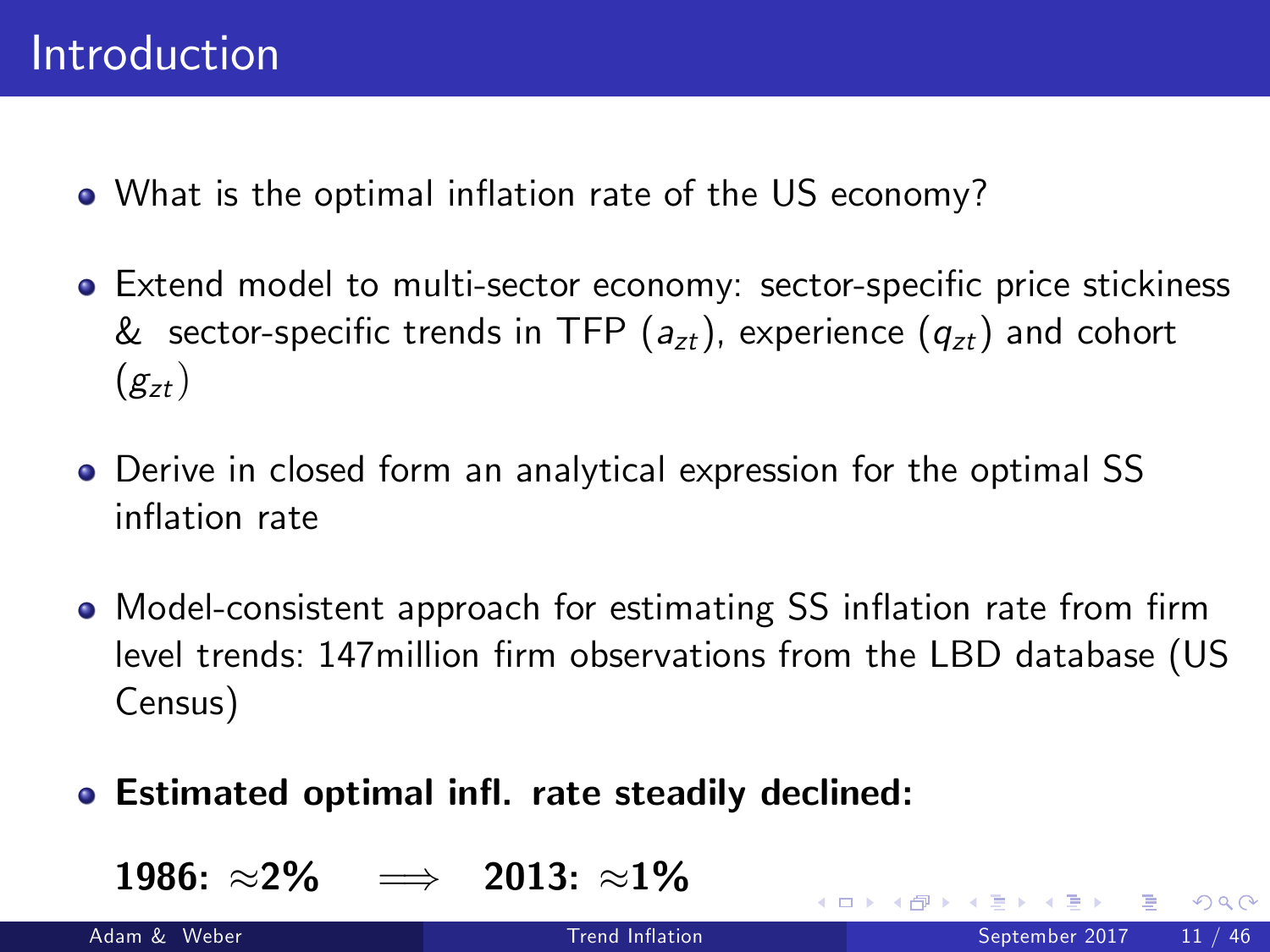# Introduction

- What is the optimal inflation rate of the US economy?
- Extend model to multi-sector economy: sector-specific price stickiness & sector-specific trends in TFP ($a_{zt}$), experience ($q_{zt}$) and cohort ($g_{zt}$)
- Derive in closed form an analytical expression for the optimal SS inflation rate
- Model-consistent approach for estimating SS inflation rate from firm level trends: 147million firm observations from the LBD database (US Census)
- **Estimated optimal infl. rate steadily declined:**

  **1986: ≈2% $\Longrightarrow$ 2013: ≈1%**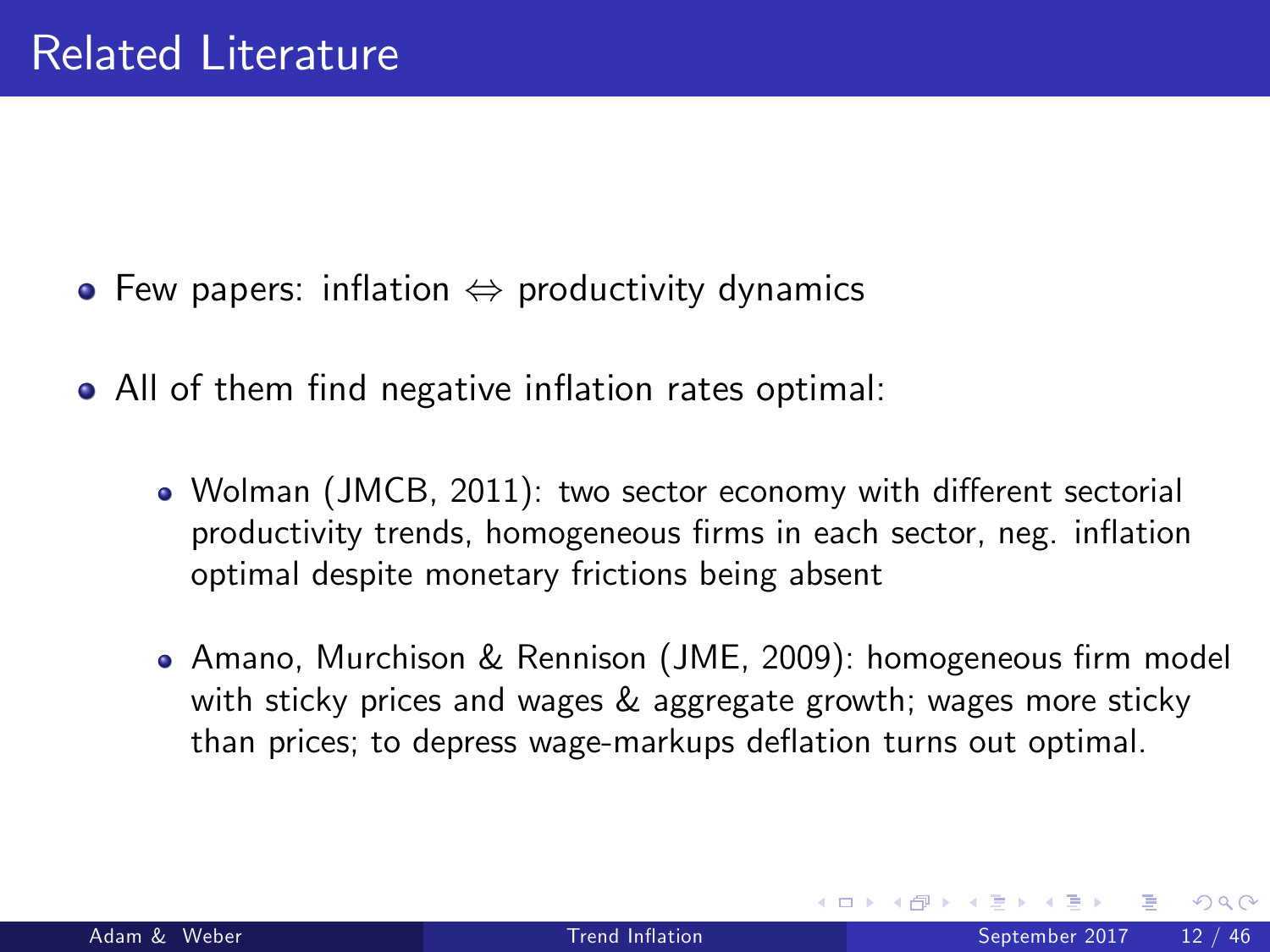# Related Literature

- Few papers: inflation $\Leftrightarrow$ productivity dynamics
- All of them find negative inflation rates optimal:
  - Wolman (JMCB, 2011): two sector economy with different sectorial productivity trends, homogeneous firms in each sector, neg. inflation optimal despite monetary frictions being absent
  - Amano, Murchison & Rennison (JME, 2009): homogeneous firm model with sticky prices and wages & aggregate growth; wages more sticky than prices; to depress wage-markups deflation turns out optimal.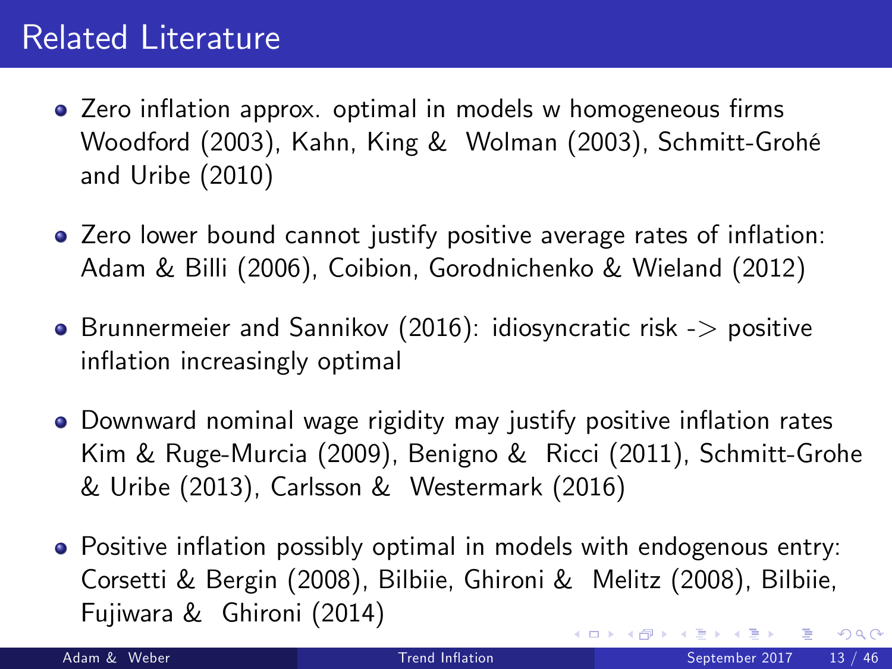# Related Literature

- Zero inflation approx. optimal in models w homogeneous firms Woodford (2003), Kahn, King & Wolman (2003), Schmitt-Grohé and Uribe (2010)
- Zero lower bound cannot justify positive average rates of inflation: Adam & Billi (2006), Coibion, Gorodnichenko & Wieland (2012)
- Brunnermeier and Sannikov (2016): idiosyncratic risk -> positive inflation increasingly optimal
- Downward nominal wage rigidity may justify positive inflation rates Kim & Ruge-Murcia (2009), Benigno & Ricci (2011), Schmitt-Grohe & Uribe (2013), Carlsson & Westermark (2016)
- Positive inflation possibly optimal in models with endogenous entry: Corsetti & Bergin (2008), Bilbiie, Ghironi & Melitz (2008), Bilbiie, Fujiwara & Ghironi (2014)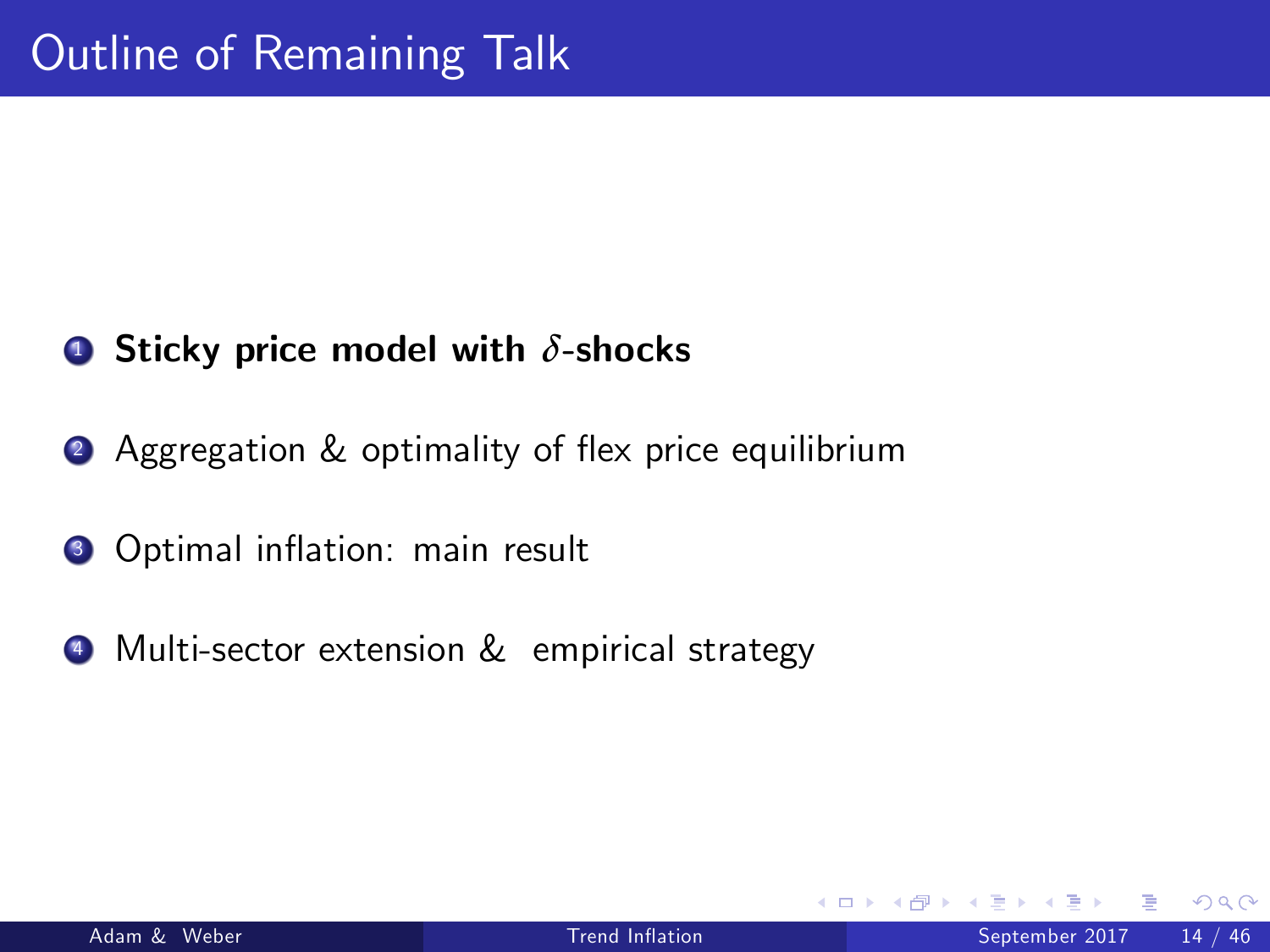# Outline of Remaining Talk

1. **Sticky price model with $\delta$-shocks**
2. Aggregation & optimality of flex price equilibrium
3. Optimal inflation: main result
4. Multi-sector extension & empirical strategy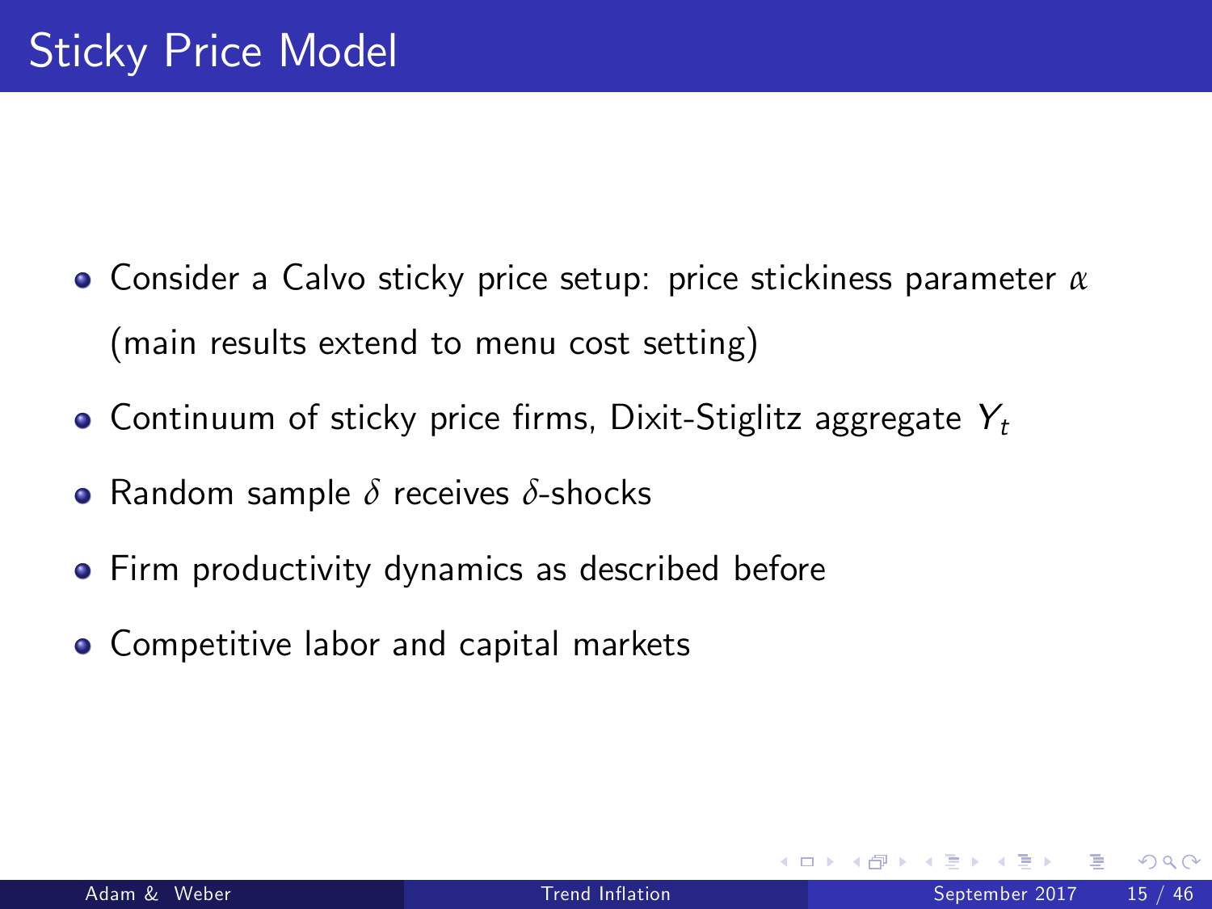# Sticky Price Model

- Consider a Calvo sticky price setup: price stickiness parameter $\alpha$ (main results extend to menu cost setting)
- Continuum of sticky price firms, Dixit-Stiglitz aggregate $Y_t$
- Random sample $\delta$ receives $\delta$-shocks
- Firm productivity dynamics as described before
- Competitive labor and capital markets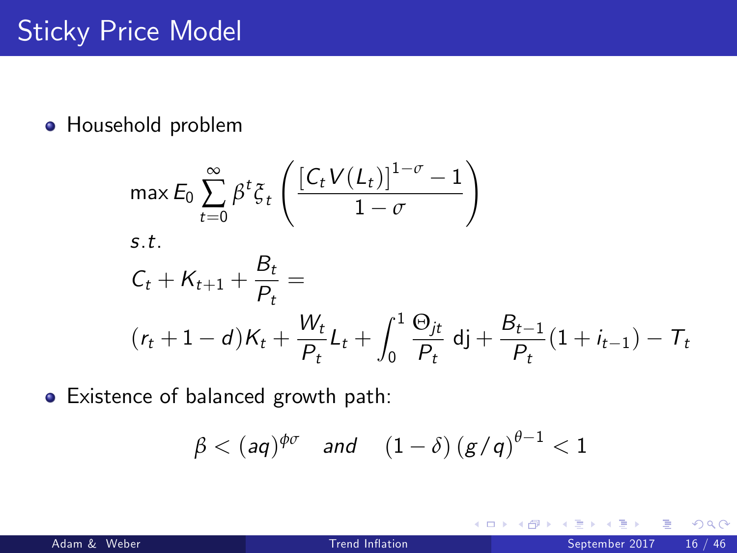# Sticky Price Model

- Household problem

$$
\max E_0 \sum_{t=0}^{\infty} \beta^t \xi_t \left( \frac{\left[ C_t V(L_t) \right]^{1-\sigma} - 1}{1-\sigma} \right)
$$

$s.t.$

$$
C_t + K_{t+1} + \frac{B_t}{P_t} =
$$

$$
(r_t + 1 - d) K_t + \frac{W_t}{P_t} L_t + \int_0^1 \frac{\Theta_{jt}}{P_t} \, \mathrm{dj} + \frac{B_{t-1}}{P_t}(1 + i_{t-1}) - T_t
$$

- Existence of balanced growth path:

$$
\beta < (aq)^{\phi\sigma} \quad and \quad (1-\delta)\left(g/q\right)^{\theta-1} < 1
$$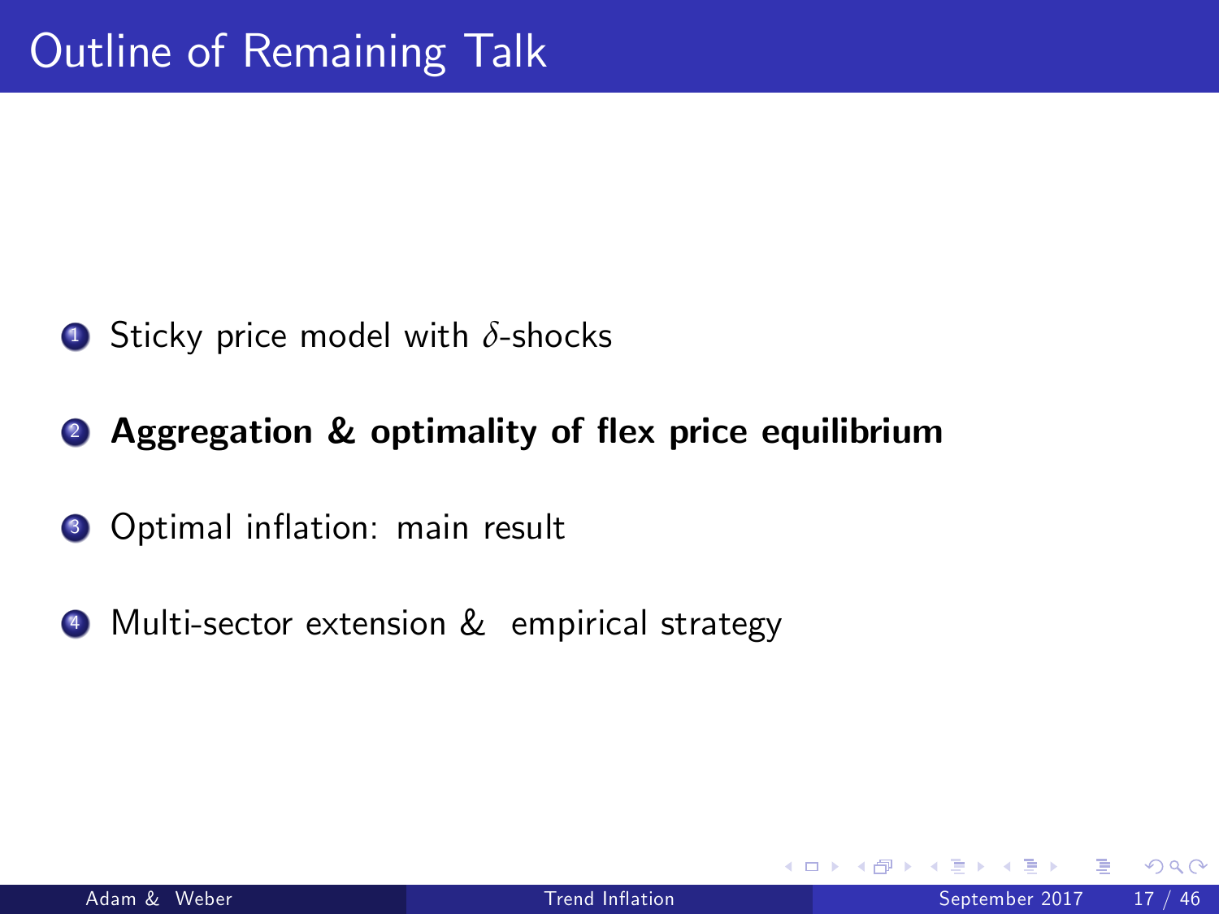# Outline of Remaining Talk

1. Sticky price model with $\delta$-shocks
2. **Aggregation & optimality of flex price equilibrium**
3. Optimal inflation: main result
4. Multi-sector extension & empirical strategy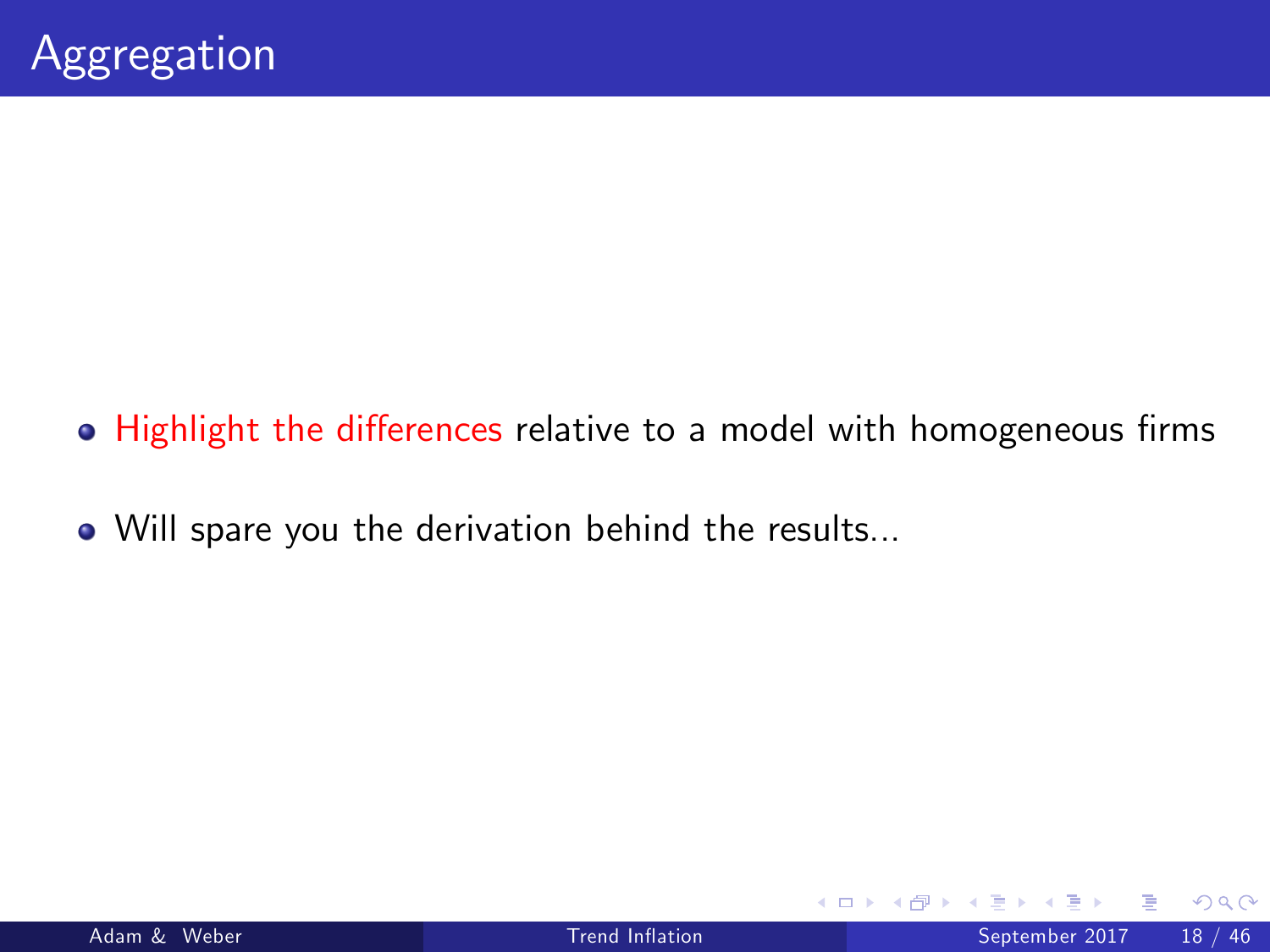# Aggregation

- Highlight the differences relative to a model with homogeneous firms
- Will spare you the derivation behind the results...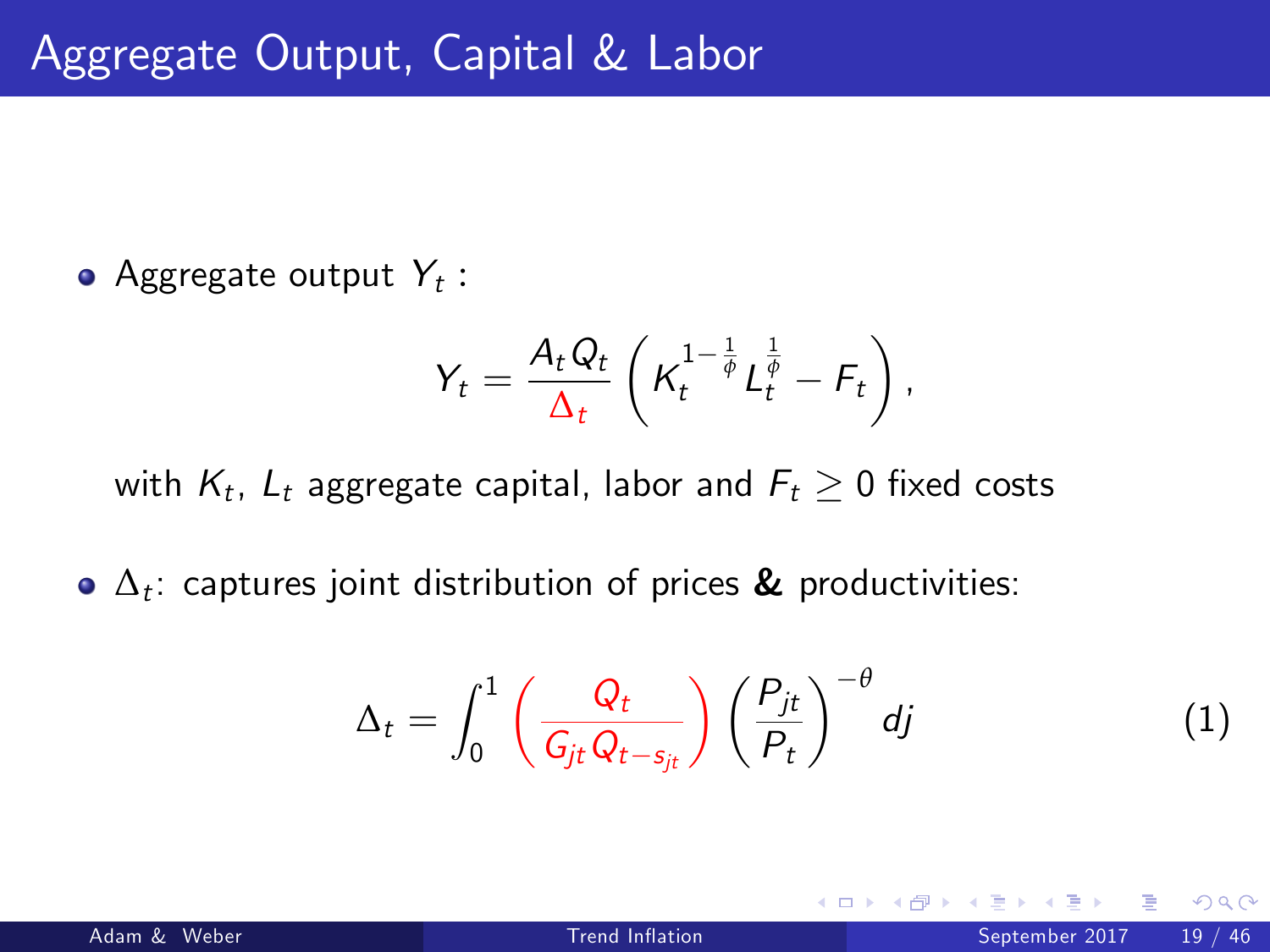# Aggregate Output, Capital & Labor

- Aggregate output $Y_t$ :

$$Y_t = \frac{A_t Q_t}{\Delta_t} \left( K_t^{1-\frac{1}{\phi}} L_t^{\frac{1}{\phi}} - F_t \right),$$

with $K_t$, $L_t$ aggregate capital, labor and $F_t \geq 0$ fixed costs

- $\Delta_t$: captures joint distribution of prices **&** productivities:

$$\Delta_t = \int_0^1 \left( \frac{Q_t}{G_{jt} Q_{t-s_{jt}}} \right) \left( \frac{P_{jt}}{P_t} \right)^{-\theta} dj \tag{1}$$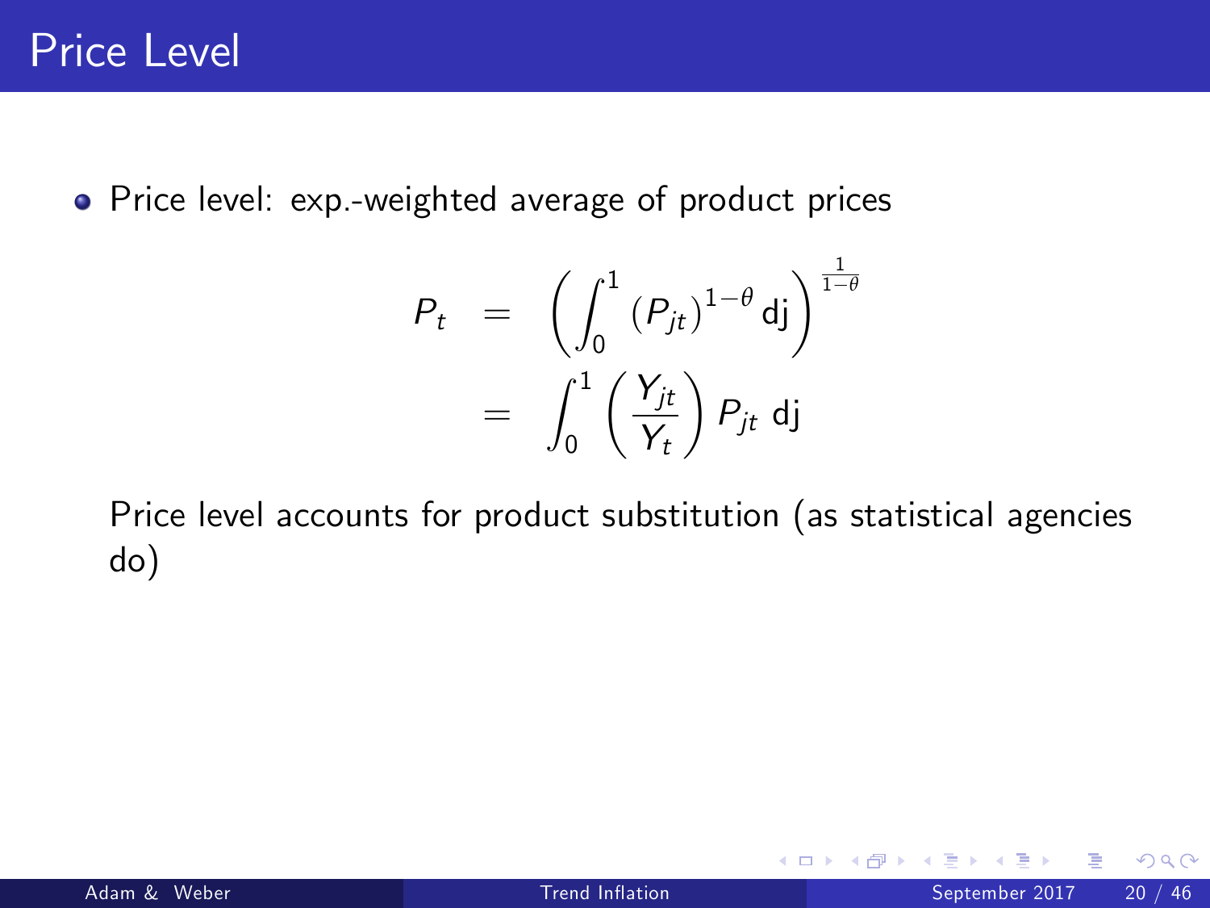## Price Level

- Price level: exp.-weighted average of product prices

$$
\begin{aligned}
P_t &= \left( \int_0^1 \left(P_{jt}\right)^{1-\theta} \mathrm{dj} \right)^{\frac{1}{1-\theta}} \\
&= \int_0^1 \left( \frac{Y_{jt}}{Y_t} \right) P_{jt} \ \mathrm{dj}
\end{aligned}
$$

  Price level accounts for product substitution (as statistical agencies do)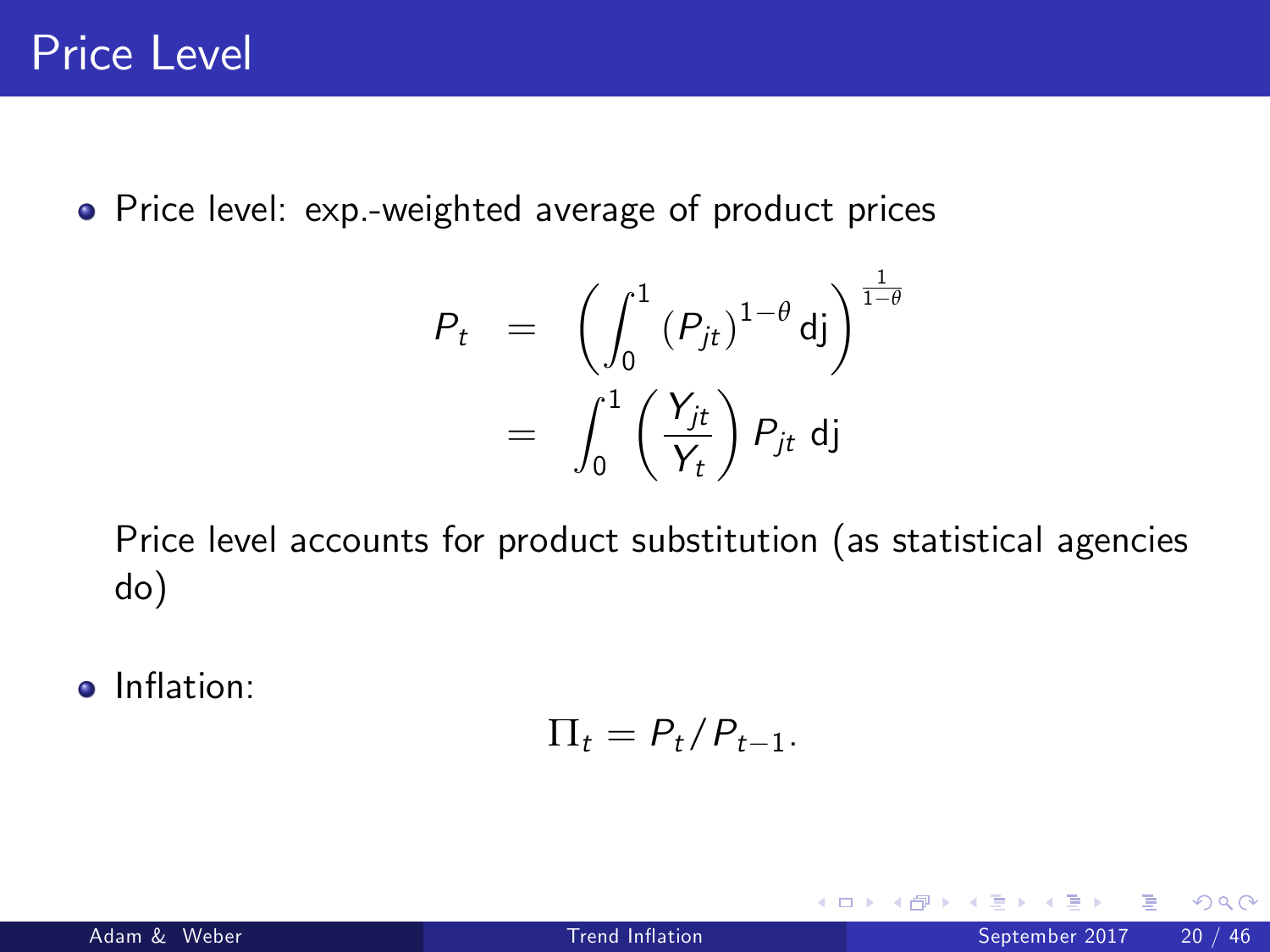# Price Level

- Price level: exp.-weighted average of product prices

$$
\begin{aligned}
P_t &= \left( \int_0^1 \left(P_{jt}\right)^{1-\theta} \mathrm{dj} \right)^{\frac{1}{1-\theta}} \\
&= \int_0^1 \left( \frac{Y_{jt}}{Y_t} \right) P_{jt} \ \mathrm{dj}
\end{aligned}
$$

  Price level accounts for product substitution (as statistical agencies do)

- Inflation:

$$
\Pi_t = P_t / P_{t-1}.
$$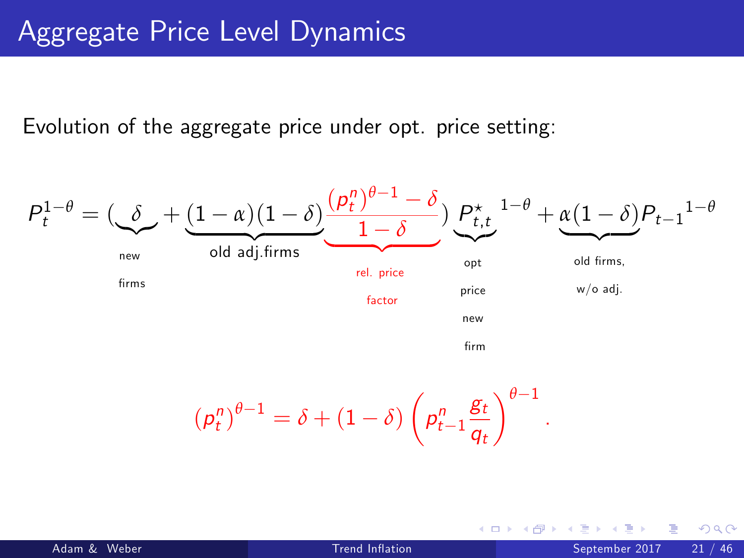# Aggregate Price Level Dynamics

Evolution of the aggregate price under opt. price setting:

$$P_t^{1-\theta} = (\underbrace{\delta}_{\text{new firms}} + \underbrace{(1-\alpha)(1-\delta)}_{\text{old adj.firms}} \underbrace{\frac{(p_t^n)^{\theta-1} - \delta}{1-\delta}}_{\text{rel. price factor}}) \underbrace{P_{t,t}^{\star}}_{\text{opt price new firm}}{}^{1-\theta} + \underbrace{\alpha(1-\delta)}_{\text{old firms, w/o adj.}} P_{t-1}{}^{1-\theta}$$

$$(p_t^n)^{\theta-1} = \delta + (1-\delta)\left(p_{t-1}^n \frac{g_t}{q_t}\right)^{\theta-1}.$$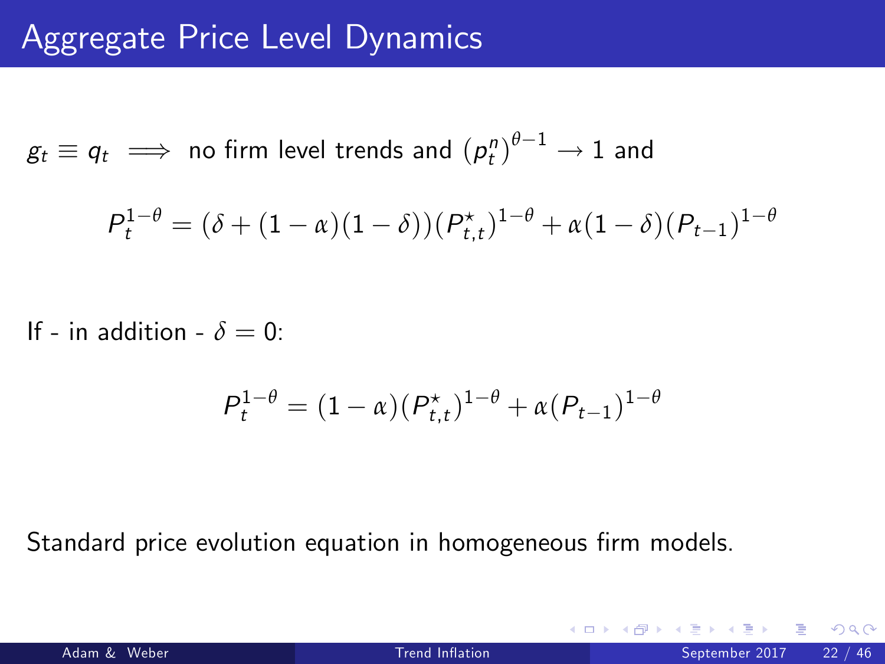# Aggregate Price Level Dynamics

$g_t \equiv q_t \implies$ no firm level trends and $(p_t^n)^{\theta-1} \rightarrow 1$ and

$$P_t^{1-\theta} = (\delta + (1-\alpha)(1-\delta))(P_{t,t}^{\star})^{1-\theta} + \alpha(1-\delta)(P_{t-1})^{1-\theta}$$

If - in addition - $\delta = 0$:

$$P_t^{1-\theta} = (1-\alpha)(P_{t,t}^{\star})^{1-\theta} + \alpha(P_{t-1})^{1-\theta}$$

Standard price evolution equation in homogeneous firm models.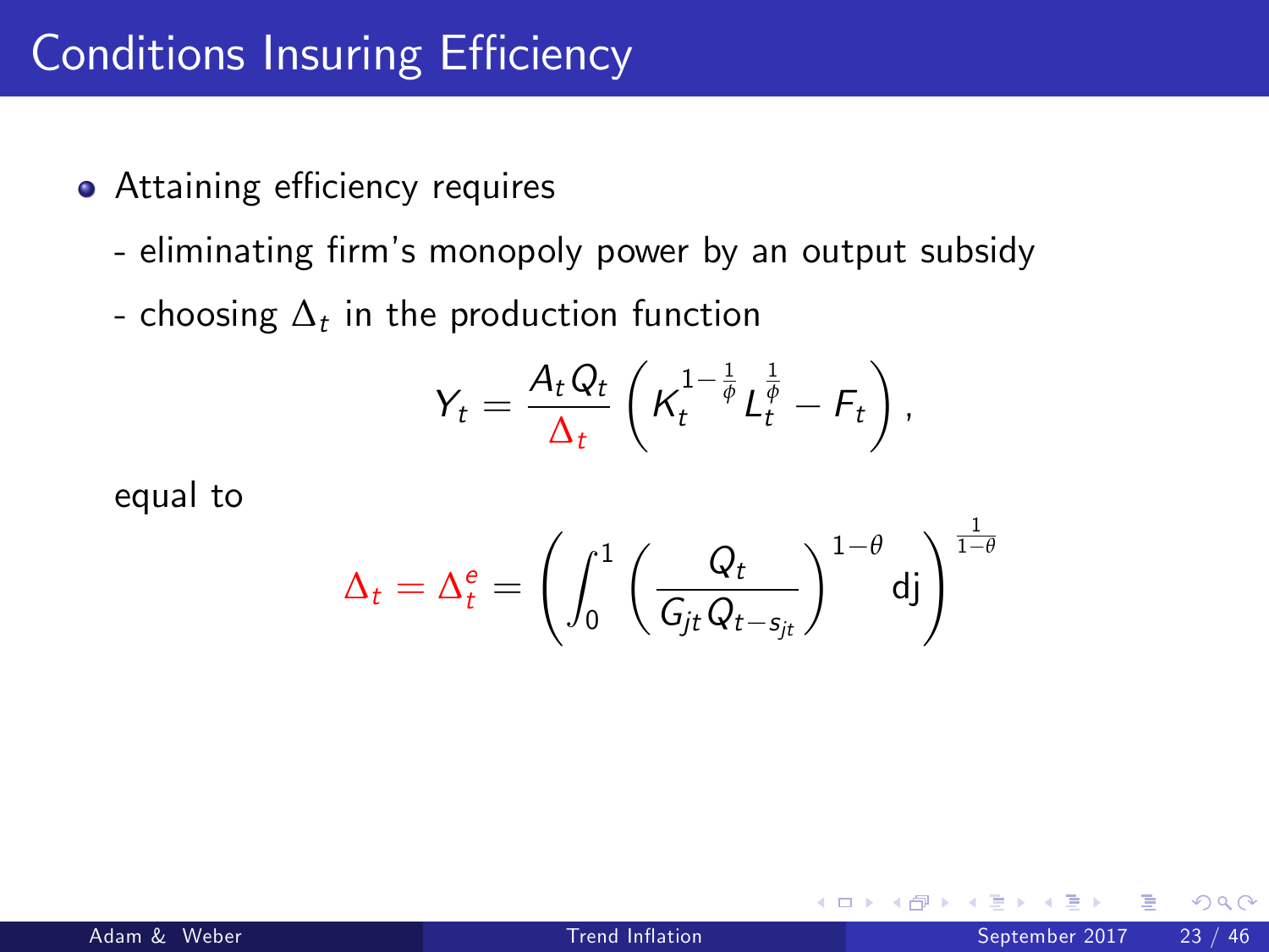# Conditions Insuring Efficiency

- Attaining efficiency requires
  - eliminating firm's monopoly power by an output subsidy
  - choosing $\Delta_t$ in the production function

$$Y_t = \frac{A_t Q_t}{\Delta_t} \left( K_t^{1-\frac{1}{\phi}} L_t^{\frac{1}{\phi}} - F_t \right),$$

equal to

$$\Delta_t = \Delta_t^e = \left( \int_0^1 \left( \frac{Q_t}{G_{jt} Q_{t-s_{jt}}} \right)^{1-\theta} \mathrm{dj} \right)^{\frac{1}{1-\theta}}$$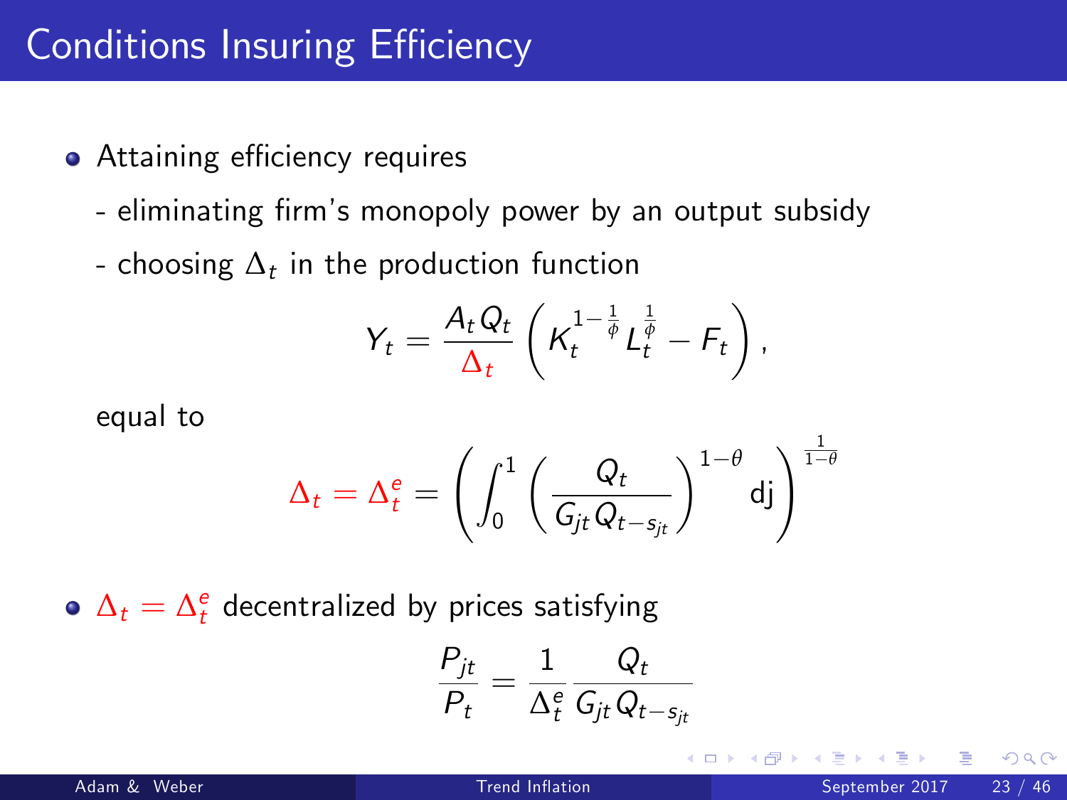# Conditions Insuring Efficiency

- Attaining efficiency requires

  - eliminating firm's monopoly power by an output subsidy

  - choosing $\Delta_t$ in the production function

$$Y_t = \frac{A_t Q_t}{\Delta_t} \left( K_t^{1-\frac{1}{\phi}} L_t^{\frac{1}{\phi}} - F_t \right),$$

  equal to

$$\Delta_t = \Delta_t^e = \left( \int_0^1 \left( \frac{Q_t}{G_{jt} Q_{t-s_{jt}}} \right)^{1-\theta} \mathrm{dj} \right)^{\frac{1}{1-\theta}}$$

- $\Delta_t = \Delta_t^e$ decentralized by prices satisfying

$$\frac{P_{jt}}{P_t} = \frac{1}{\Delta_t^e} \frac{Q_t}{G_{jt} Q_{t-s_{jt}}}$$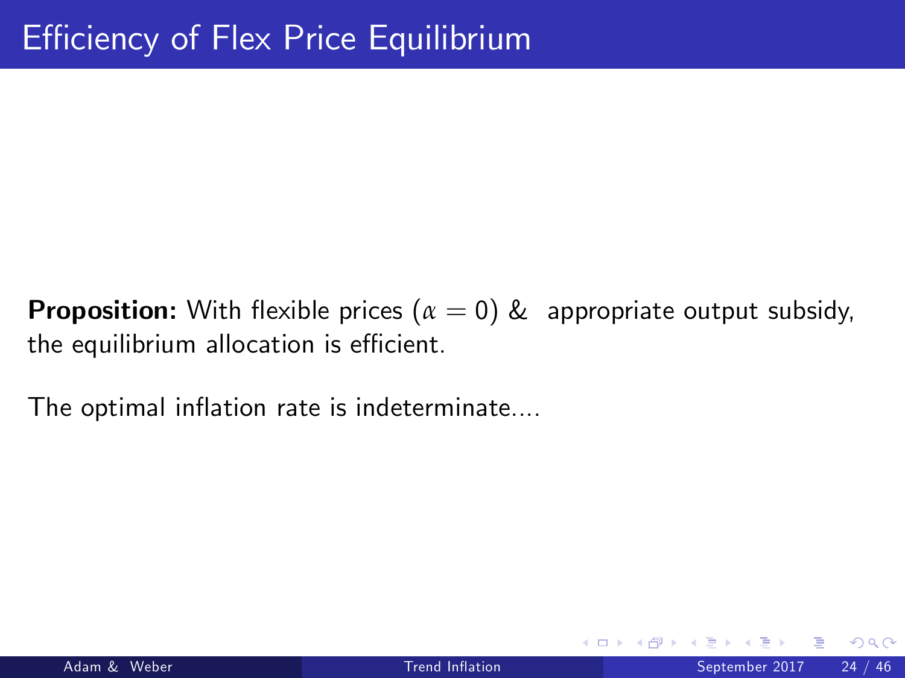# Efficiency of Flex Price Equilibrium

**Proposition:** With flexible prices ($\alpha = 0$) & appropriate output subsidy, the equilibrium allocation is efficient.

The optimal inflation rate is indeterminate....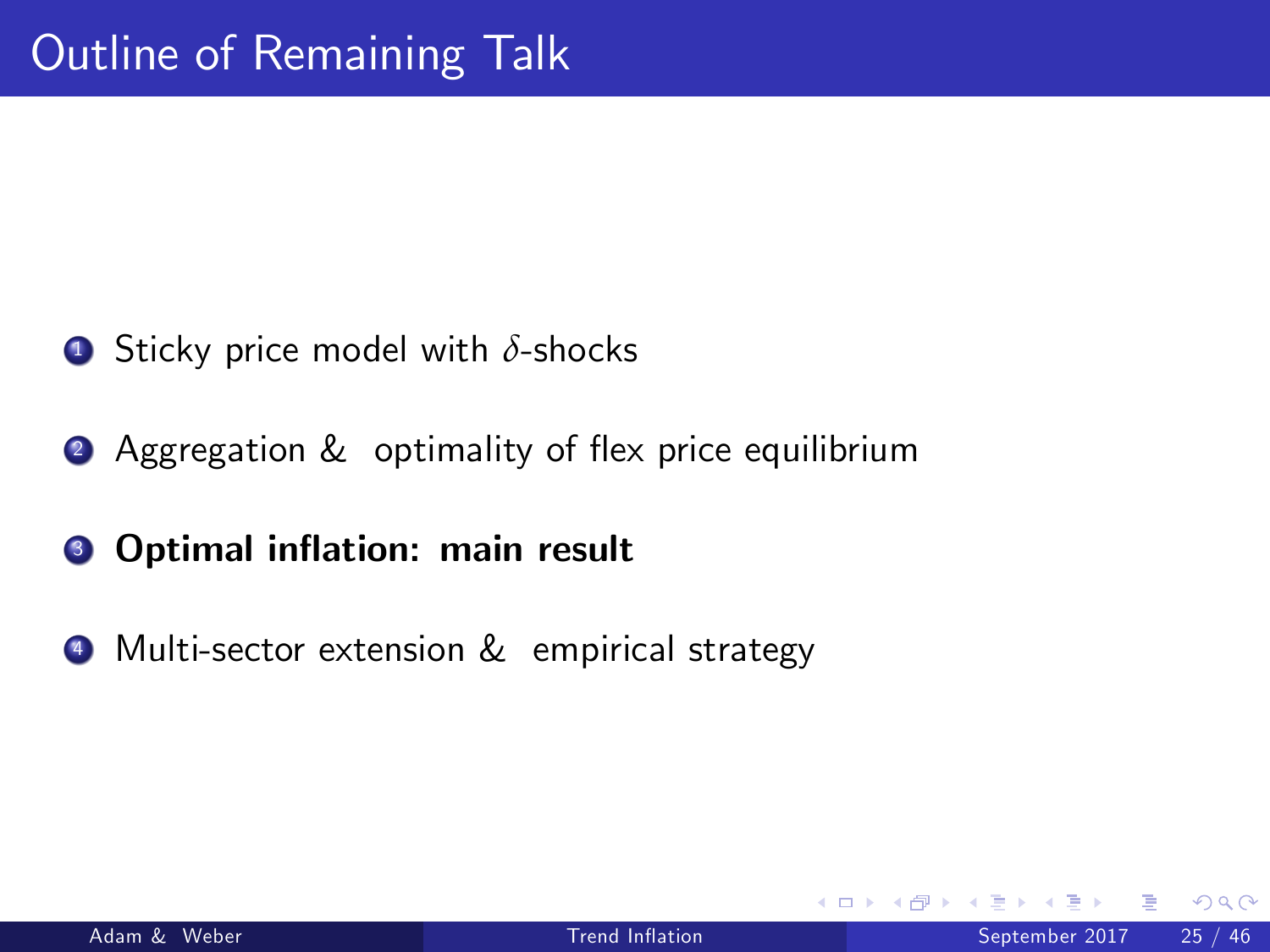# Outline of Remaining Talk

1. Sticky price model with $\delta$-shocks
2. Aggregation & optimality of flex price equilibrium
3. **Optimal inflation: main result**
4. Multi-sector extension & empirical strategy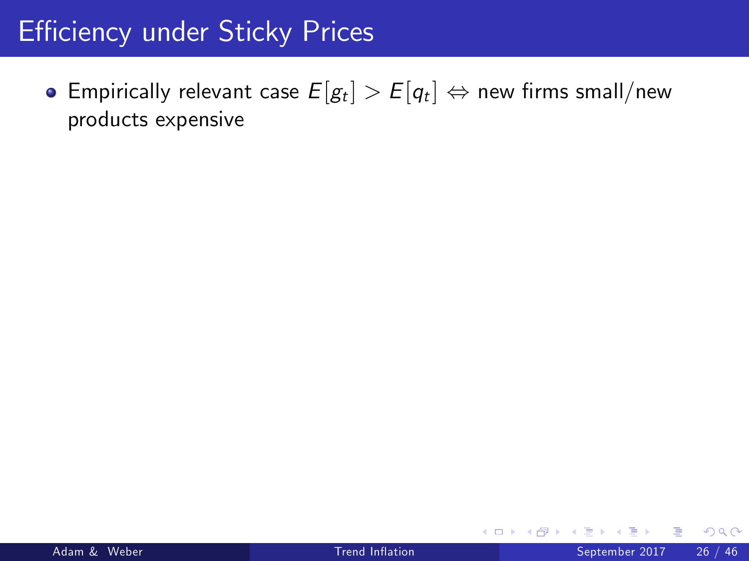# Efficiency under Sticky Prices

- Empirically relevant case $E[g_t] > E[q_t] \Leftrightarrow$ new firms small/new products expensive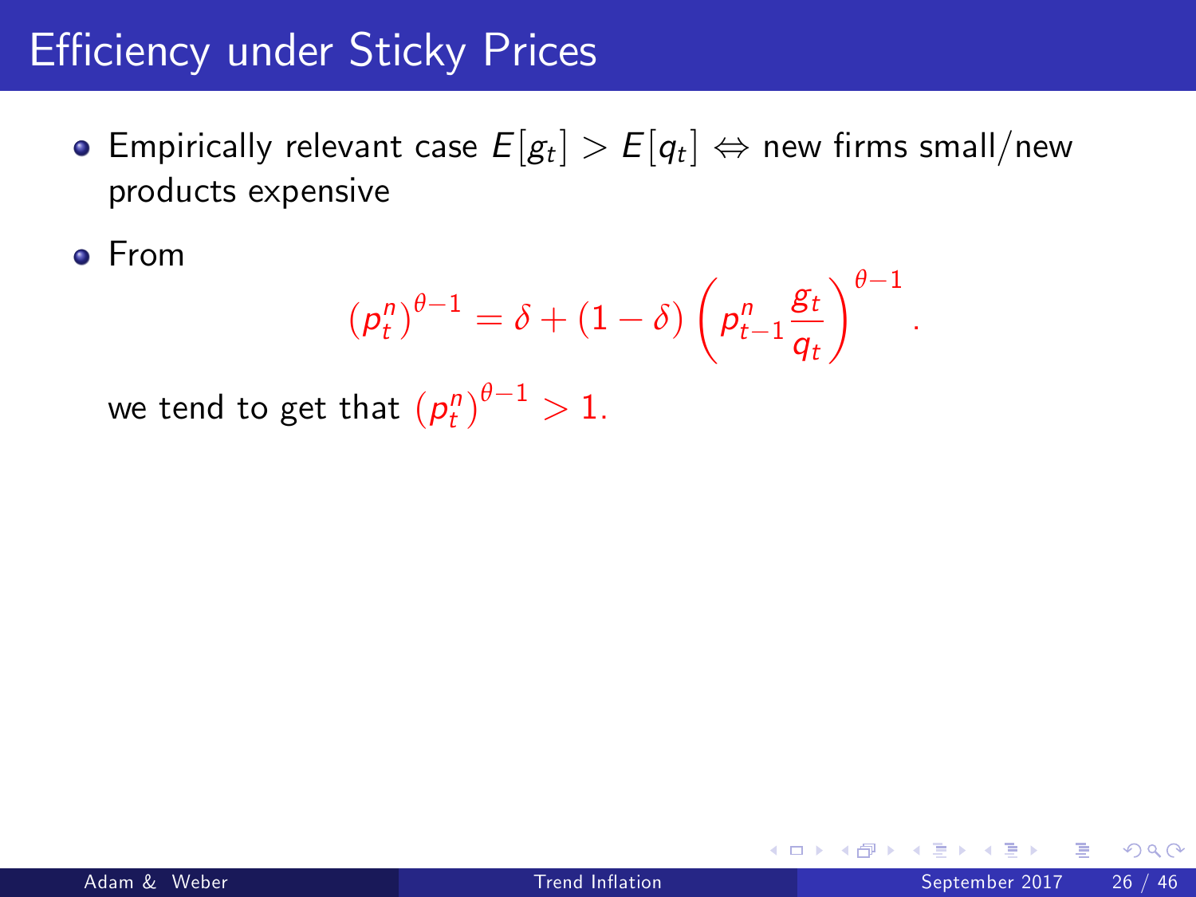# Efficiency under Sticky Prices

- Empirically relevant case $E[g_t] > E[q_t] \Leftrightarrow$ new firms small/new products expensive
- From

$$(p_t^n)^{\theta-1} = \delta + (1-\delta)\left(p_{t-1}^n \frac{g_t}{q_t}\right)^{\theta-1}.$$

we tend to get that $(p_t^n)^{\theta-1} > 1$.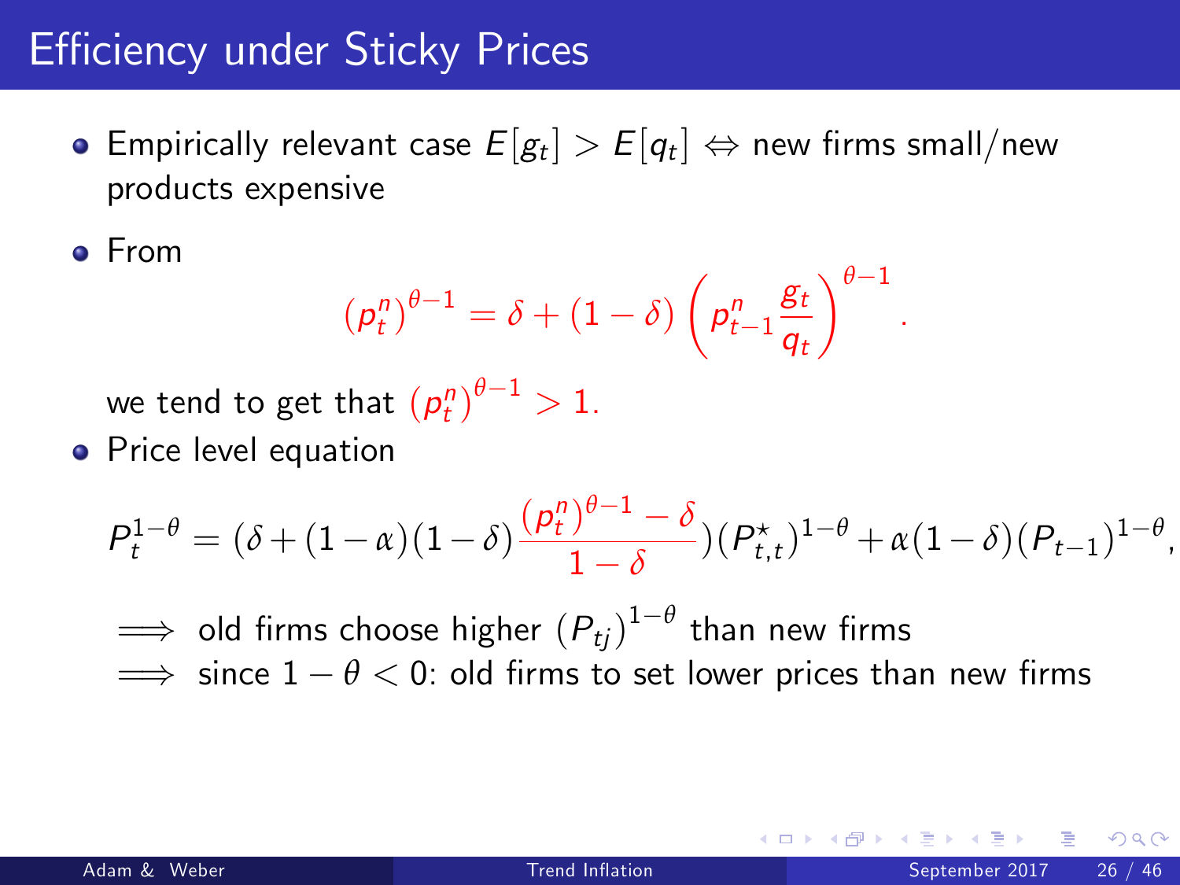# Efficiency under Sticky Prices

- Empirically relevant case $E[g_t] > E[q_t] \Leftrightarrow$ new firms small/new products expensive
- From

$$\left(p_t^n\right)^{\theta-1} = \delta + (1-\delta)\left(p_{t-1}^n \frac{g_t}{q_t}\right)^{\theta-1}.$$

  we tend to get that $\left(p_t^n\right)^{\theta-1} > 1$.
- Price level equation

$$P_t^{1-\theta} = (\delta + (1-\alpha)(1-\delta)\frac{\left(p_t^n\right)^{\theta-1} - \delta}{1-\delta})(P_{t,t}^{\star})^{1-\theta} + \alpha(1-\delta)(P_{t-1})^{1-\theta},$$

$\Longrightarrow$ old firms choose higher $\left(P_{tj}\right)^{1-\theta}$ than new firms
$\Longrightarrow$ since $1-\theta<0$: old firms to set lower prices than new firms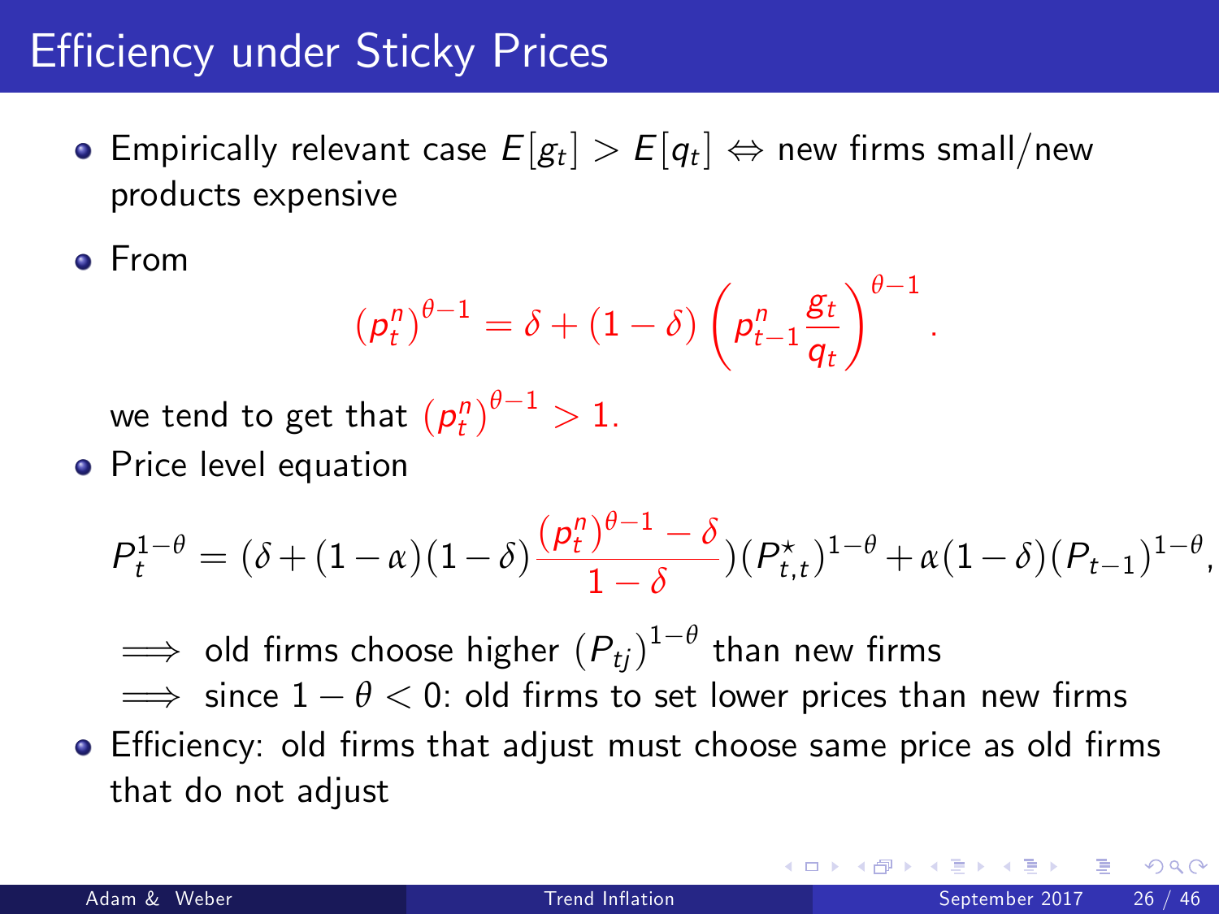# Efficiency under Sticky Prices

- Empirically relevant case $E[g_t] > E[q_t] \Leftrightarrow$ new firms small/new products expensive
- From

$$(p_t^n)^{\theta-1} = \delta + (1-\delta)\left(p_{t-1}^n \frac{g_t}{q_t}\right)^{\theta-1}.$$

  we tend to get that $(p_t^n)^{\theta-1} > 1$.
- Price level equation

$$P_t^{1-\theta} = (\delta + (1-\alpha)(1-\delta)\frac{(p_t^n)^{\theta-1} - \delta}{1-\delta})(P_{t,t}^{\star})^{1-\theta} + \alpha(1-\delta)(P_{t-1})^{1-\theta},$$

  $\implies$ old firms choose higher $(P_{tj})^{1-\theta}$ than new firms
  $\implies$ since $1-\theta < 0$: old firms to set lower prices than new firms
- Efficiency: old firms that adjust must choose same price as old firms that do not adjust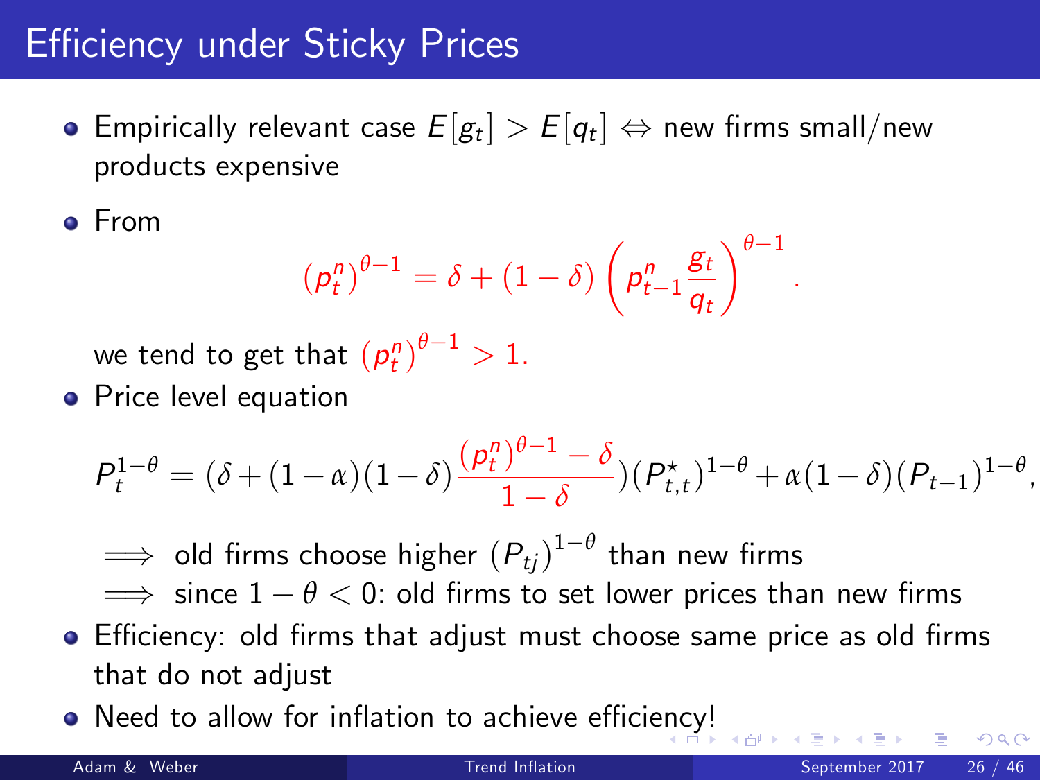# Efficiency under Sticky Prices

- Empirically relevant case $E[g_t] > E[q_t] \Leftrightarrow$ new firms small/new products expensive
- From

$$(p_t^n)^{\theta-1} = \delta + (1-\delta)\left(p_{t-1}^n \frac{g_t}{q_t}\right)^{\theta-1}.$$

  we tend to get that $(p_t^n)^{\theta-1} > 1$.
- Price level equation

$$P_t^{1-\theta} = (\delta + (1-\alpha)(1-\delta)\frac{(p_t^n)^{\theta-1} - \delta}{1-\delta})(P_{t,t}^\star)^{1-\theta} + \alpha(1-\delta)(P_{t-1})^{1-\theta},$$

  $\implies$ old firms choose higher $(P_{tj})^{1-\theta}$ than new firms
  $\implies$ since $1-\theta < 0$: old firms to set lower prices than new firms
- Efficiency: old firms that adjust must choose same price as old firms that do not adjust
- Need to allow for inflation to achieve efficiency!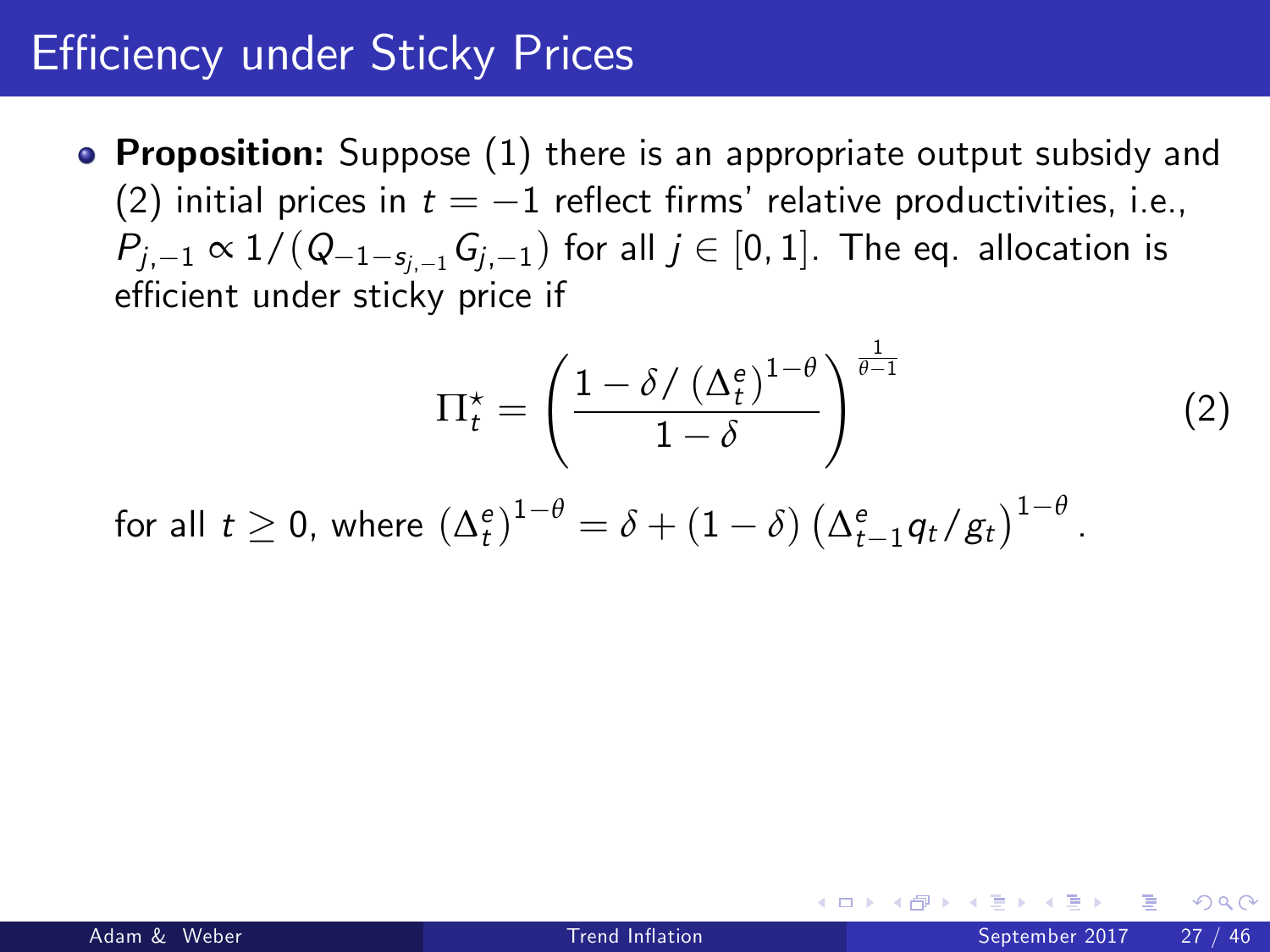# Efficiency under Sticky Prices

- **Proposition:** Suppose (1) there is an appropriate output subsidy and (2) initial prices in $t = -1$ reflect firms' relative productivities, i.e., $P_{j,-1} \propto 1/(Q_{-1-s_{j,-1}} G_{j,-1})$ for all $j \in [0,1]$. The eq. allocation is efficient under sticky price if

$$\Pi_t^\star = \left( \frac{1 - \delta / \left(\Delta_t^e\right)^{1-\theta}}{1-\delta} \right)^{\frac{1}{\theta-1}} \tag{2}$$

for all $t \geq 0$, where $\left(\Delta_t^e\right)^{1-\theta} = \delta + (1-\delta)\left(\Delta_{t-1}^e q_t / g_t\right)^{1-\theta}$.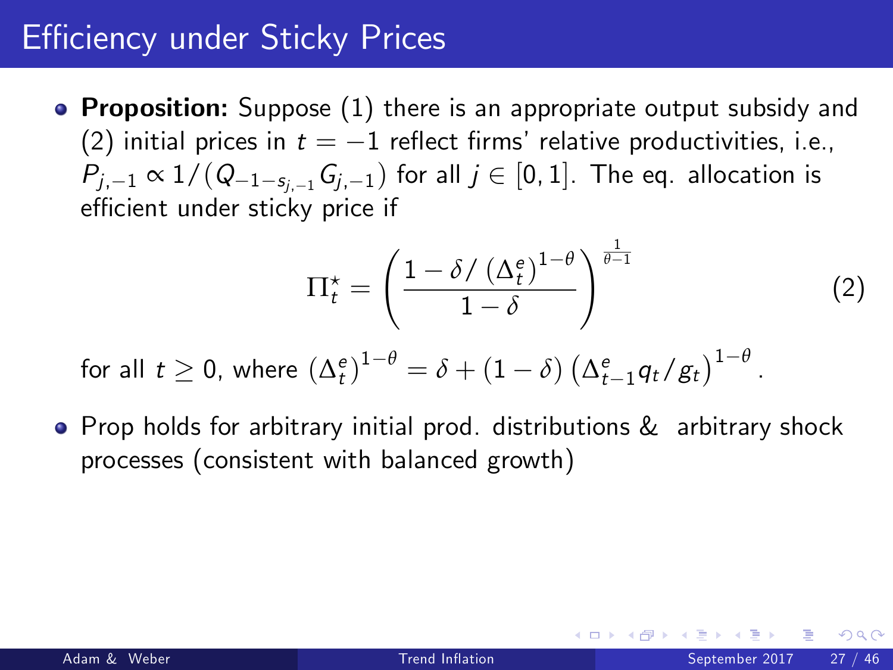# Efficiency under Sticky Prices

- **Proposition:** Suppose (1) there is an appropriate output subsidy and (2) initial prices in $t = -1$ reflect firms' relative productivities, i.e., $P_{j,-1} \propto 1/(Q_{-1-s_{j,-1}} G_{j,-1})$ for all $j \in [0,1]$. The eq. allocation is efficient under sticky price if

$$\Pi_t^{\star} = \left( \frac{1 - \delta / \left(\Delta_t^e\right)^{1-\theta}}{1-\delta} \right)^{\frac{1}{\theta-1}} \tag{2}$$

  for all $t \geq 0$, where $\left(\Delta_t^e\right)^{1-\theta} = \delta + (1-\delta)\left(\Delta_{t-1}^e q_t / g_t\right)^{1-\theta}$.

- Prop holds for arbitrary initial prod. distributions & arbitrary shock processes (consistent with balanced growth)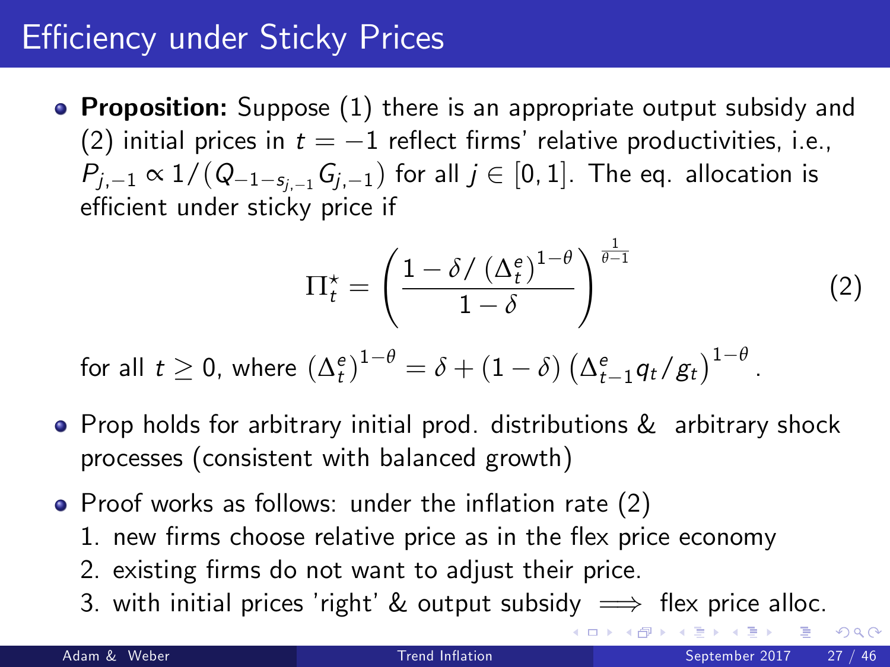# Efficiency under Sticky Prices

- **Proposition:** Suppose (1) there is an appropriate output subsidy and (2) initial prices in $t = -1$ reflect firms' relative productivities, i.e., $P_{j,-1} \propto 1/(Q_{-1-s_{j,-1}} G_{j,-1})$ for all $j \in [0,1]$. The eq. allocation is efficient under sticky price if

$$\Pi_t^\star = \left( \frac{1 - \delta / \left(\Delta_t^e\right)^{1-\theta}}{1-\delta} \right)^{\frac{1}{\theta-1}} \tag{2}$$

  for all $t \geq 0$, where $\left(\Delta_t^e\right)^{1-\theta} = \delta + (1-\delta)\left(\Delta_{t-1}^e q_t / g_t\right)^{1-\theta}$.

- Prop holds for arbitrary initial prod. distributions & arbitrary shock processes (consistent with balanced growth)
- Proof works as follows: under the inflation rate (2)
  1. new firms choose relative price as in the flex price economy
  2. existing firms do not want to adjust their price.
  3. with initial prices 'right' & output subsidy $\Longrightarrow$ flex price alloc.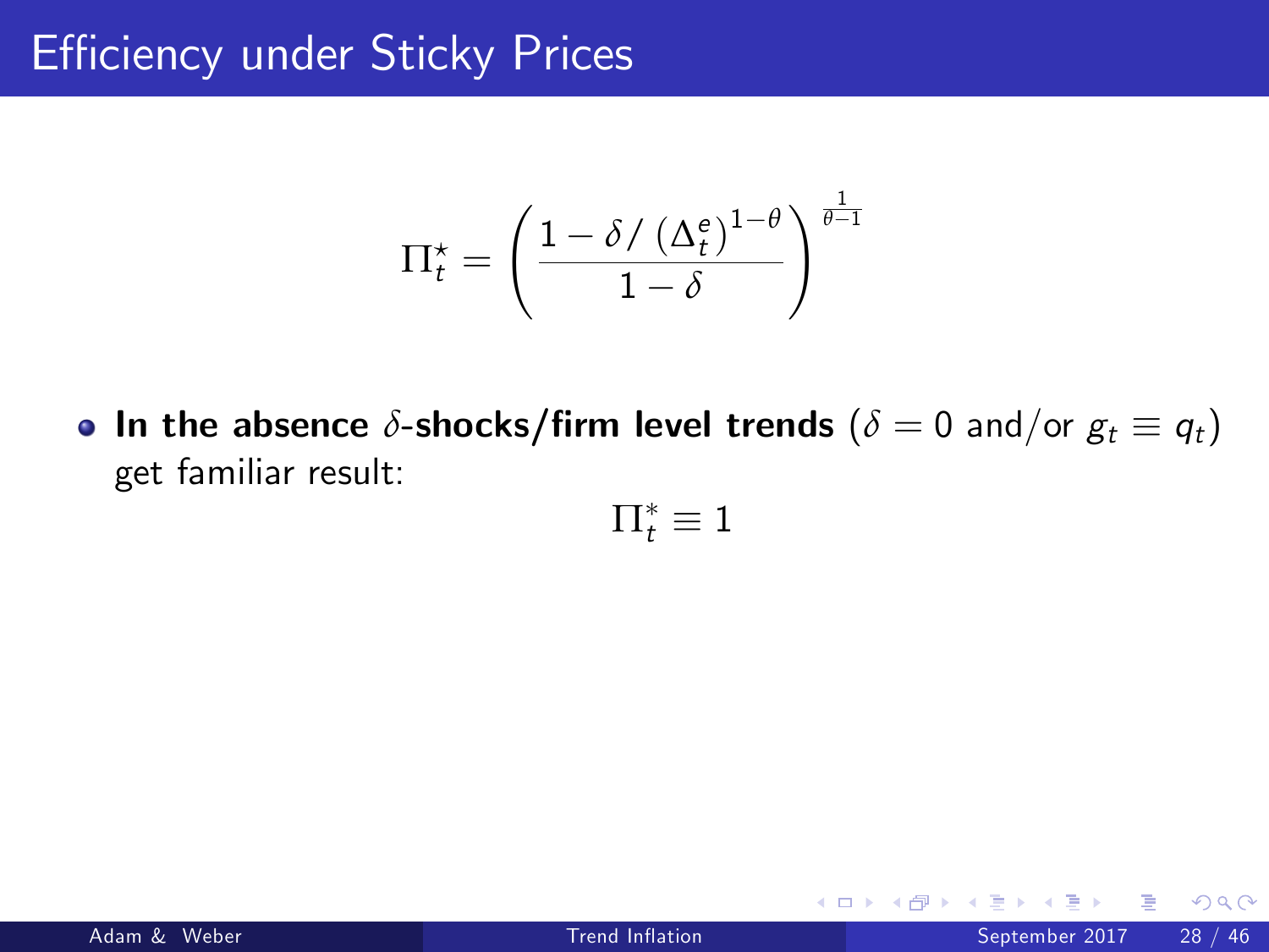# Efficiency under Sticky Prices

$$\Pi_t^{\star} = \left( \frac{1 - \delta / \left(\Delta_t^e\right)^{1-\theta}}{1 - \delta} \right)^{\frac{1}{\theta - 1}}$$

- **In the absence $\delta$-shocks/firm level trends** ($\delta = 0$ and/or $g_t \equiv q_t$) get familiar result:

$$\Pi_t^* \equiv 1$$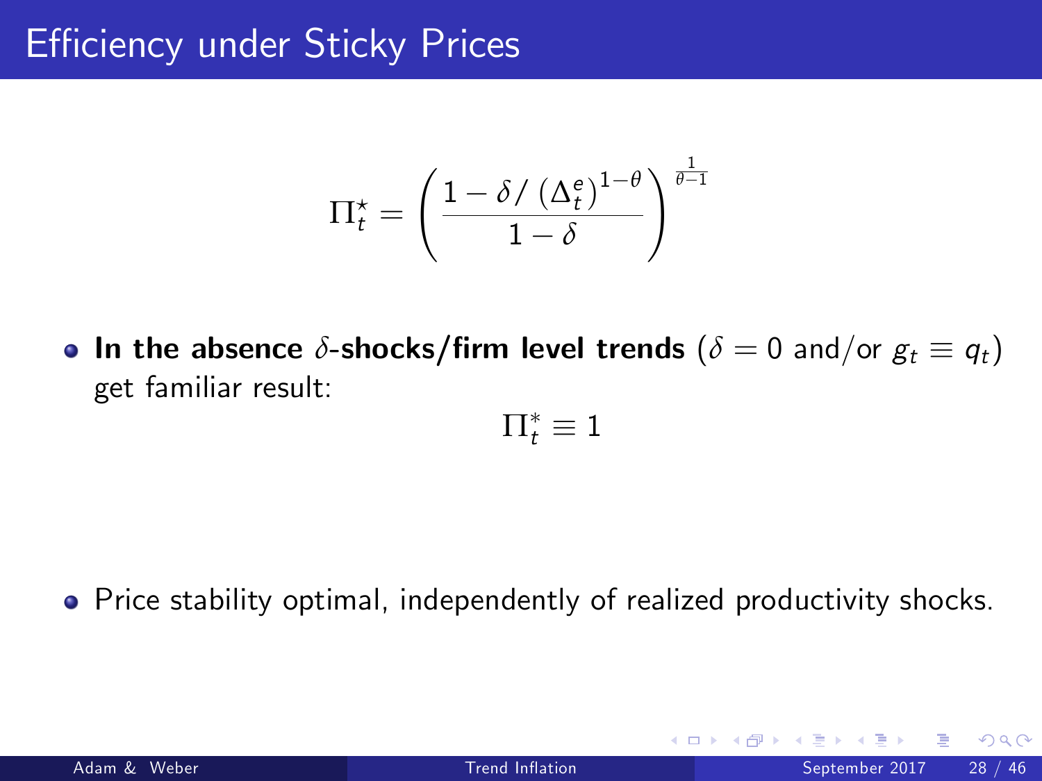# Efficiency under Sticky Prices

$$\Pi_t^{\star} = \left( \frac{1 - \delta / \left(\Delta_t^e\right)^{1-\theta}}{1 - \delta} \right)^{\frac{1}{\theta - 1}}$$

- **In the absence $\delta$-shocks/firm level trends** ($\delta = 0$ and/or $g_t \equiv q_t$) get familiar result:

$$\Pi_t^* \equiv 1$$

- Price stability optimal, independently of realized productivity shocks.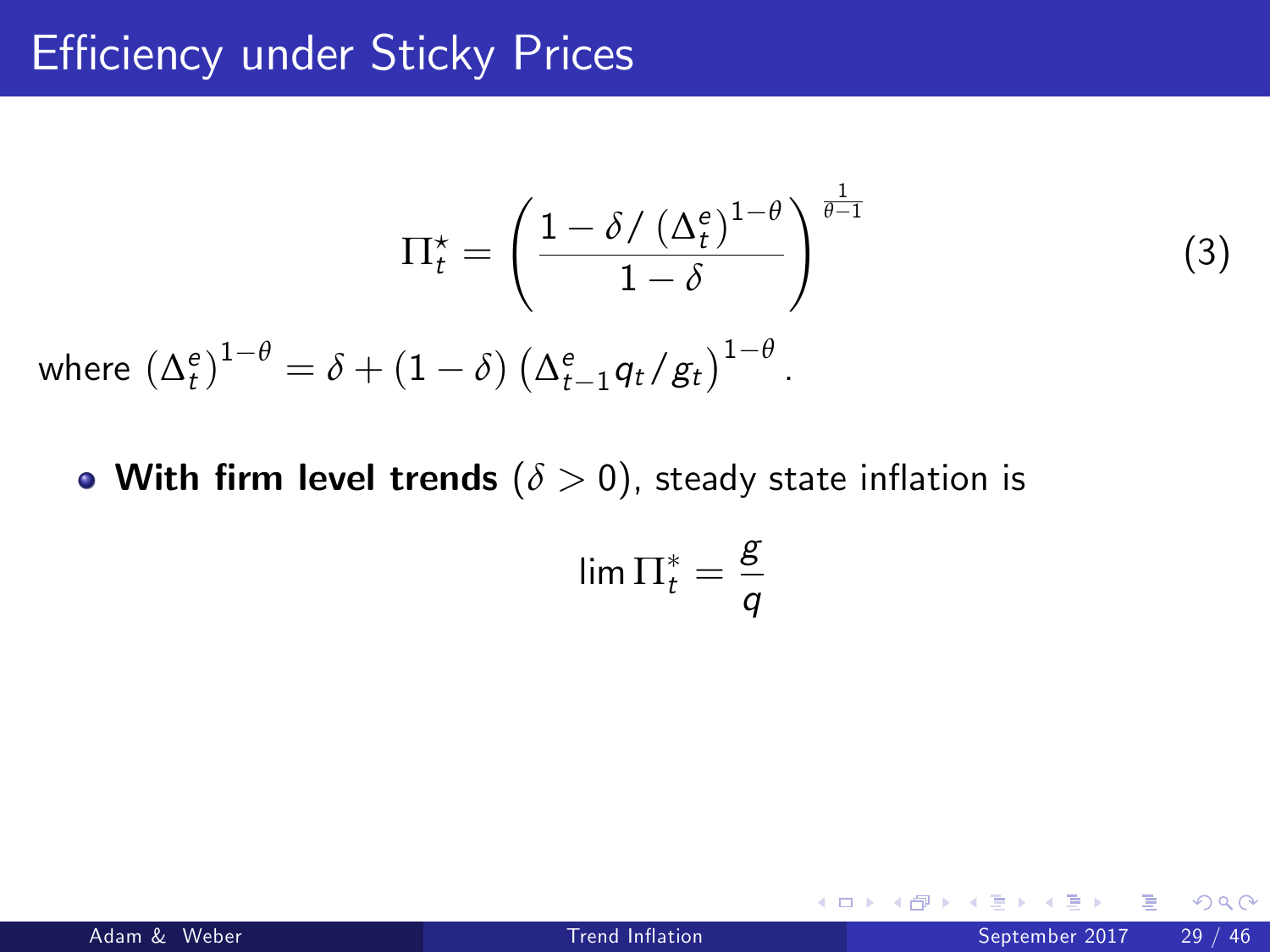# Efficiency under Sticky Prices

$$\Pi_t^{\star} = \left( \frac{1 - \delta / \left(\Delta_t^e\right)^{1-\theta}}{1 - \delta} \right)^{\frac{1}{\theta - 1}} \tag{3}$$

where $\left(\Delta_t^e\right)^{1-\theta} = \delta + (1 - \delta) \left(\Delta_{t-1}^e q_t / g_t\right)^{1-\theta}$.

- **With firm level trends** ($\delta > 0$), steady state inflation is

$$\lim \Pi_t^* = \frac{g}{q}$$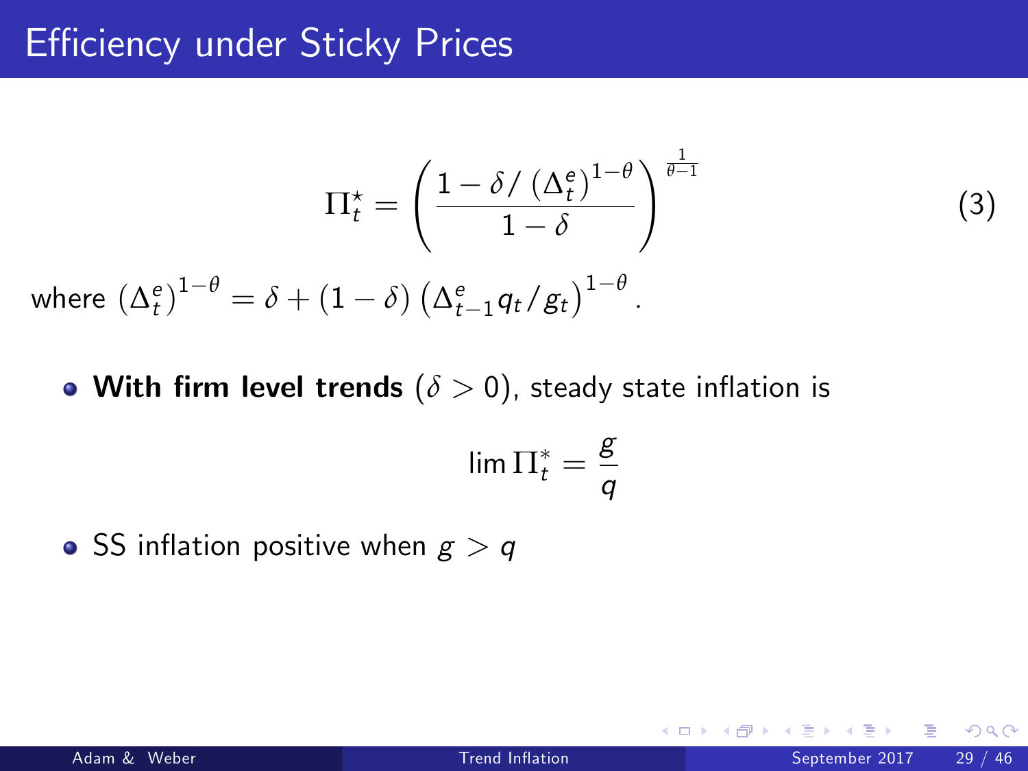# Efficiency under Sticky Prices

$$\Pi_t^\star = \left( \frac{1 - \delta / \left(\Delta_t^e\right)^{1-\theta}}{1-\delta} \right)^{\frac{1}{\theta-1}} \tag{3}$$

where $\left(\Delta_t^e\right)^{1-\theta} = \delta + (1-\delta)\left(\Delta_{t-1}^e q_t / g_t\right)^{1-\theta}$.

- **With firm level trends** ($\delta > 0$), steady state inflation is

$$\lim \Pi_t^* = \frac{g}{q}$$

- SS inflation positive when $g > q$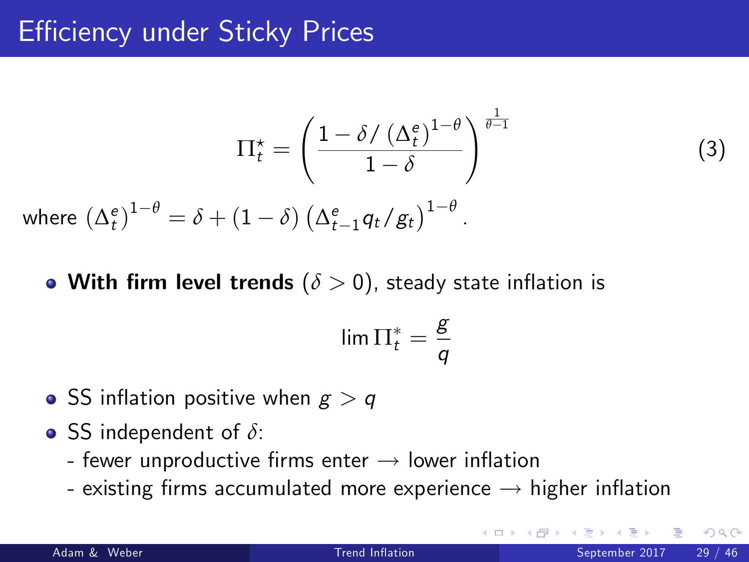# Efficiency under Sticky Prices

$$\Pi_t^{\star} = \left( \frac{1 - \delta / \left(\Delta_t^e\right)^{1-\theta}}{1 - \delta} \right)^{\frac{1}{\theta - 1}} \tag{3}$$

where $\left(\Delta_t^e\right)^{1-\theta} = \delta + (1 - \delta) \left(\Delta_{t-1}^e q_t / g_t\right)^{1-\theta}$.

- **With firm level trends** ($\delta > 0$), steady state inflation is

$$\lim \Pi_t^* = \frac{g}{q}$$

- SS inflation positive when $g > q$
- SS independent of $\delta$:
  - fewer unproductive firms enter $\longrightarrow$ lower inflation
  - existing firms accumulated more experience $\longrightarrow$ higher inflation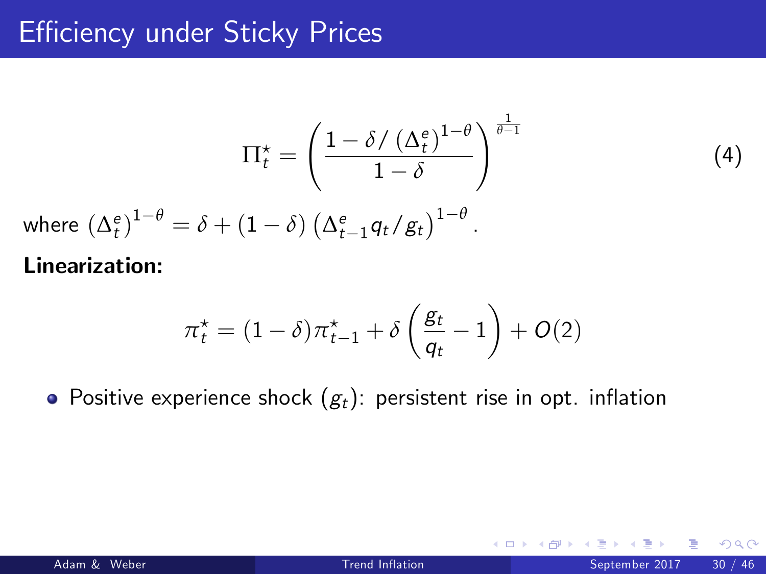# Efficiency under Sticky Prices

$$\Pi_t^\star = \left( \frac{1 - \delta / \left(\Delta_t^e\right)^{1-\theta}}{1-\delta} \right)^{\frac{1}{\theta-1}} \tag{4}$$

where $\left(\Delta_t^e\right)^{1-\theta} = \delta + (1-\delta)\left(\Delta_{t-1}^e q_t / g_t\right)^{1-\theta}$.

**Linearization:**

$$\pi_t^\star = (1-\delta)\pi_{t-1}^\star + \delta \left( \frac{g_t}{q_t} - 1 \right) + O(2)$$

- Positive experience shock ($g_t$): persistent rise in opt. inflation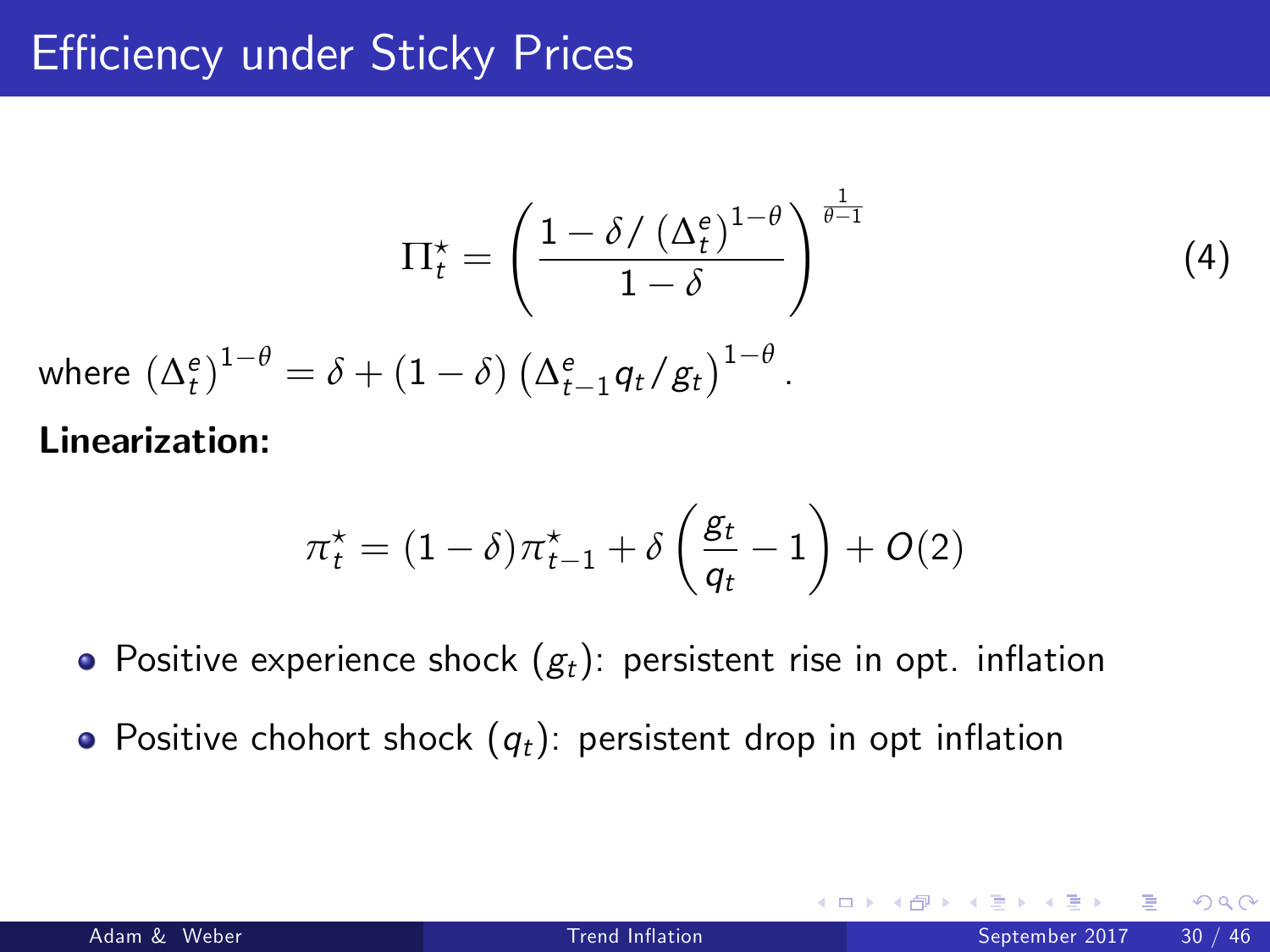# Efficiency under Sticky Prices

$$\Pi_t^\star = \left( \frac{1 - \delta / \left(\Delta_t^e\right)^{1-\theta}}{1-\delta} \right)^{\frac{1}{\theta-1}} \tag{4}$$

where $\left(\Delta_t^e\right)^{1-\theta} = \delta + (1-\delta)\left(\Delta_{t-1}^e q_t / g_t\right)^{1-\theta}$.

**Linearization:**

$$\pi_t^\star = (1-\delta)\pi_{t-1}^\star + \delta\left(\frac{g_t}{q_t} - 1\right) + O(2)$$

- Positive experience shock ($g_t$): persistent rise in opt. inflation
- Positive chohort shock ($q_t$): persistent drop in opt inflation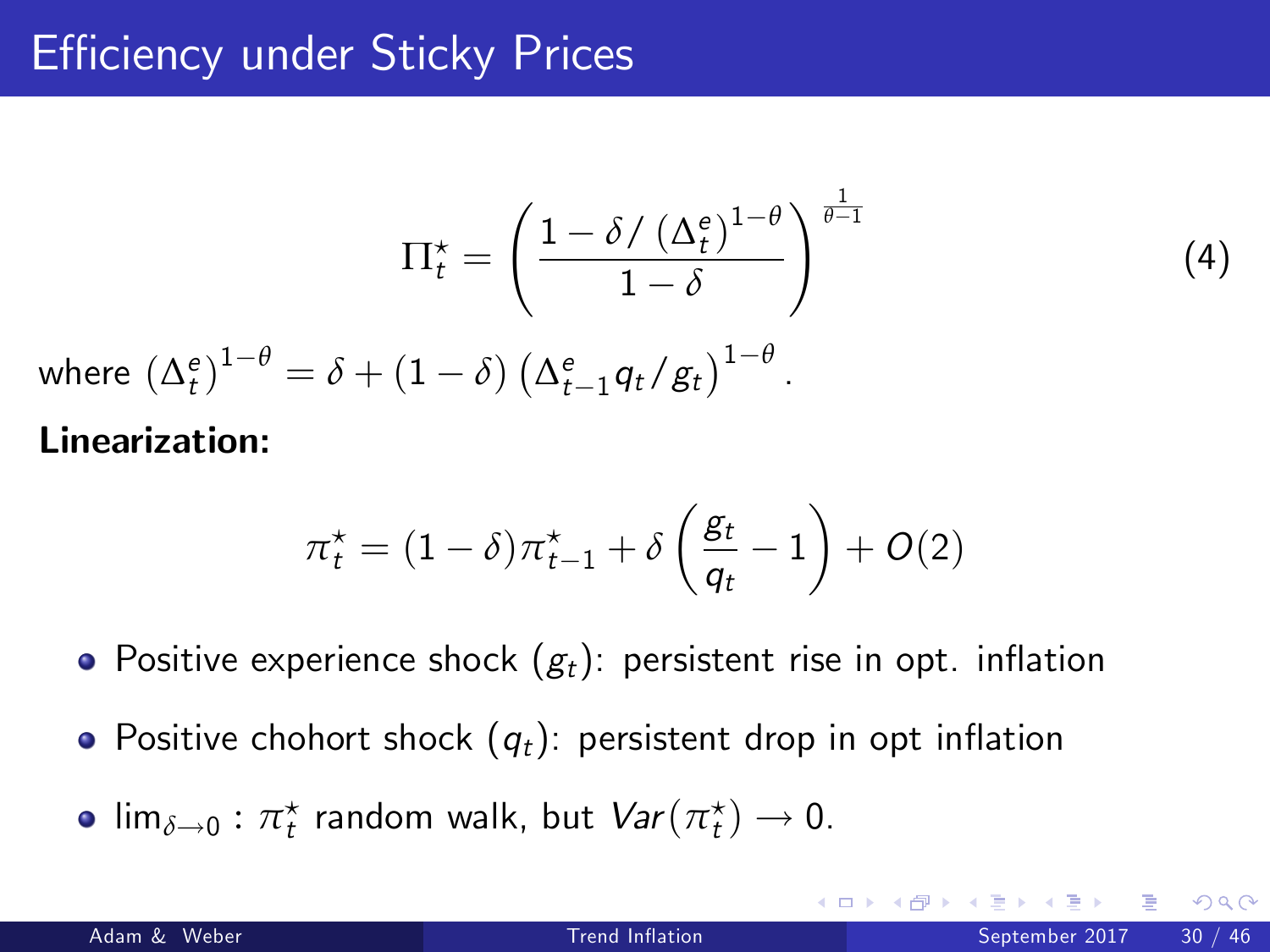# Efficiency under Sticky Prices

$$\Pi_t^\star = \left( \frac{1 - \delta / \left(\Delta_t^e\right)^{1-\theta}}{1-\delta} \right)^{\frac{1}{\theta-1}} \tag{4}$$

where $\left(\Delta_t^e\right)^{1-\theta} = \delta + (1-\delta)\left(\Delta_{t-1}^e q_t / g_t\right)^{1-\theta}$.

**Linearization:**

$$\pi_t^\star = (1-\delta)\pi_{t-1}^\star + \delta\left(\frac{g_t}{q_t} - 1\right) + O(2)$$

- Positive experience shock ($g_t$): persistent rise in opt. inflation
- Positive chohort shock ($q_t$): persistent drop in opt inflation
- $\lim_{\delta \to 0}$ : $\pi_t^\star$ random walk, but $Var(\pi_t^\star) \to 0$.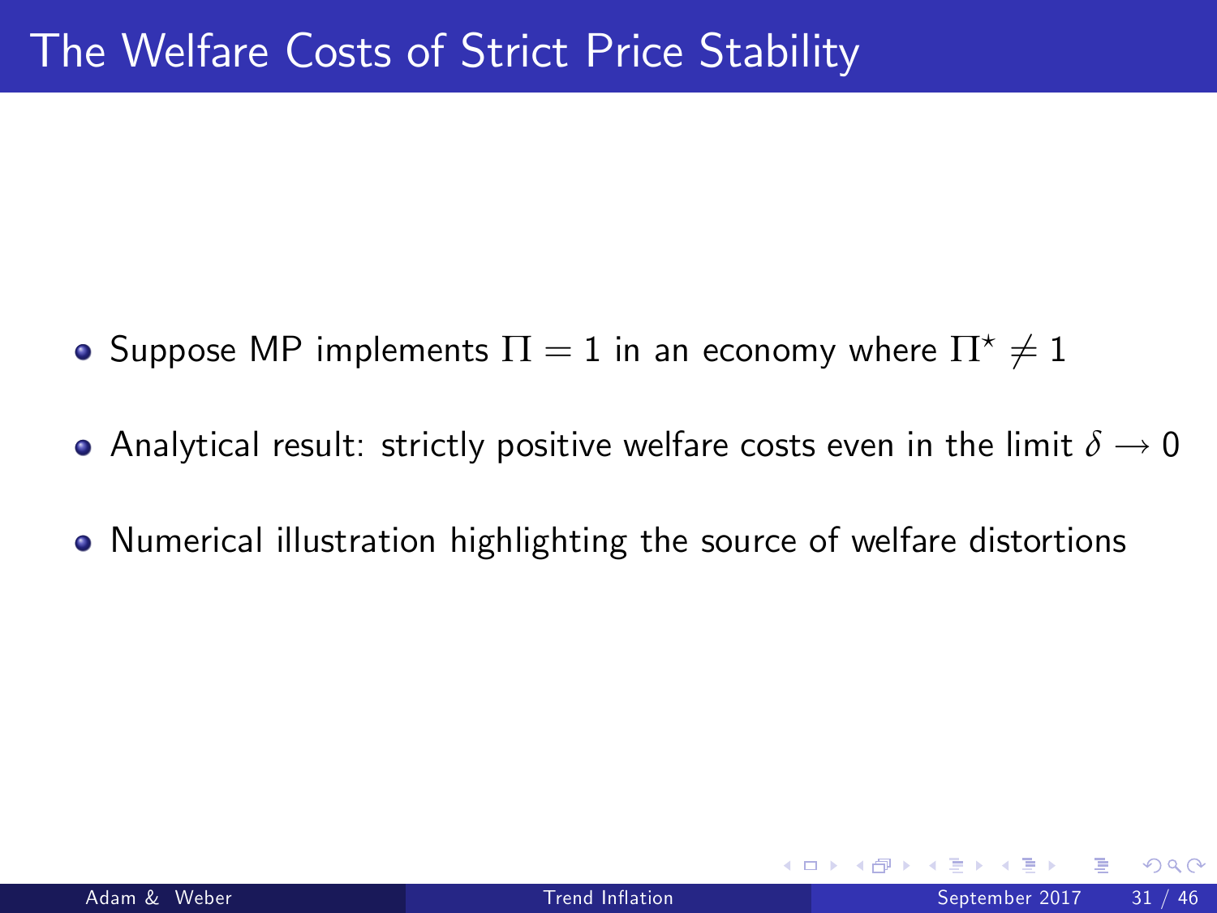# The Welfare Costs of Strict Price Stability

- Suppose MP implements $\Pi = 1$ in an economy where $\Pi^{\star} \neq 1$
- Analytical result: strictly positive welfare costs even in the limit $\delta \longrightarrow 0$
- Numerical illustration highlighting the source of welfare distortions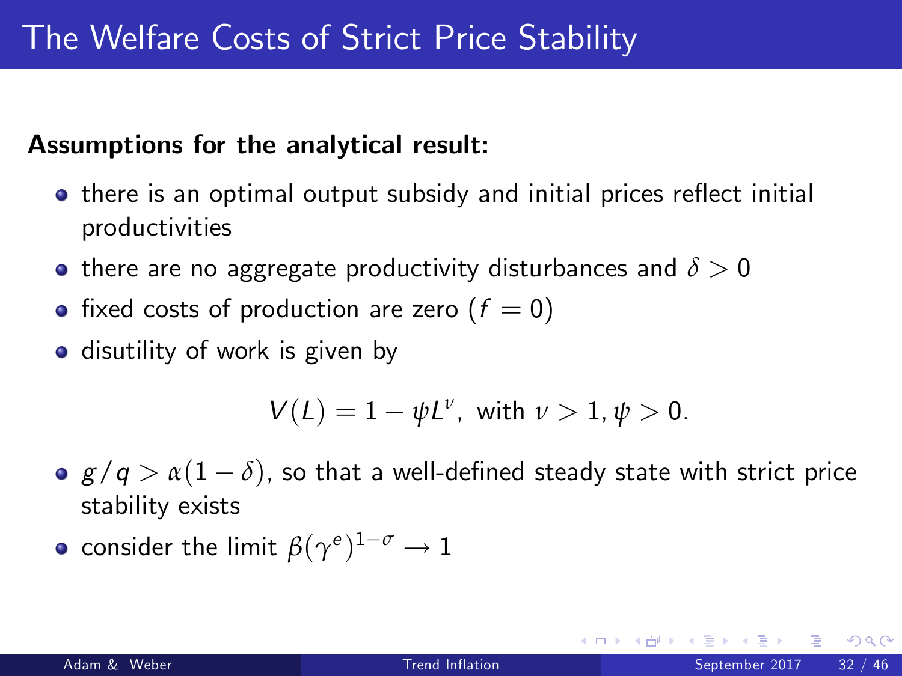# The Welfare Costs of Strict Price Stability

**Assumptions for the analytical result:**

- there is an optimal output subsidy and initial prices reflect initial productivities
- there are no aggregate productivity disturbances and $\delta > 0$
- fixed costs of production are zero ($f = 0$)
- disutility of work is given by

$$V(L) = 1 - \psi L^{\nu}, \text{ with } \nu > 1, \psi > 0.$$

- $g/q > \alpha(1-\delta)$, so that a well-defined steady state with strict price stability exists
- consider the limit $\beta(\gamma^{e})^{1-\sigma} \rightarrow 1$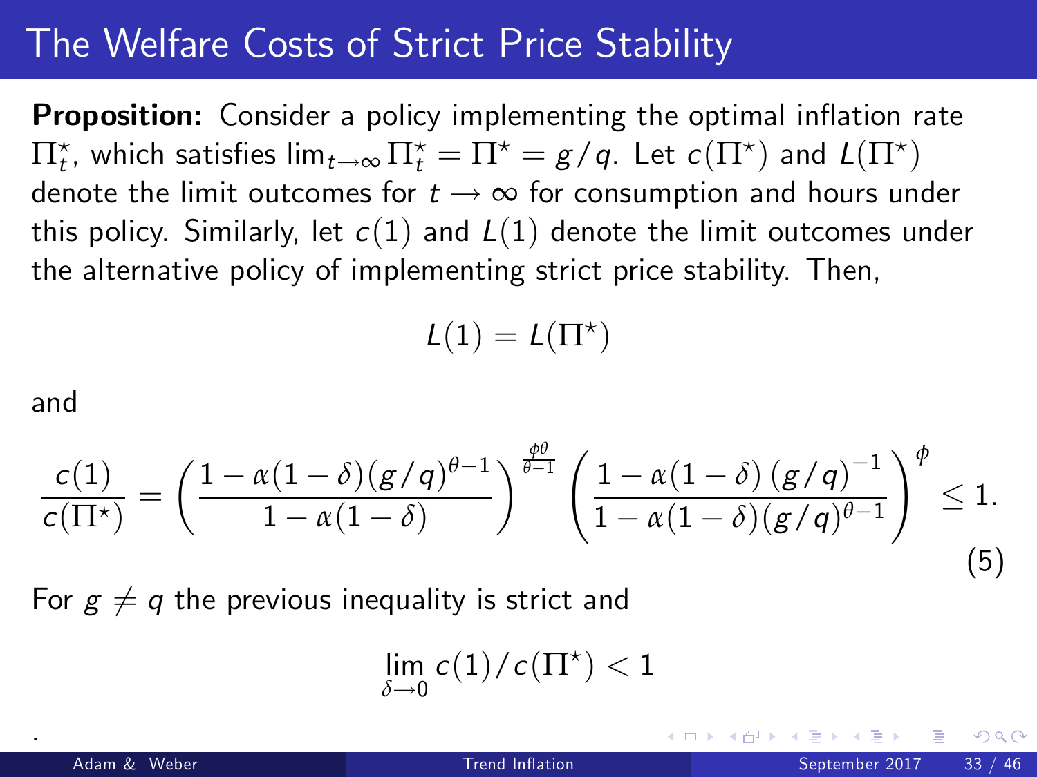# The Welfare Costs of Strict Price Stability

**Proposition:** Consider a policy implementing the optimal inflation rate $\Pi_t^\star$, which satisfies $\lim_{t\to\infty} \Pi_t^\star = \Pi^\star = g/q$. Let $c(\Pi^\star)$ and $L(\Pi^\star)$ denote the limit outcomes for $t \to \infty$ for consumption and hours under this policy. Similarly, let $c(1)$ and $L(1)$ denote the limit outcomes under the alternative policy of implementing strict price stability. Then,

$$L(1) = L(\Pi^\star)$$

and

$$\frac{c(1)}{c(\Pi^\star)} = \left(\frac{1-\alpha(1-\delta)(g/q)^{\theta-1}}{1-\alpha(1-\delta)}\right)^{\frac{\phi\theta}{\theta-1}} \left(\frac{1-\alpha(1-\delta)\left(g/q\right)^{-1}}{1-\alpha(1-\delta)(g/q)^{\theta-1}}\right)^{\phi} \leq 1. \tag{5}$$

For $g \neq q$ the previous inequality is strict and

$$\lim_{\delta\to 0} c(1)/c(\Pi^\star) < 1$$

.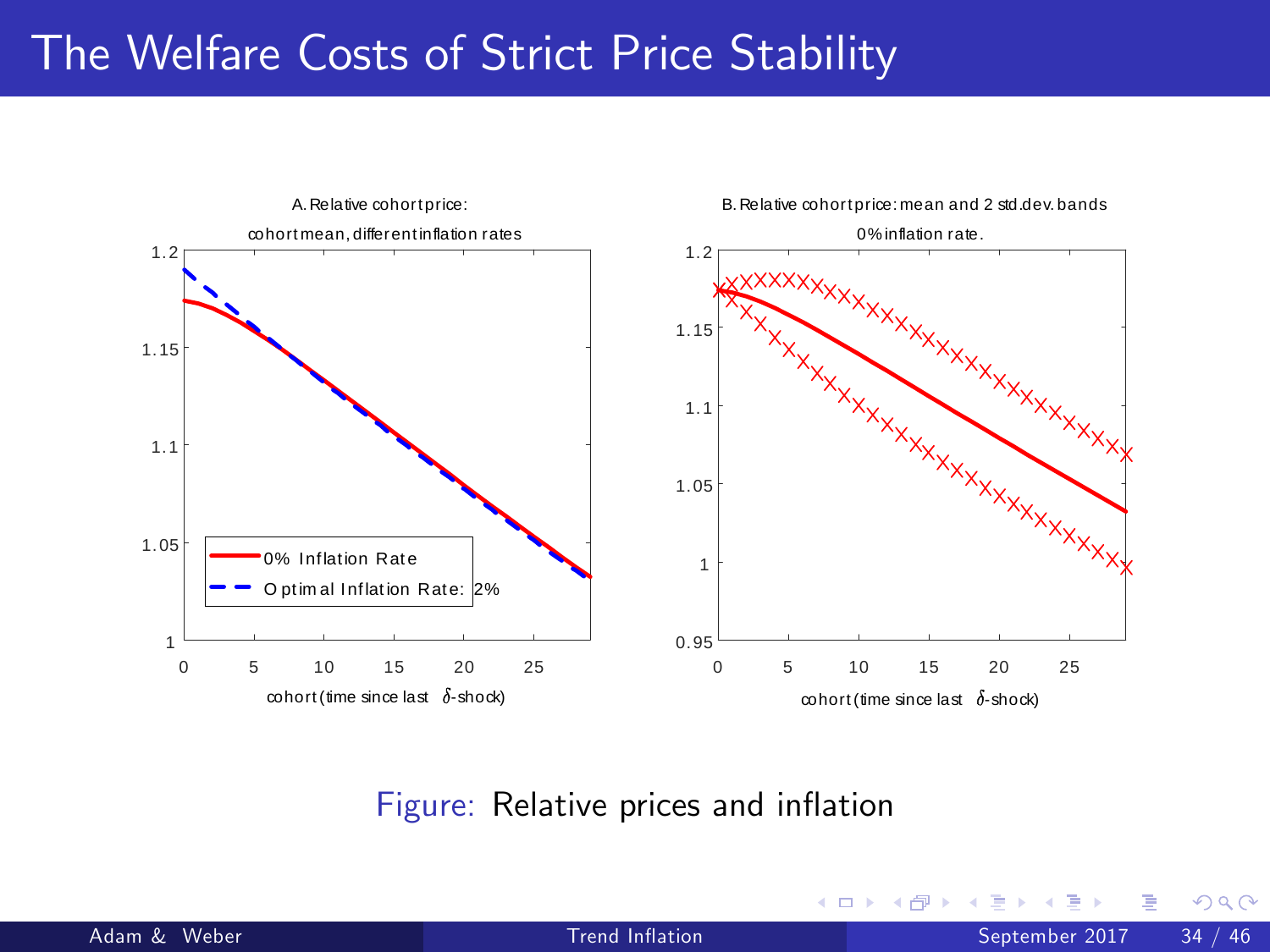# The Welfare Costs of Strict Price Stability

A. Relative cohort price:
cohort mean, different inflation rates

1.2
1.15
1.1
1.05
1

0 5 10 15 20 25

cohort (time since last $\delta$-shock)

0% Inflation Rate
Optimal Inflation Rate: 2%

B. Relative cohort price: mean and 2 std.dev. bands
0% inflation rate.

1.2
1.15
1.1
1.05
1
0.95

0 5 10 15 20 25

cohort (time since last $\delta$-shock)

Figure: Relative prices and inflation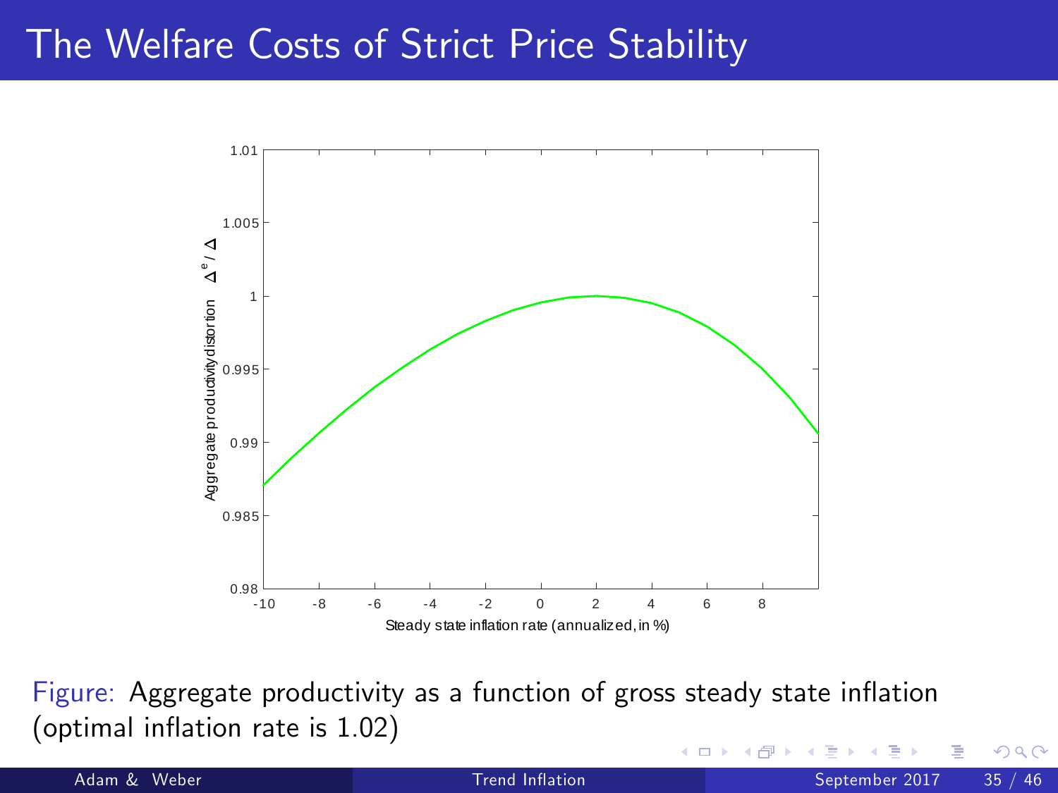# The Welfare Costs of Strict Price Stability

Aggregate productivity distortion $\Delta^e / \Delta$

1.01
1.005
1
0.995
0.99
0.985
0.98

-10 -8 -6 -4 -2 0 2 4 6 8

Steady state inflation rate (annualized, in %)

Figure: Aggregate productivity as a function of gross steady state inflation (optimal inflation rate is 1.02)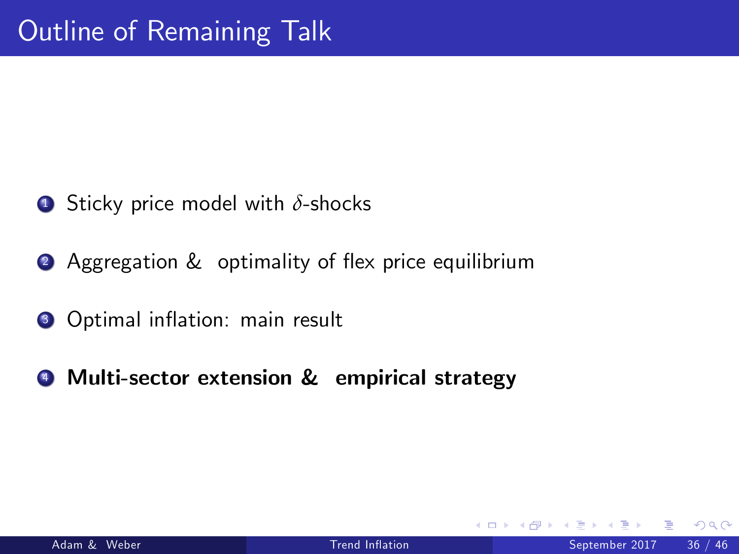# Outline of Remaining Talk

1. Sticky price model with $\delta$-shocks
2. Aggregation & optimality of flex price equilibrium
3. Optimal inflation: main result
4. **Multi-sector extension & empirical strategy**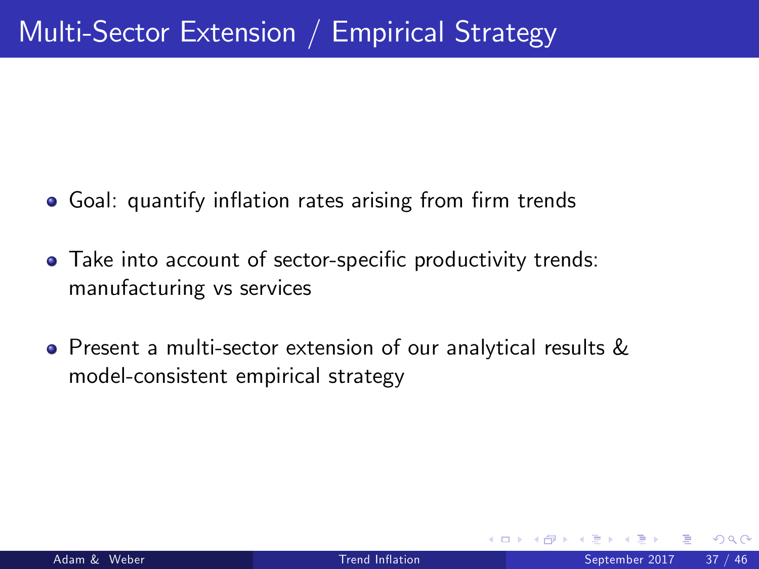# Multi-Sector Extension / Empirical Strategy

- Goal: quantify inflation rates arising from firm trends
- Take into account of sector-specific productivity trends: manufacturing vs services
- Present a multi-sector extension of our analytical results & model-consistent empirical strategy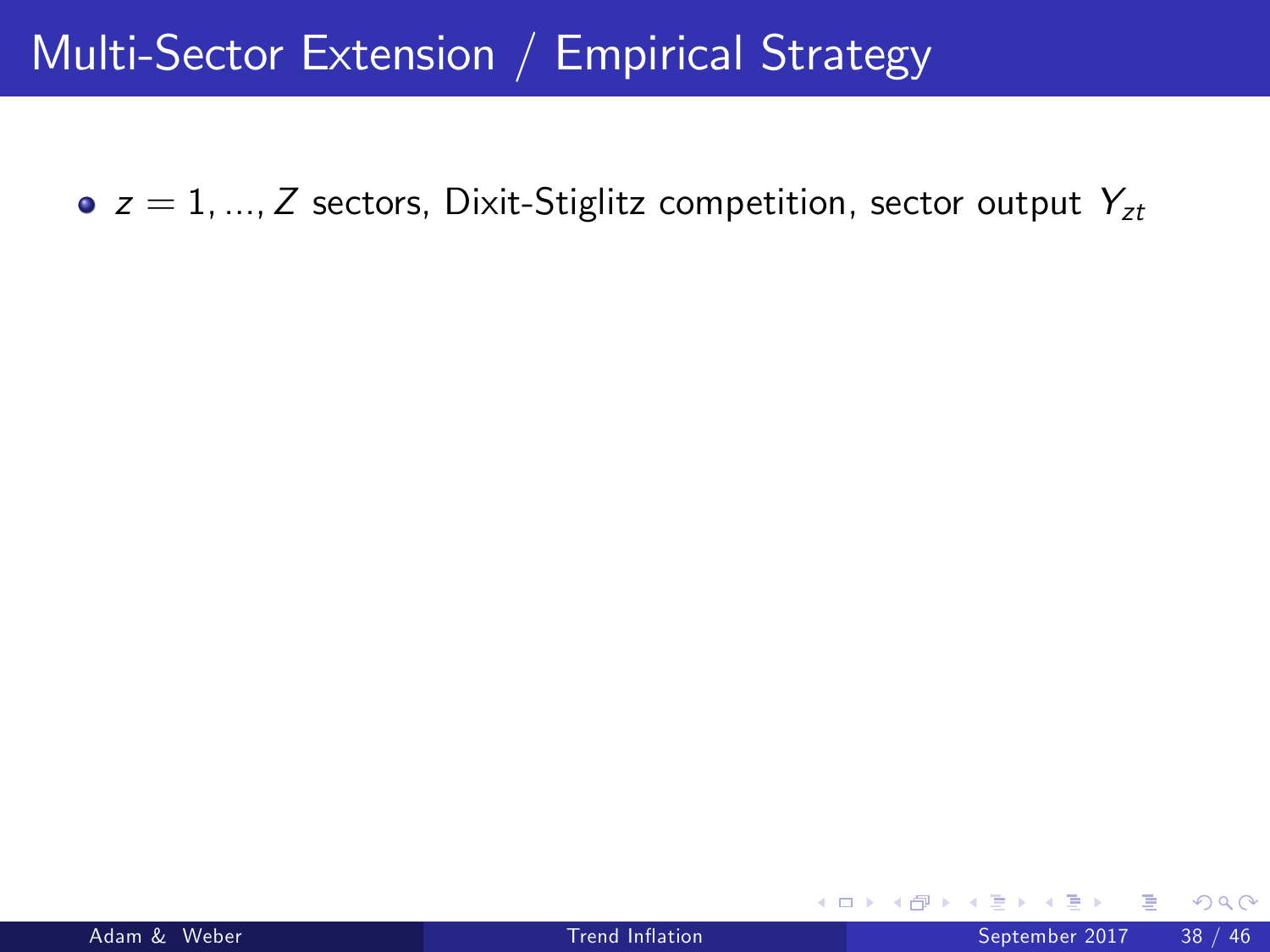# Multi-Sector Extension / Empirical Strategy

- $z = 1, ..., Z$ sectors, Dixit-Stiglitz competition, sector output $Y_{zt}$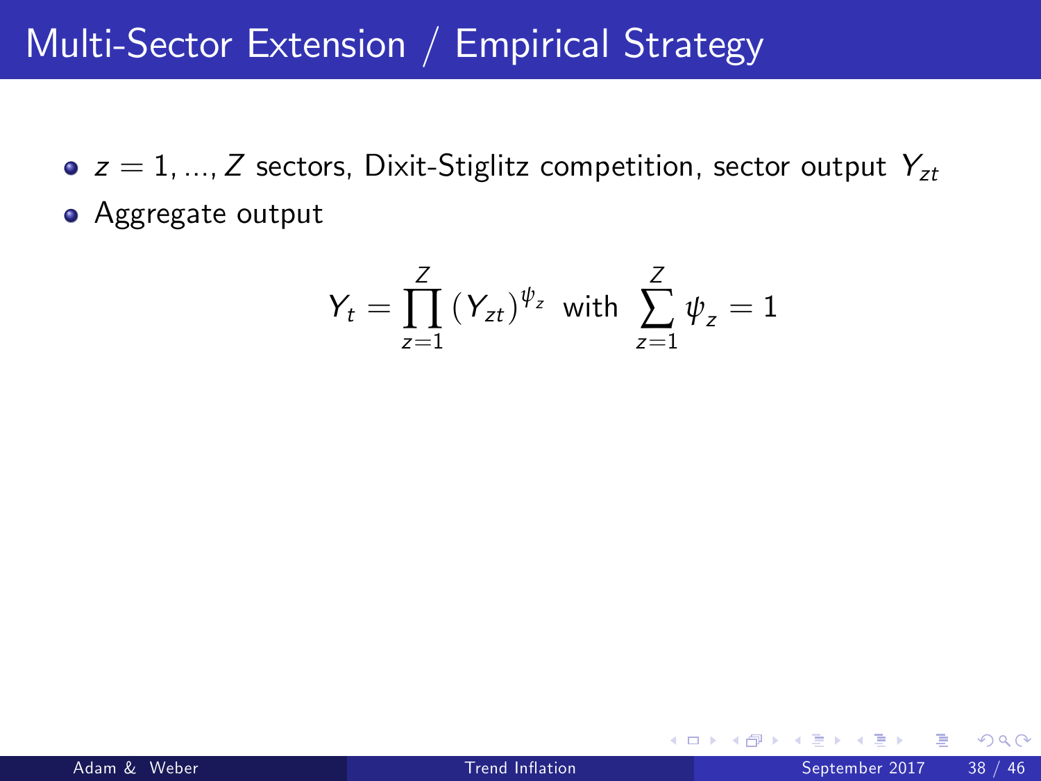# Multi-Sector Extension / Empirical Strategy

- $z = 1, ..., Z$ sectors, Dixit-Stiglitz competition, sector output $Y_{zt}$
- Aggregate output

$$Y_t = \prod_{z=1}^{Z} (Y_{zt})^{\psi_z} \text{ with } \sum_{z=1}^{Z} \psi_z = 1$$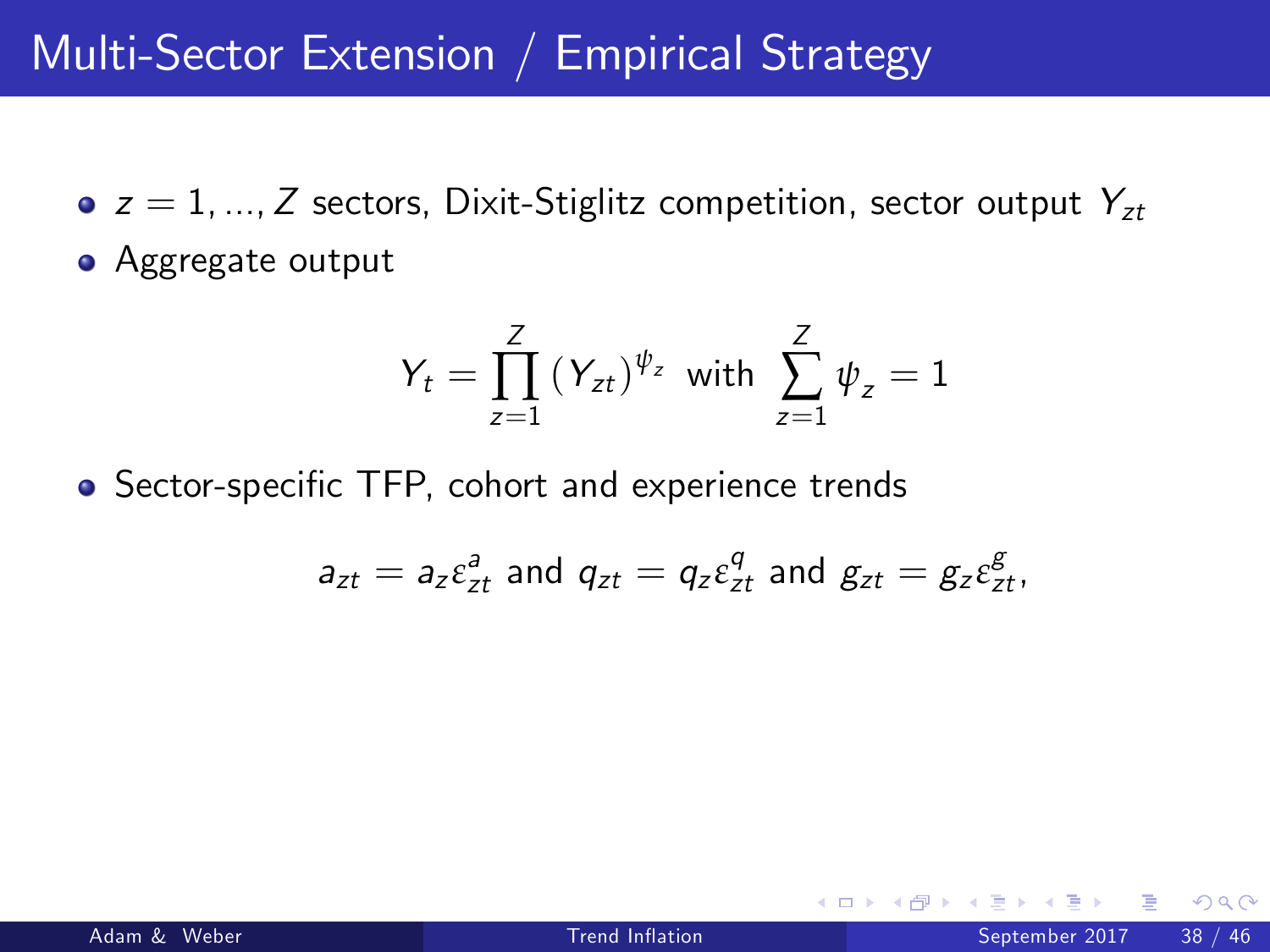# Multi-Sector Extension / Empirical Strategy

- $z = 1, ..., Z$ sectors, Dixit-Stiglitz competition, sector output $Y_{zt}$
- Aggregate output

$$Y_t = \prod_{z=1}^{Z} (Y_{zt})^{\psi_z} \text{ with } \sum_{z=1}^{Z} \psi_z = 1$$

- Sector-specific TFP, cohort and experience trends

$$a_{zt} = a_z \varepsilon_{zt}^a \text{ and } q_{zt} = q_z \varepsilon_{zt}^q \text{ and } g_{zt} = g_z \varepsilon_{zt}^g,$$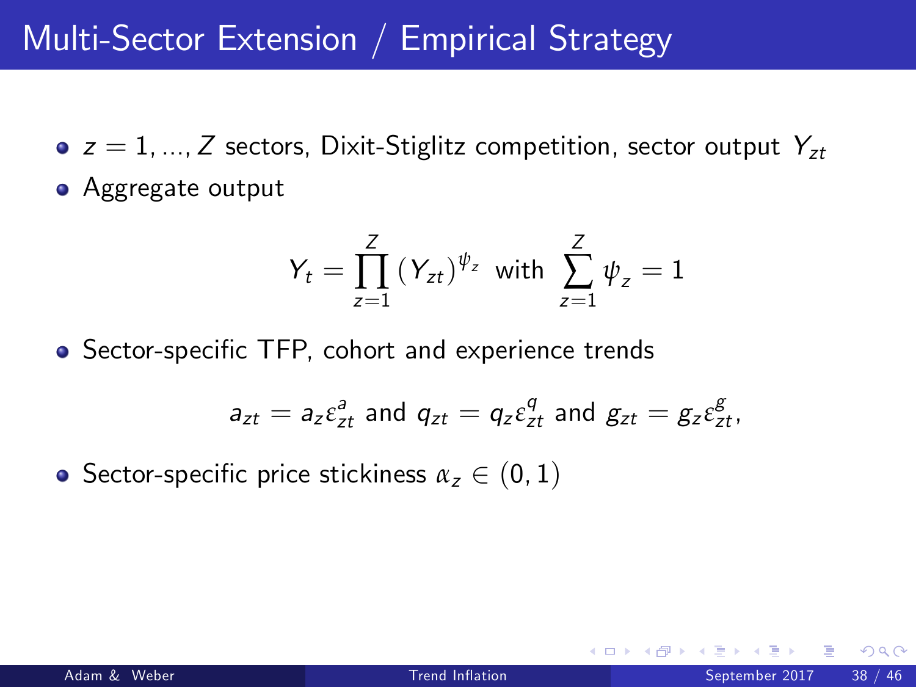# Multi-Sector Extension / Empirical Strategy

- $z = 1, ..., Z$ sectors, Dixit-Stiglitz competition, sector output $Y_{zt}$
- Aggregate output

$$Y_t = \prod_{z=1}^{Z} (Y_{zt})^{\psi_z} \text{ with } \sum_{z=1}^{Z} \psi_z = 1$$

- Sector-specific TFP, cohort and experience trends

$$a_{zt} = a_z \varepsilon_{zt}^a \text{ and } q_{zt} = q_z \varepsilon_{zt}^q \text{ and } g_{zt} = g_z \varepsilon_{zt}^g,$$

- Sector-specific price stickiness $\alpha_z \in (0, 1)$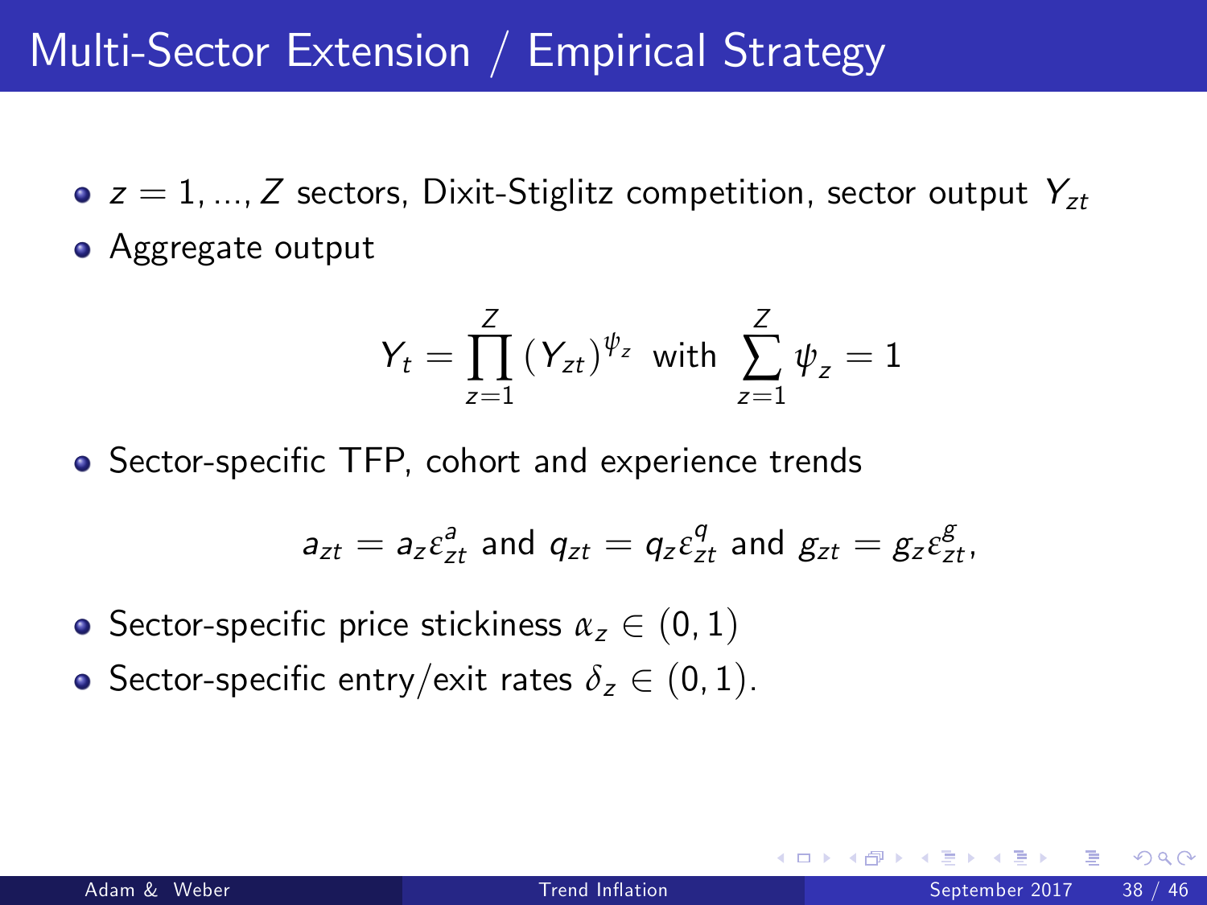# Multi-Sector Extension / Empirical Strategy

- $z = 1, ..., Z$ sectors, Dixit-Stiglitz competition, sector output $Y_{zt}$
- Aggregate output

$$Y_t = \prod_{z=1}^{Z} (Y_{zt})^{\psi_z} \text{ with } \sum_{z=1}^{Z} \psi_z = 1$$

- Sector-specific TFP, cohort and experience trends

$$a_{zt} = a_z \varepsilon_{zt}^a \text{ and } q_{zt} = q_z \varepsilon_{zt}^q \text{ and } g_{zt} = g_z \varepsilon_{zt}^g,$$

- Sector-specific price stickiness $\alpha_z \in (0, 1)$
- Sector-specific entry/exit rates $\delta_z \in (0, 1)$.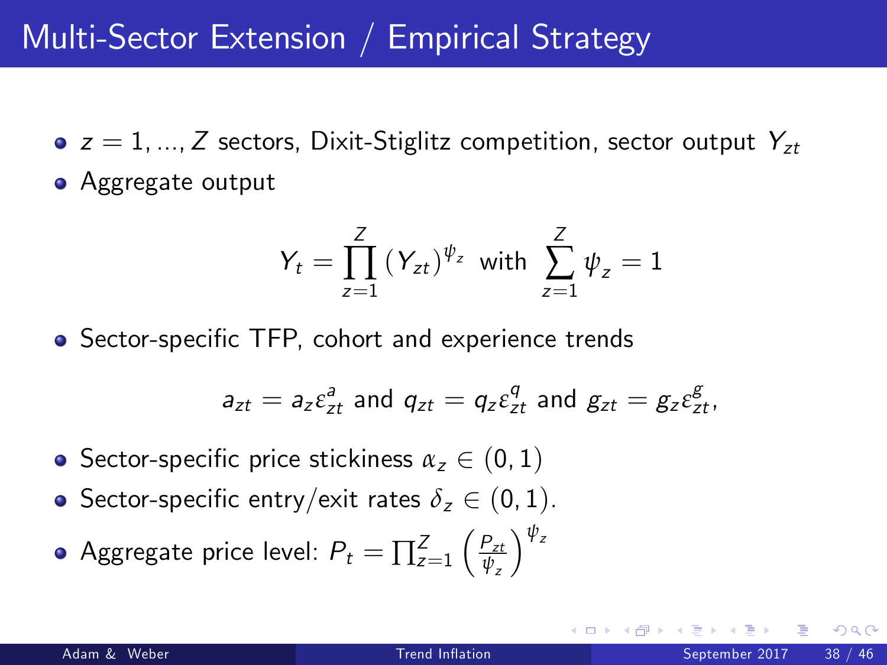# Multi-Sector Extension / Empirical Strategy

- $z = 1, ..., Z$ sectors, Dixit-Stiglitz competition, sector output $Y_{zt}$
- Aggregate output

$$Y_t = \prod_{z=1}^{Z} (Y_{zt})^{\psi_z} \text{ with } \sum_{z=1}^{Z} \psi_z = 1$$

- Sector-specific TFP, cohort and experience trends

$$a_{zt} = a_z \varepsilon_{zt}^a \text{ and } q_{zt} = q_z \varepsilon_{zt}^q \text{ and } g_{zt} = g_z \varepsilon_{zt}^g,$$

- Sector-specific price stickiness $\alpha_z \in (0, 1)$
- Sector-specific entry/exit rates $\delta_z \in (0, 1)$.
- Aggregate price level: $P_t = \prod_{z=1}^{Z} \left( \frac{P_{zt}}{\psi_z} \right)^{\psi_z}$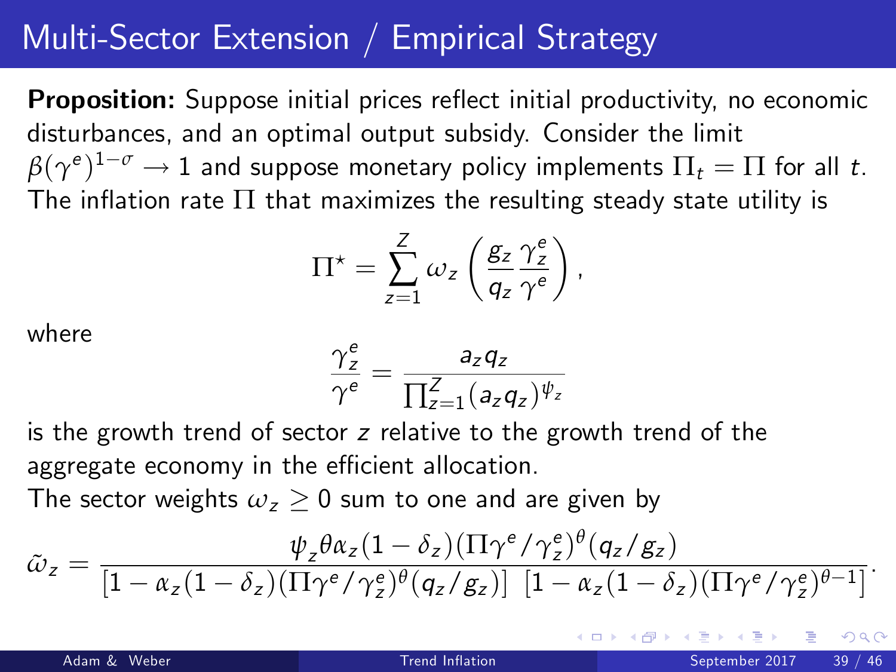# Multi-Sector Extension / Empirical Strategy

**Proposition:** Suppose initial prices reflect initial productivity, no economic disturbances, and an optimal output subsidy. Consider the limit $\beta(\gamma^e)^{1-\sigma} \to 1$ and suppose monetary policy implements $\Pi_t = \Pi$ for all $t$. The inflation rate $\Pi$ that maximizes the resulting steady state utility is

$$\Pi^\star = \sum_{z=1}^{Z} \omega_z \left( \frac{g_z}{q_z} \frac{\gamma_z^e}{\gamma^e} \right),$$

where

$$\frac{\gamma_z^e}{\gamma^e} = \frac{a_z q_z}{\prod_{z=1}^{Z} (a_z q_z)^{\psi_z}}$$

is the growth trend of sector $z$ relative to the growth trend of the aggregate economy in the efficient allocation.

The sector weights $\omega_z \geq 0$ sum to one and are given by

$$\tilde{\omega}_z = \frac{\psi_z \theta \alpha_z (1-\delta_z)(\Pi\gamma^e/\gamma_z^e)^\theta (q_z/g_z)}{\left[1 - \alpha_z(1-\delta_z)(\Pi\gamma^e/\gamma_z^e)^\theta (q_z/g_z)\right] \; \left[1 - \alpha_z(1-\delta_z)(\Pi\gamma^e/\gamma_z^e)^{\theta-1}\right]}.$$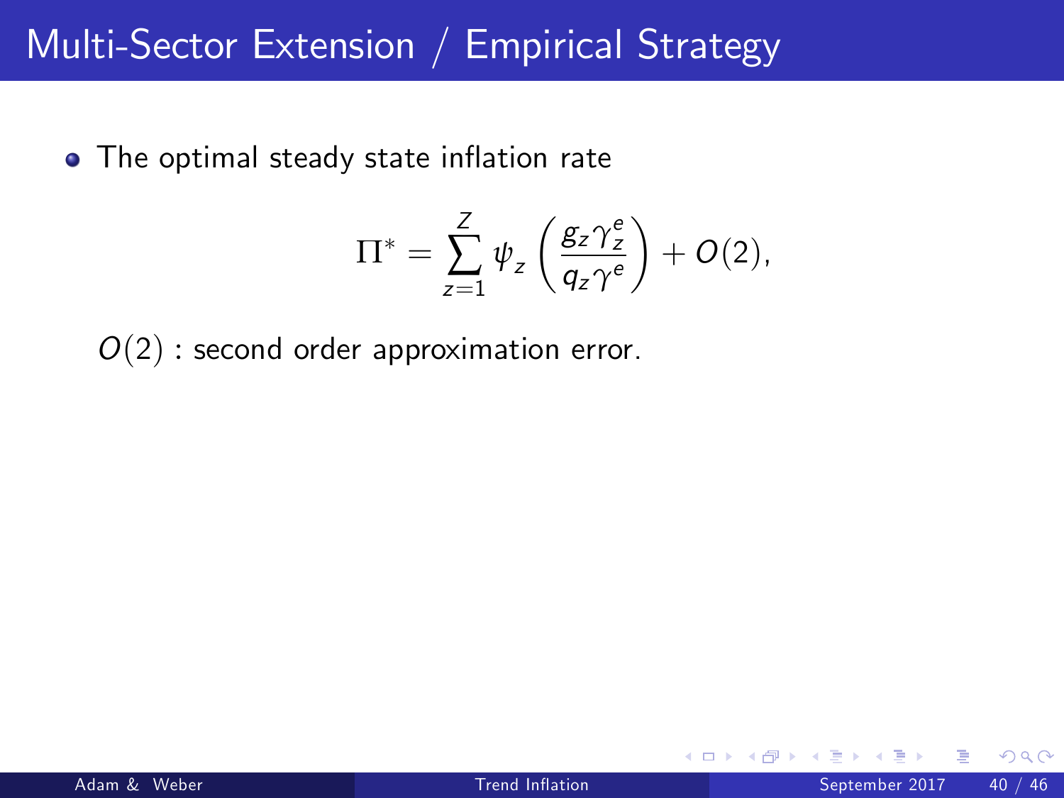# Multi-Sector Extension / Empirical Strategy

- The optimal steady state inflation rate

$$\Pi^* = \sum_{z=1}^{Z} \psi_z \left( \frac{g_z \gamma_z^e}{q_z \gamma^e} \right) + O(2),$$

$O(2)$ : second order approximation error.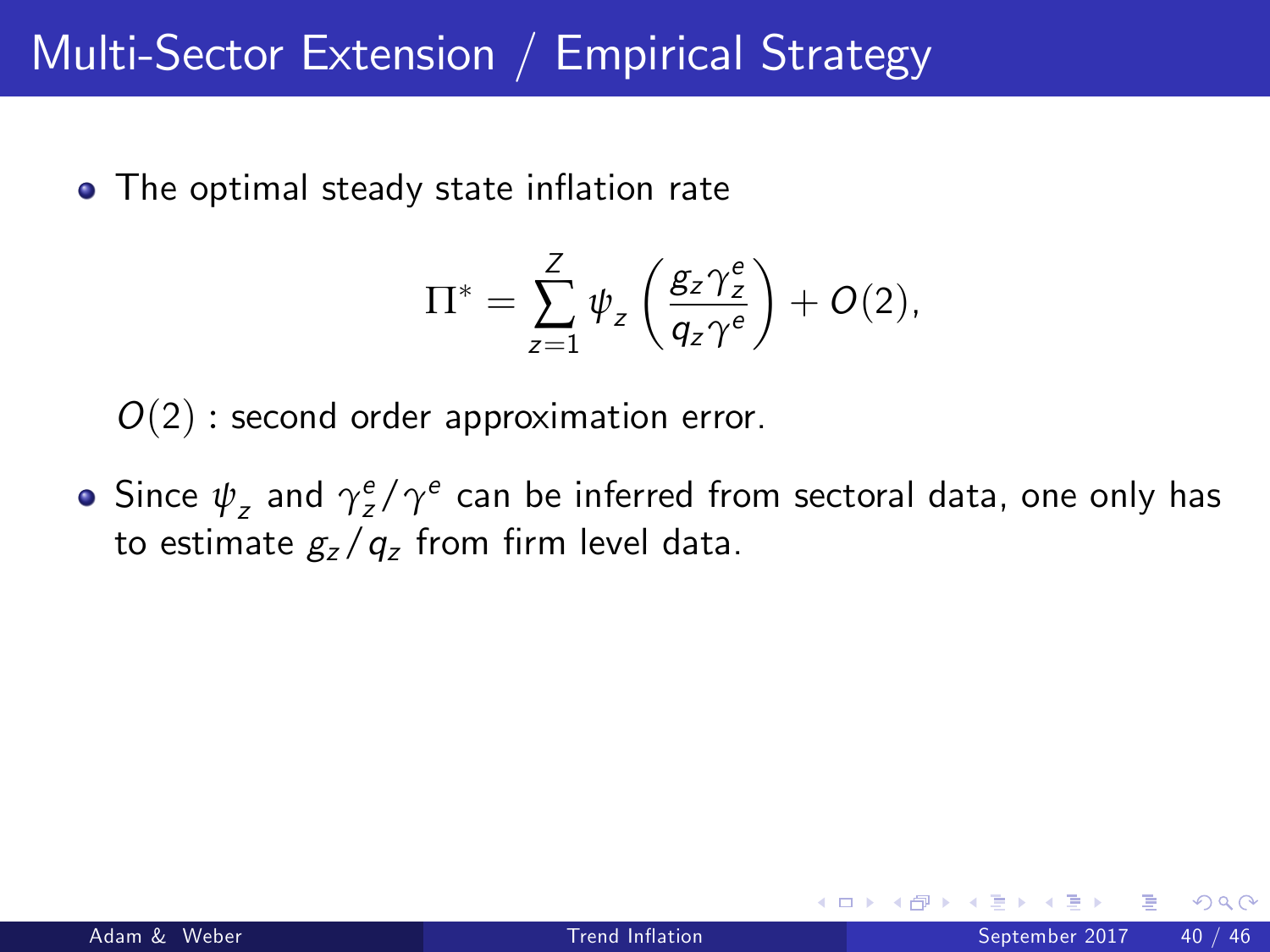# Multi-Sector Extension / Empirical Strategy

- The optimal steady state inflation rate

$$\Pi^* = \sum_{z=1}^{Z} \psi_z \left( \frac{g_z \gamma_z^e}{q_z \gamma^e} \right) + O(2),$$

$O(2)$ : second order approximation error.

- Since $\psi_z$ and $\gamma_z^e / \gamma^e$ can be inferred from sectoral data, one only has to estimate $g_z / q_z$ from firm level data.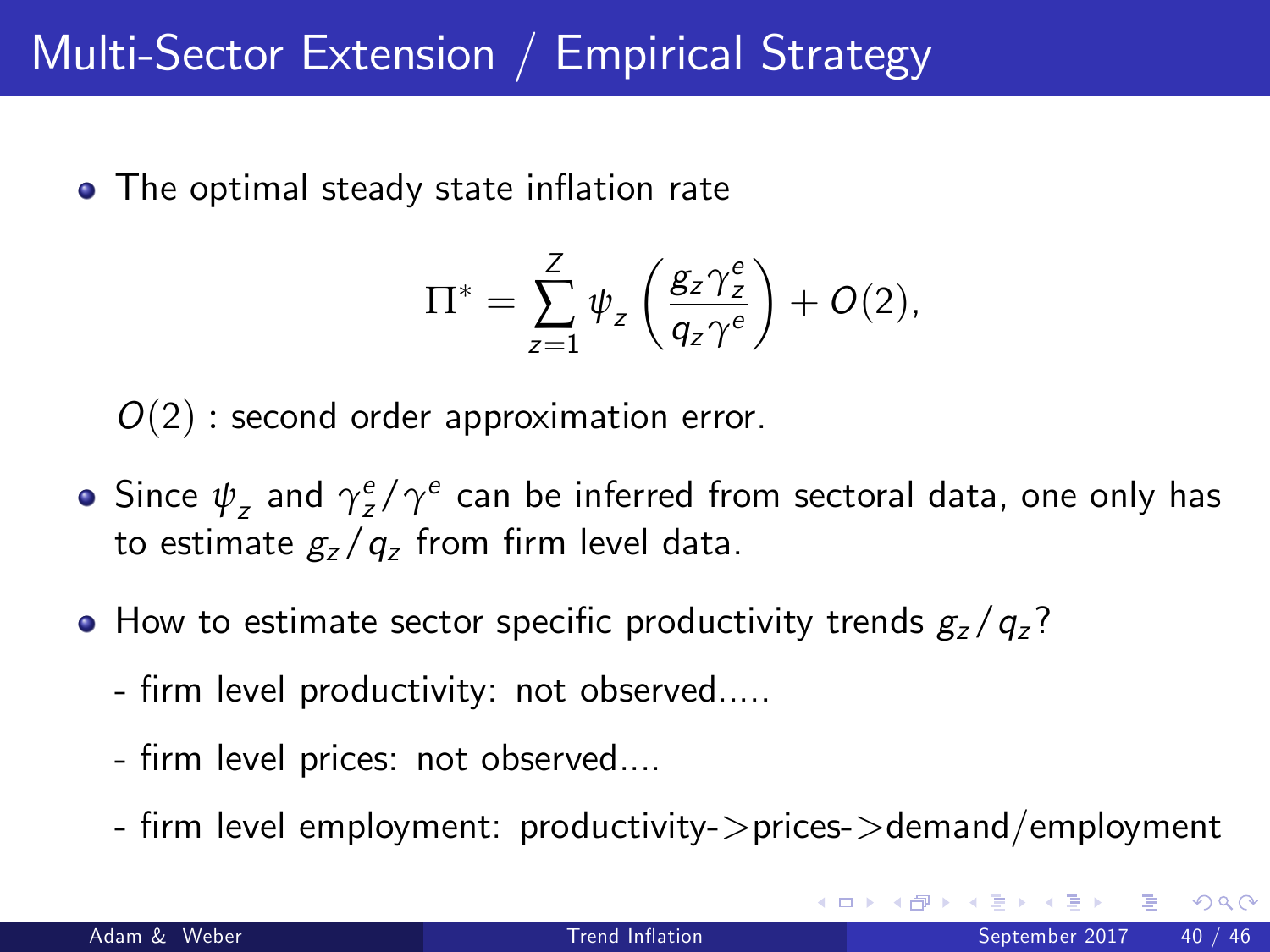# Multi-Sector Extension / Empirical Strategy

- The optimal steady state inflation rate

$$\Pi^* = \sum_{z=1}^{Z} \psi_z \left( \frac{g_z \gamma_z^e}{q_z \gamma^e} \right) + O(2),$$

  $O(2)$ : second order approximation error.

- Since $\psi_z$ and $\gamma_z^e / \gamma^e$ can be inferred from sectoral data, one only has to estimate $g_z / q_z$ from firm level data.

- How to estimate sector specific productivity trends $g_z / q_z$?

  - firm level productivity: not observed.....

  - firm level prices: not observed....

  - firm level employment: productivity->prices->demand/employment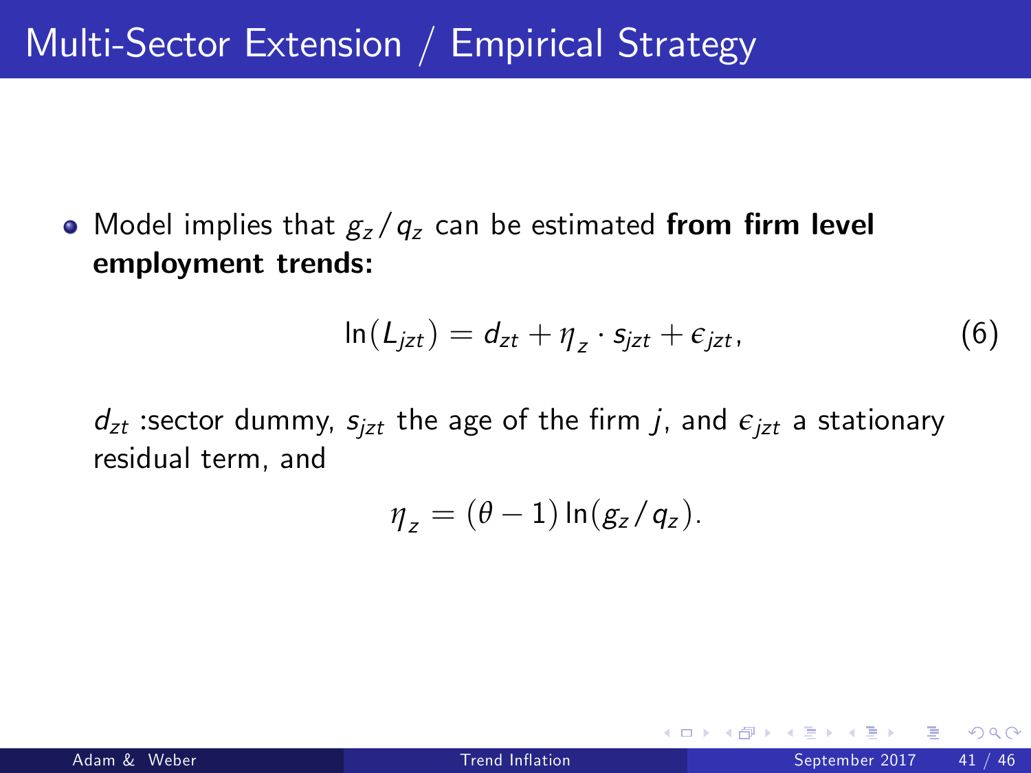# Multi-Sector Extension / Empirical Strategy

- Model implies that $g_z/q_z$ can be estimated **from firm level employment trends:**

$$\ln(L_{jzt}) = d_{zt} + \eta_z \cdot s_{jzt} + \epsilon_{jzt}, \tag{6}$$

$d_{zt}$ :sector dummy, $s_{jzt}$ the age of the firm $j$, and $\epsilon_{jzt}$ a stationary residual term, and

$$\eta_z = (\theta - 1)\ln(g_z/q_z).$$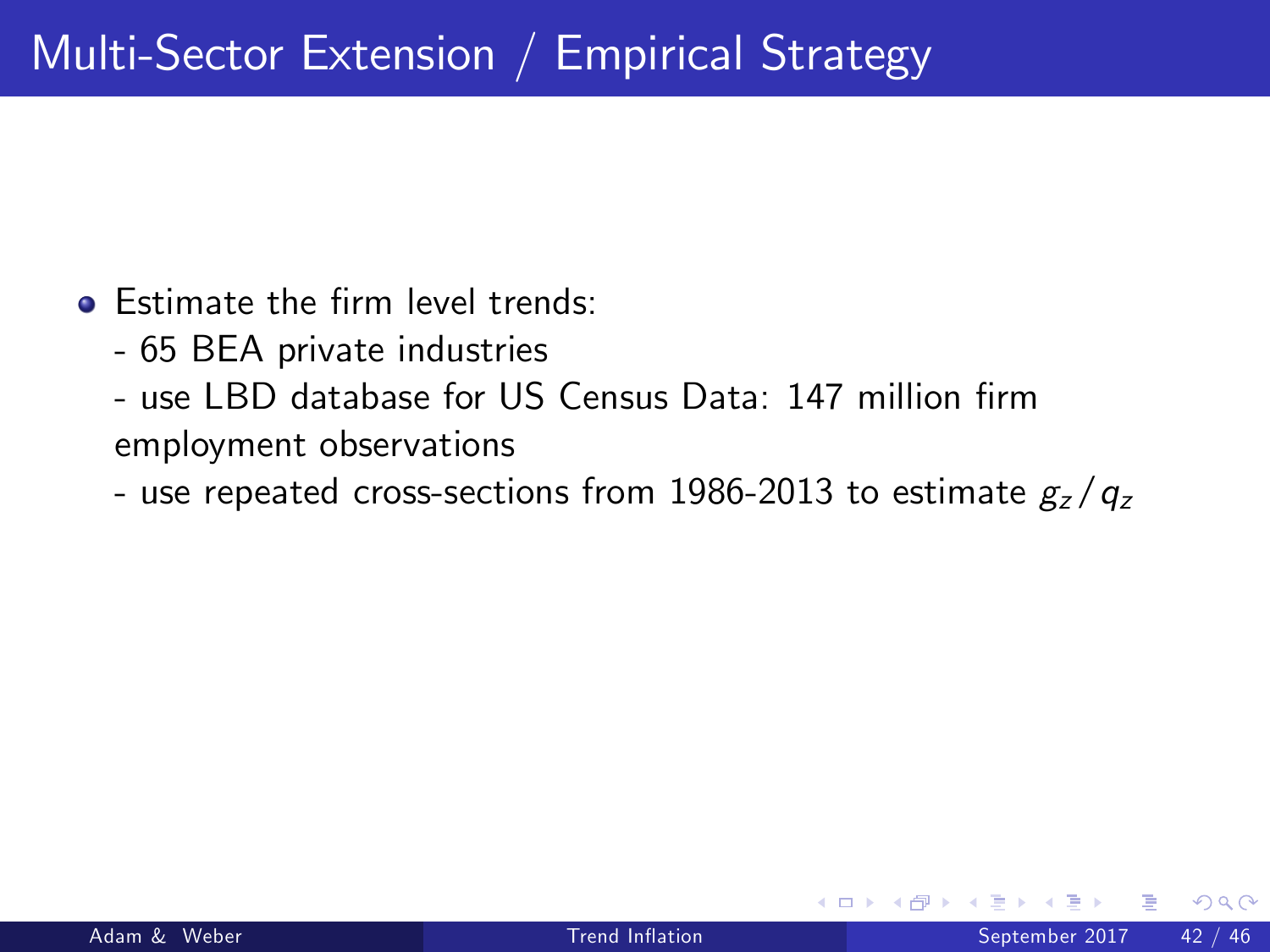# Multi-Sector Extension / Empirical Strategy

- Estimate the firm level trends:
  - 65 BEA private industries
  - use LBD database for US Census Data: 147 million firm employment observations
  - use repeated cross-sections from 1986-2013 to estimate $g_z / q_z$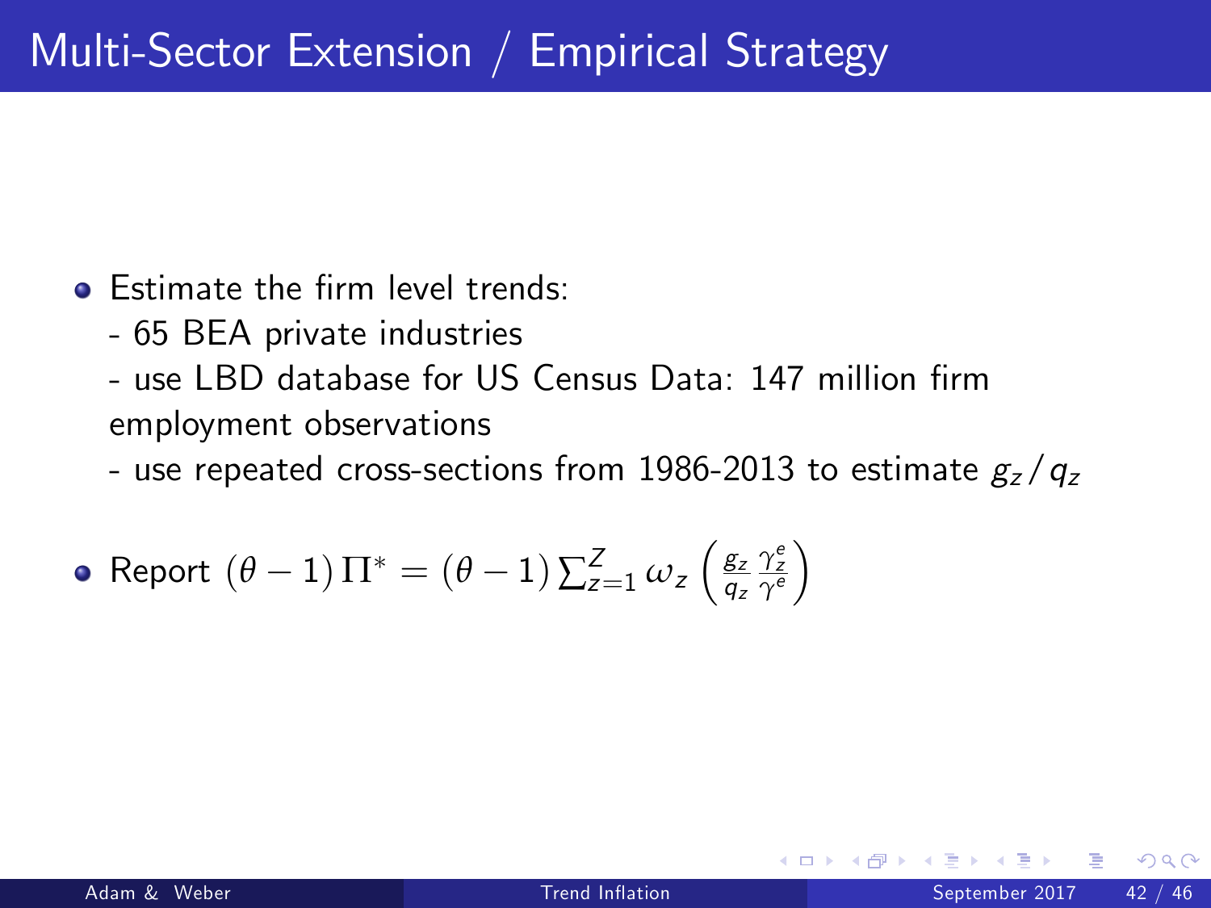# Multi-Sector Extension / Empirical Strategy

- Estimate the firm level trends:
  - 65 BEA private industries
  - use LBD database for US Census Data: 147 million firm employment observations
  - use repeated cross-sections from 1986-2013 to estimate $g_z / q_z$
- Report $(\theta - 1)\,\Pi^* = (\theta - 1)\sum_{z=1}^{Z} \omega_z \left( \frac{g_z}{q_z} \frac{\gamma_z^e}{\gamma^e} \right)$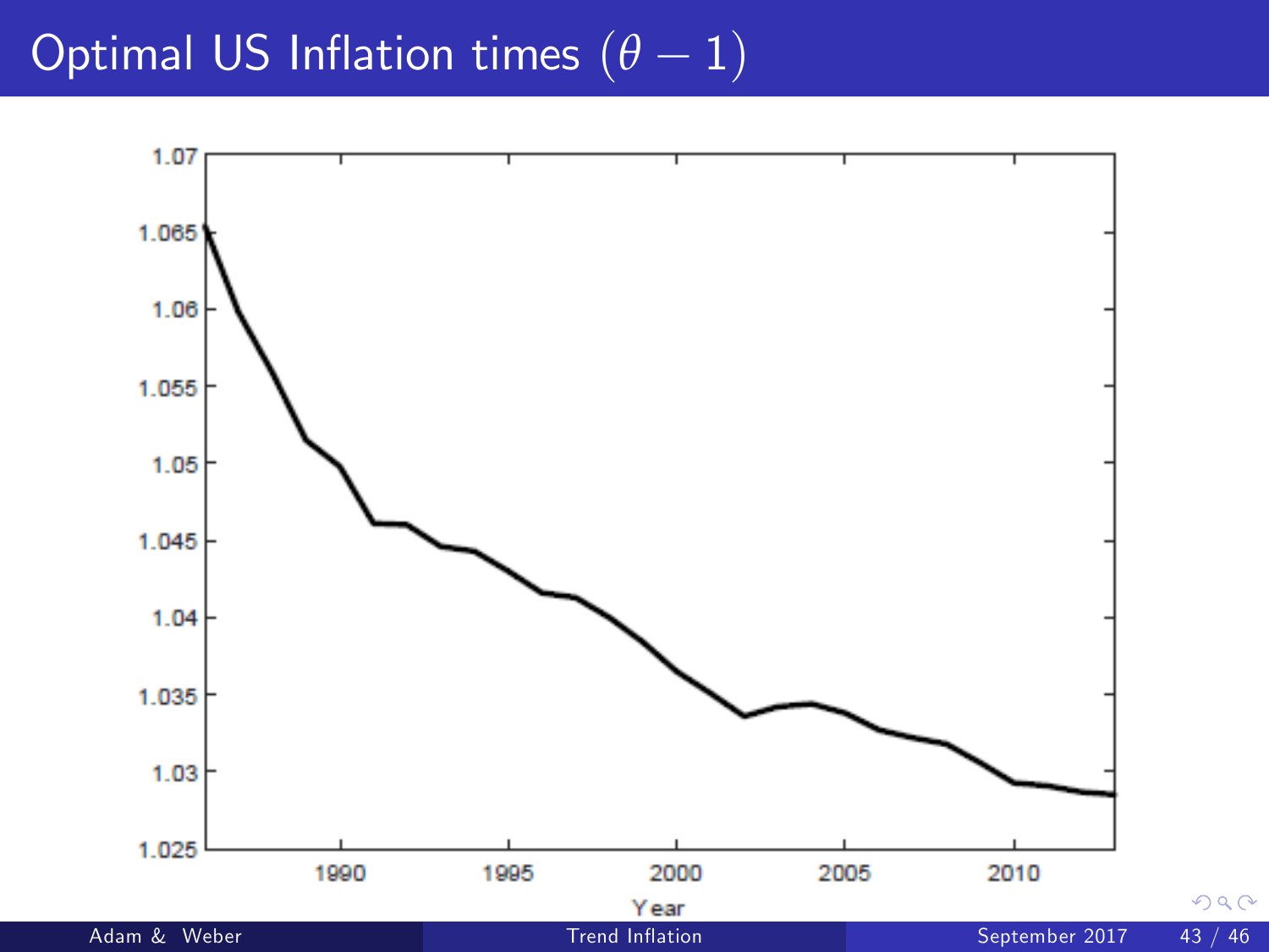# Optimal US Inflation times $(\theta - 1)$

1.07
1.065
1.06
1.055
1.05
1.045
1.04
1.035
1.03
1.025

1990
1995
2000
2005
2010

Year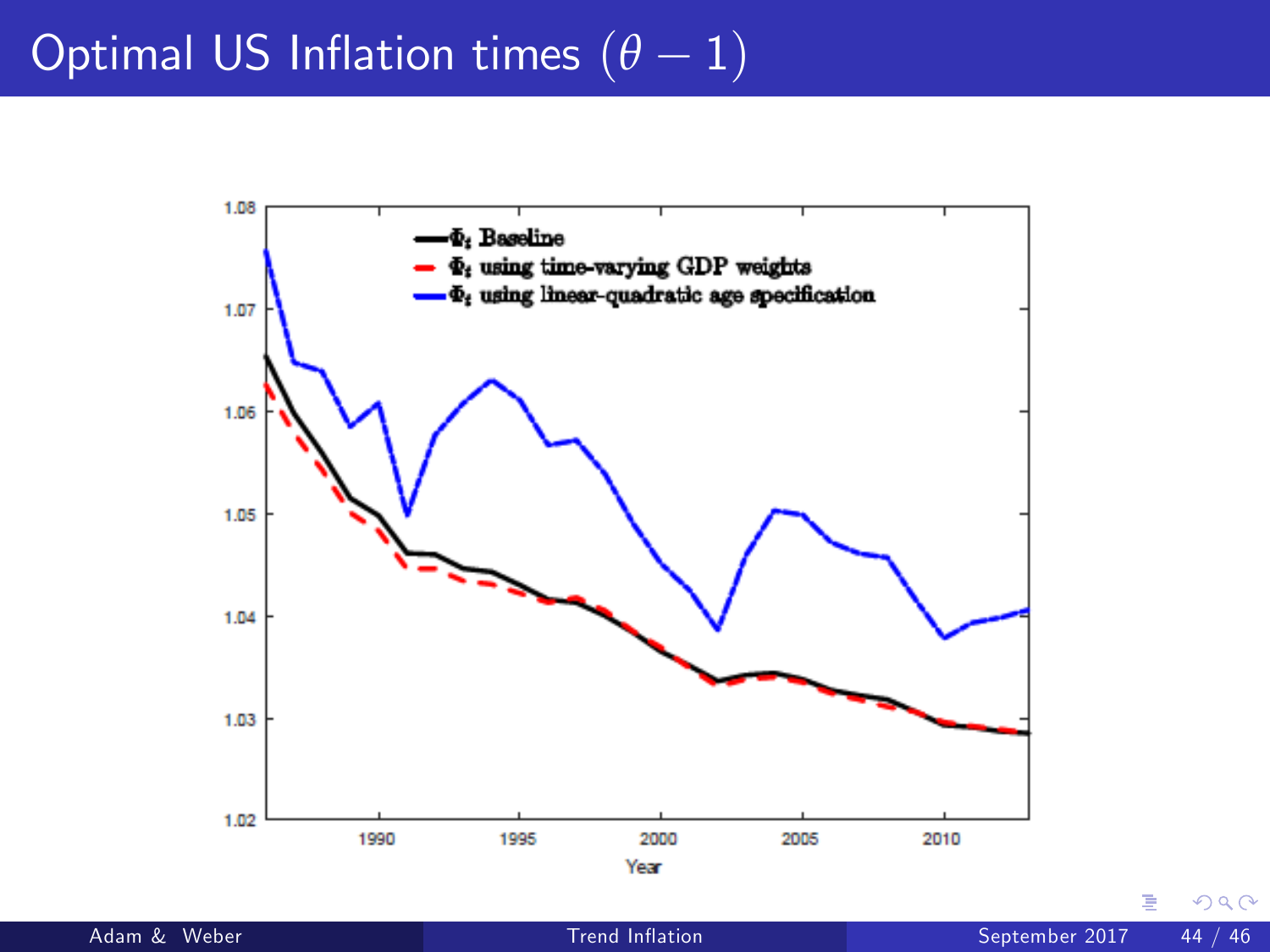# Optimal US Inflation times $(\theta - 1)$

$\Phi_t$ Baseline

$\Phi_t$ using time-varying GDP weights

$\Phi_t$ using linear-quadratic age specification

1.08

1.07

1.06

1.05

1.04

1.03

1.02

1990

1995

2000

2005

2010

Year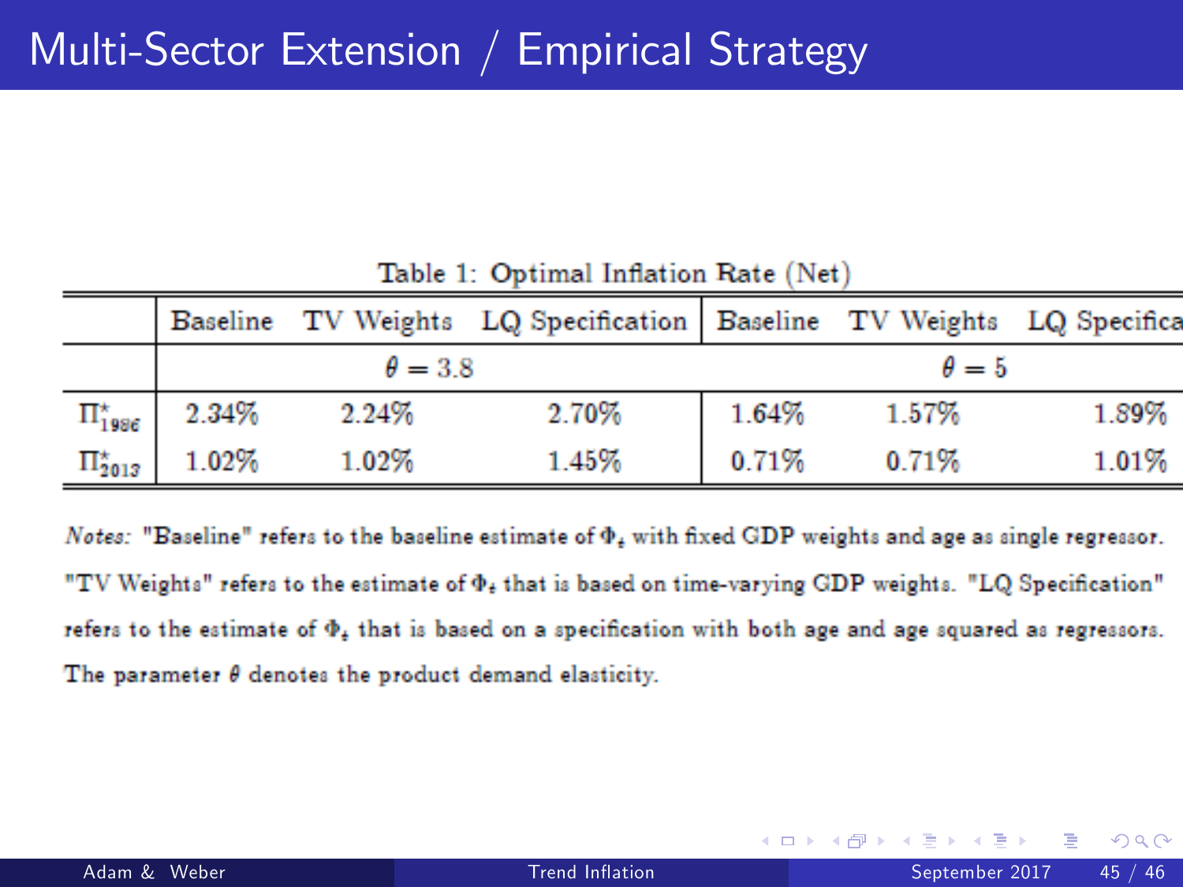# Multi-Sector Extension / Empirical Strategy

Table 1: Optimal Inflation Rate (Net)

| | Baseline | TV Weights | LQ Specification | Baseline | TV Weights | LQ Specifica |
|---|---|---|---|---|---|---|
| | $\theta = 3.8$ | | | $\theta = 5$ | | |
| $\Pi^{\star}_{1986}$ | 2.34% | 2.24% | 2.70% | 1.64% | 1.57% | 1.89% |
| $\Pi^{\star}_{2013}$ | 1.02% | 1.02% | 1.45% | 0.71% | 0.71% | 1.01% |

*Notes:* "Baseline" refers to the baseline estimate of $\Phi_t$ with fixed GDP weights and age as single regressor. "TV Weights" refers to the estimate of $\Phi_t$ that is based on time-varying GDP weights. "LQ Specification" refers to the estimate of $\Phi_t$ that is based on a specification with both age and age squared as regressors. The parameter $\theta$ denotes the product demand elasticity.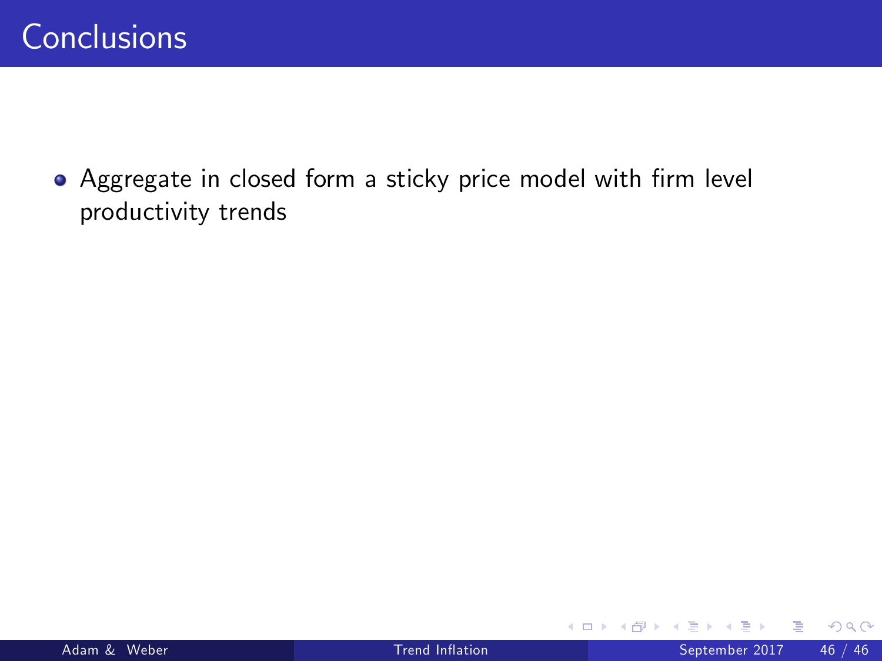# Conclusions

- Aggregate in closed form a sticky price model with firm level productivity trends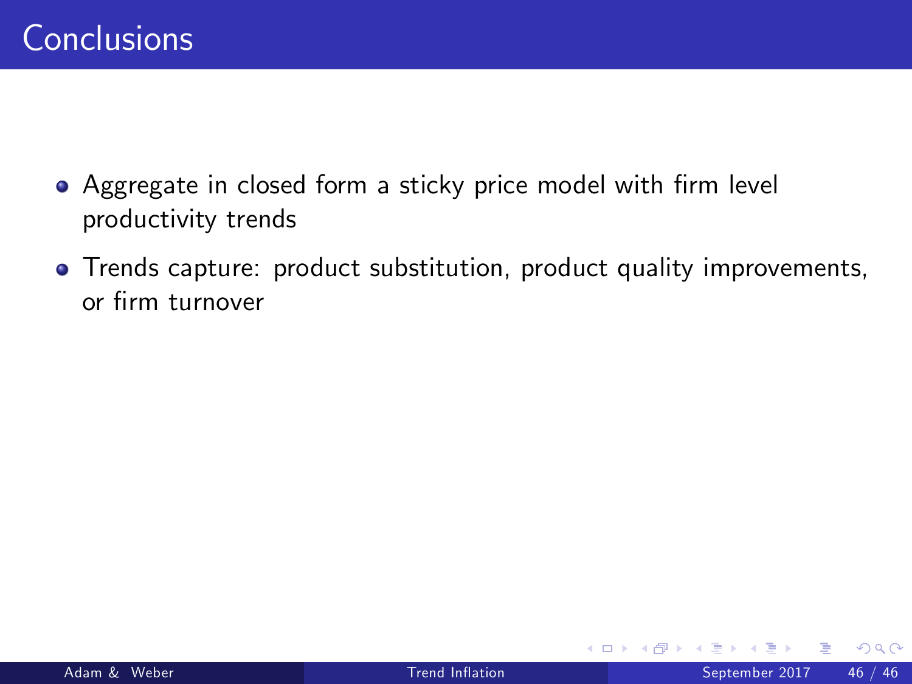# Conclusions

- Aggregate in closed form a sticky price model with firm level productivity trends
- Trends capture: product substitution, product quality improvements, or firm turnover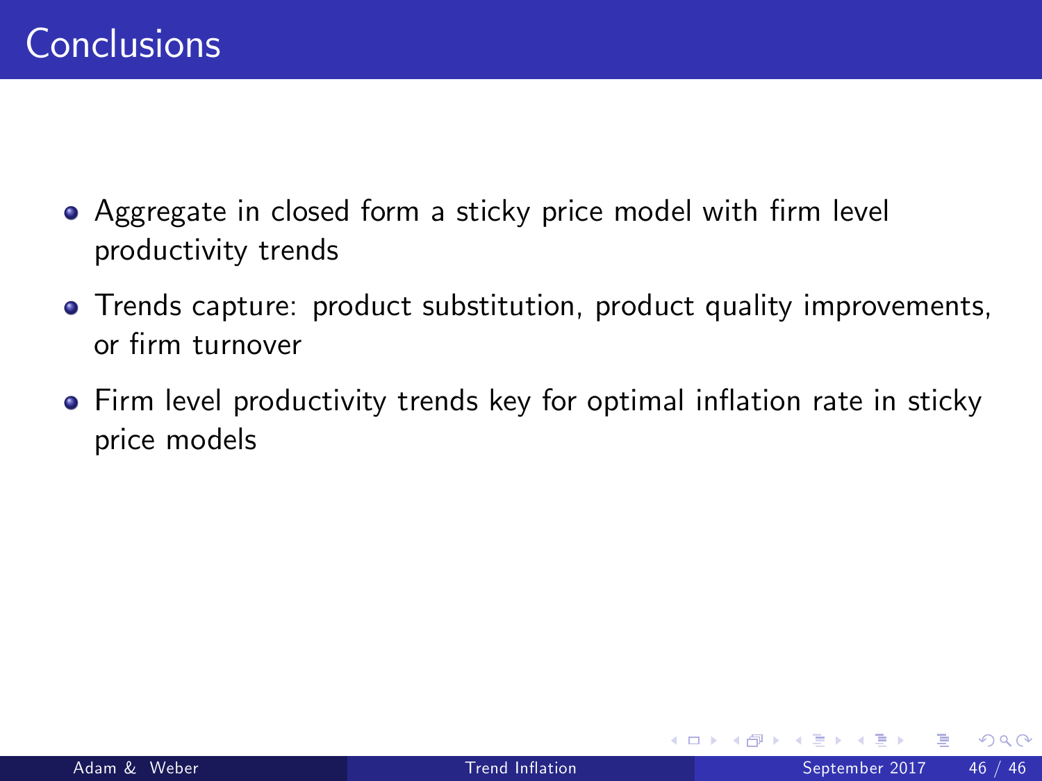# Conclusions

- Aggregate in closed form a sticky price model with firm level productivity trends
- Trends capture: product substitution, product quality improvements, or firm turnover
- Firm level productivity trends key for optimal inflation rate in sticky price models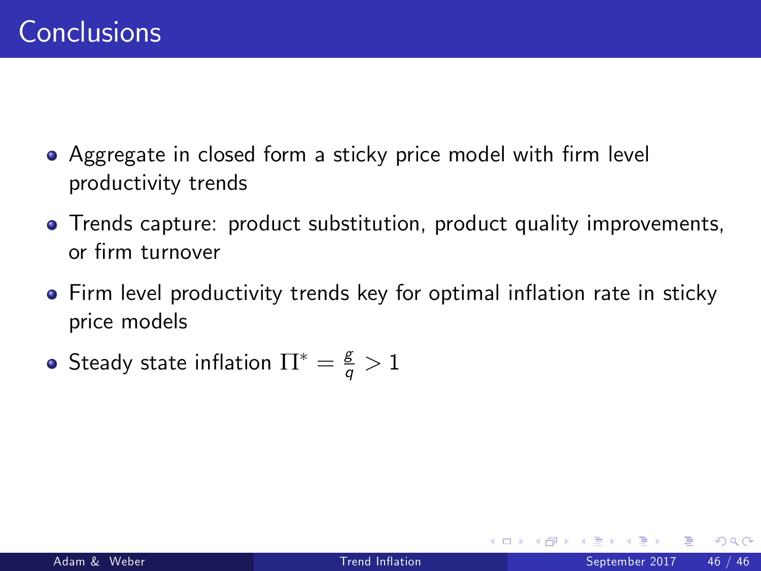# Conclusions

- Aggregate in closed form a sticky price model with firm level productivity trends
- Trends capture: product substitution, product quality improvements, or firm turnover
- Firm level productivity trends key for optimal inflation rate in sticky price models
- Steady state inflation $\Pi^* = \frac{g}{q} > 1$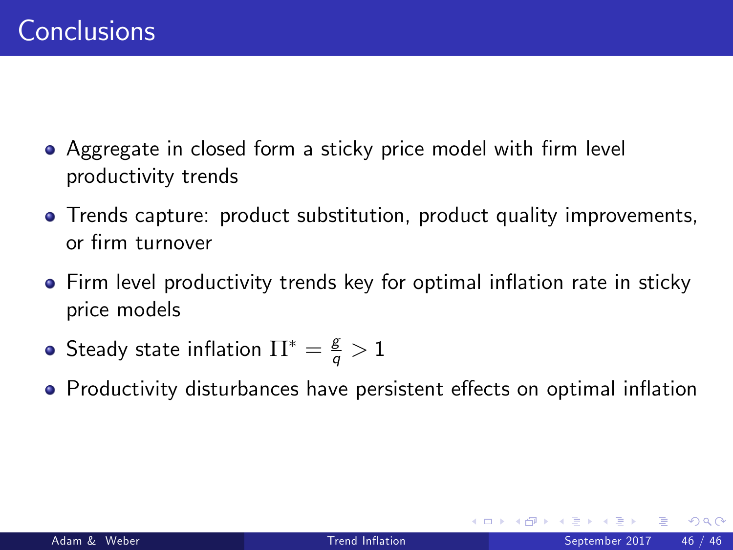# Conclusions

- Aggregate in closed form a sticky price model with firm level productivity trends
- Trends capture: product substitution, product quality improvements, or firm turnover
- Firm level productivity trends key for optimal inflation rate in sticky price models
- Steady state inflation $\Pi^* = \frac{g}{q} > 1$
- Productivity disturbances have persistent effects on optimal inflation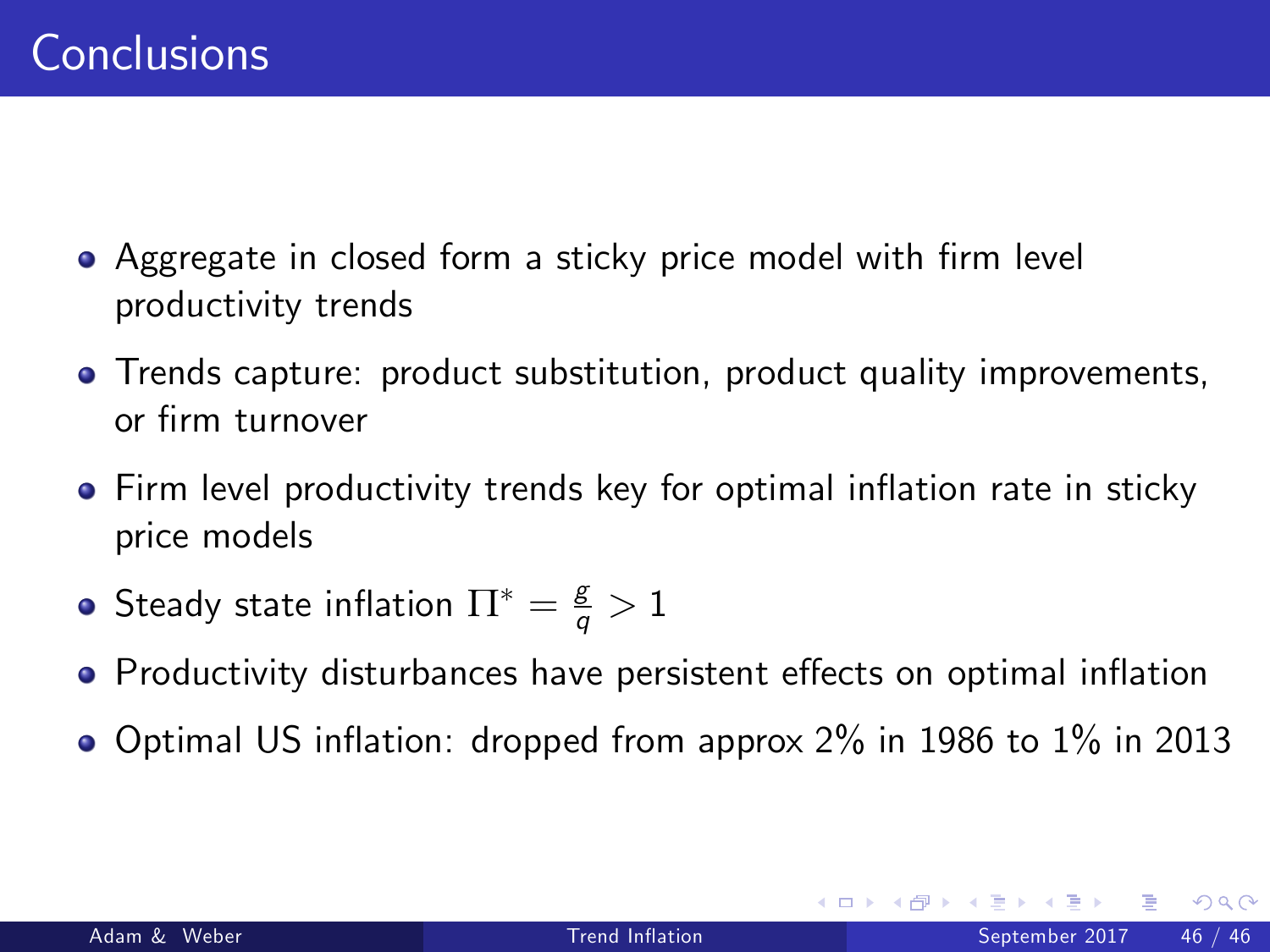# Conclusions

- Aggregate in closed form a sticky price model with firm level productivity trends
- Trends capture: product substitution, product quality improvements, or firm turnover
- Firm level productivity trends key for optimal inflation rate in sticky price models
- Steady state inflation $\Pi^* = \frac{g}{q} > 1$
- Productivity disturbances have persistent effects on optimal inflation
- Optimal US inflation: dropped from approx 2% in 1986 to 1% in 2013